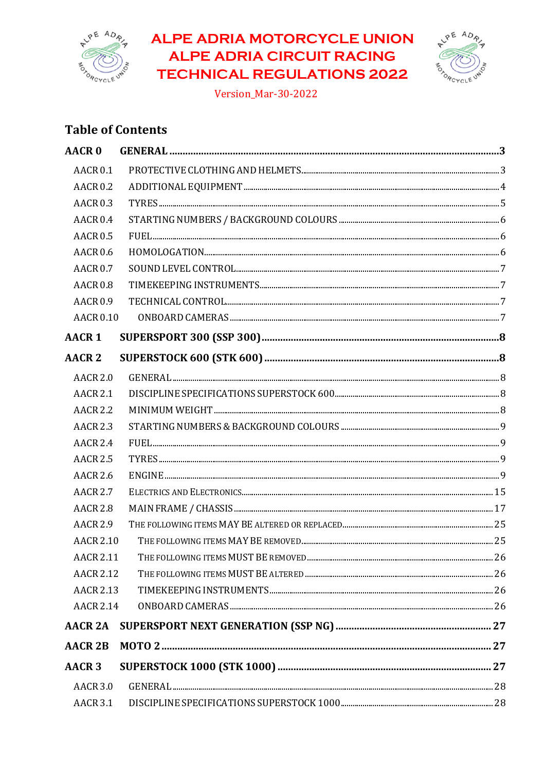# ALPE ADRIA MOTORCYCLE UNION
# ALPE ADRIA CIRCUIT RACING
# TECHNICAL REGULATIONS 2022

Version_Mar-30-2022

## Table of Contents

**AACR 0 GENERAL** ..... **3**

- AACR 0.1 PROTECTIVE CLOTHING AND HELMETS ..... 3
- AACR 0.2 ADDITIONAL EQUIPMENT ..... 4
- AACR 0.3 TYRES ..... 5
- AACR 0.4 STARTING NUMBERS / BACKGROUND COLOURS ..... 6
- AACR 0.5 FUEL ..... 6
- AACR 0.6 HOMOLOGATION ..... 6
- AACR 0.7 SOUND LEVEL CONTROL ..... 7
- AACR 0.8 TIMEKEEPING INSTRUMENTS ..... 7
- AACR 0.9 TECHNICAL CONTROL ..... 7
- AACR 0.10 ONBOARD CAMERAS ..... 7

**AACR 1 SUPERSPORT 300 (SSP 300)** ..... **8**

**AACR 2 SUPERSTOCK 600 (STK 600)** ..... **8**

- AACR 2.0 GENERAL ..... 8
- AACR 2.1 DISCIPLINE SPECIFICATIONS SUPERSTOCK 600 ..... 8
- AACR 2.2 MINIMUM WEIGHT ..... 8
- AACR 2.3 STARTING NUMBERS & BACKGROUND COLOURS ..... 9
- AACR 2.4 FUEL ..... 9
- AACR 2.5 TYRES ..... 9
- AACR 2.6 ENGINE ..... 9
- AACR 2.7 ELECTRICS AND ELECTRONICS ..... 15
- AACR 2.8 MAIN FRAME / CHASSIS ..... 17
- AACR 2.9 THE FOLLOWING ITEMS MAY BE ALTERED OR REPLACED ..... 25
- AACR 2.10 THE FOLLOWING ITEMS MAY BE REMOVED ..... 25
- AACR 2.11 THE FOLLOWING ITEMS MUST BE REMOVED ..... 26
- AACR 2.12 THE FOLLOWING ITEMS MUST BE ALTERED ..... 26
- AACR 2.13 TIMEKEEPING INSTRUMENTS ..... 26
- AACR 2.14 ONBOARD CAMERAS ..... 26

**AACR 2A SUPERSPORT NEXT GENERATION (SSP NG)** ..... **27**

**AACR 2B MOTO 2** ..... **27**

**AACR 3 SUPERSTOCK 1000 (STK 1000)** ..... **27**

- AACR 3.0 GENERAL ..... 28
- AACR 3.1 DISCIPLINE SPECIFICATIONS SUPERSTOCK 1000 ..... 28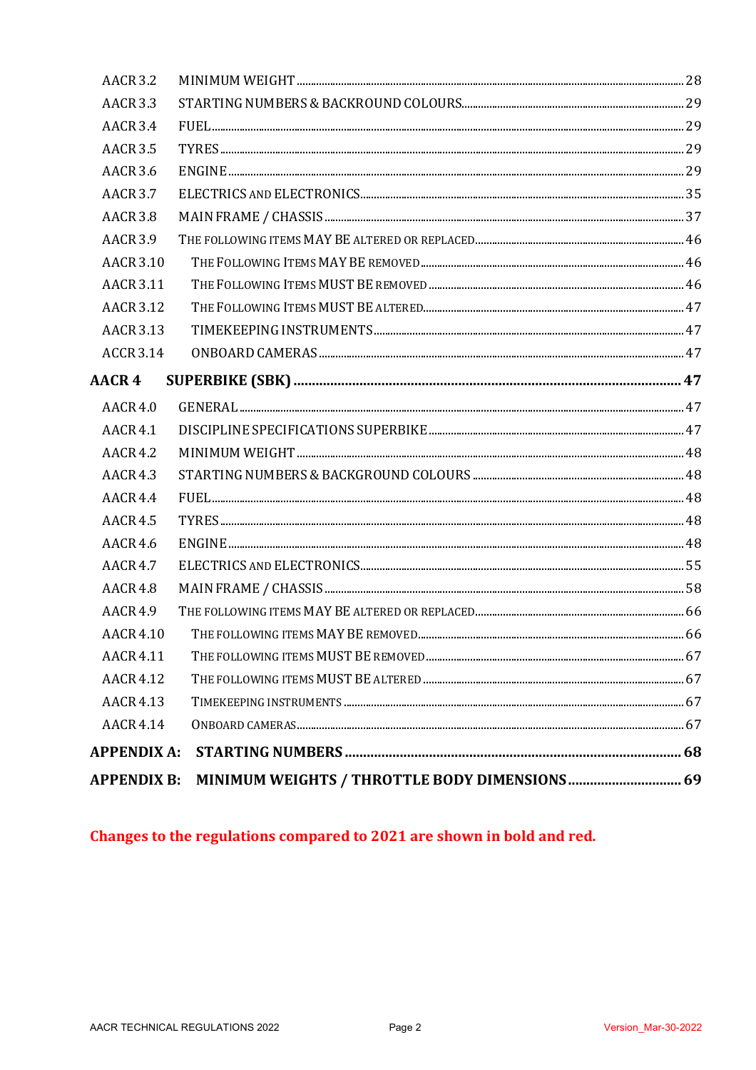| | | |
|---|---|---|
| AACR 3.2 | MINIMUM WEIGHT | 28 |
| AACR 3.3 | STARTING NUMBERS & BACKROUND COLOURS | 29 |
| AACR 3.4 | FUEL | 29 |
| AACR 3.5 | TYRES | 29 |
| AACR 3.6 | ENGINE | 29 |
| AACR 3.7 | ELECTRICS AND ELECTRONICS | 35 |
| AACR 3.8 | MAIN FRAME / CHASSIS | 37 |
| AACR 3.9 | THE FOLLOWING ITEMS MAY BE ALTERED OR REPLACED | 46 |
| AACR 3.10 | THE FOLLOWING ITEMS MAY BE REMOVED | 46 |
| AACR 3.11 | THE FOLLOWING ITEMS MUST BE REMOVED | 46 |
| AACR 3.12 | THE FOLLOWING ITEMS MUST BE ALTERED | 47 |
| AACR 3.13 | TIMEKEEPING INSTRUMENTS | 47 |
| ACCR 3.14 | ONBOARD CAMERAS | 47 |
| **AACR 4** | **SUPERBIKE (SBK)** | **47** |
| AACR 4.0 | GENERAL | 47 |
| AACR 4.1 | DISCIPLINE SPECIFICATIONS SUPERBIKE | 47 |
| AACR 4.2 | MINIMUM WEIGHT | 48 |
| AACR 4.3 | STARTING NUMBERS & BACKGROUND COLOURS | 48 |
| AACR 4.4 | FUEL | 48 |
| AACR 4.5 | TYRES | 48 |
| AACR 4.6 | ENGINE | 48 |
| AACR 4.7 | ELECTRICS AND ELECTRONICS | 55 |
| AACR 4.8 | MAIN FRAME / CHASSIS | 58 |
| AACR 4.9 | THE FOLLOWING ITEMS MAY BE ALTERED OR REPLACED | 66 |
| AACR 4.10 | THE FOLLOWING ITEMS MAY BE REMOVED | 66 |
| AACR 4.11 | THE FOLLOWING ITEMS MUST BE REMOVED | 67 |
| AACR 4.12 | THE FOLLOWING ITEMS MUST BE ALTERED | 67 |
| AACR 4.13 | TIMEKEEPING INSTRUMENTS | 67 |
| AACR 4.14 | ONBOARD CAMERAS | 67 |
| **APPENDIX A:** | **STARTING NUMBERS** | **68** |
| **APPENDIX B:** | **MINIMUM WEIGHTS / THROTTLE BODY DIMENSIONS** | **69** |

**Changes to the regulations compared to 2021 are shown in bold and red.**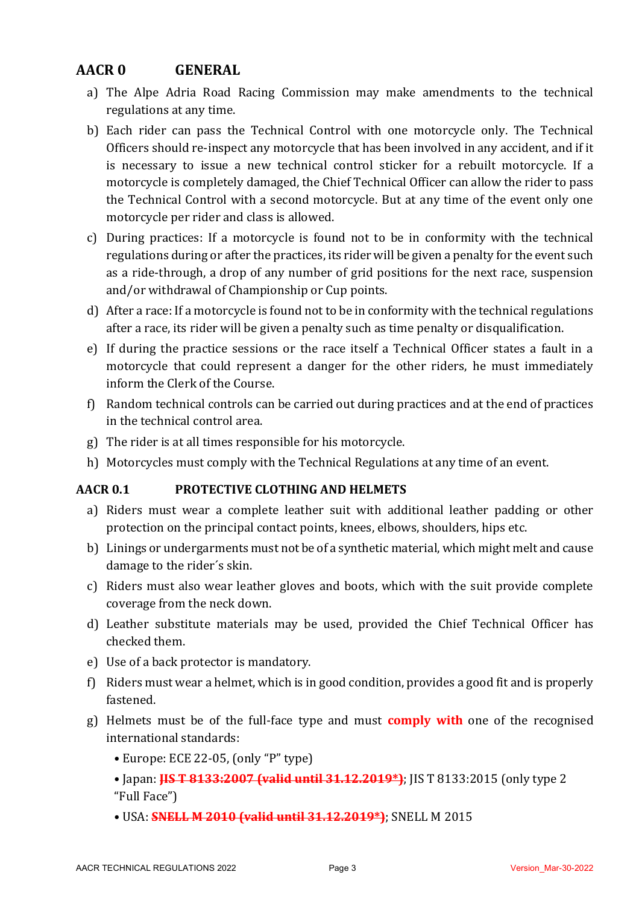## AACR 0 GENERAL

a) The Alpe Adria Road Racing Commission may make amendments to the technical regulations at any time.

b) Each rider can pass the Technical Control with one motorcycle only. The Technical Officers should re-inspect any motorcycle that has been involved in any accident, and if it is necessary to issue a new technical control sticker for a rebuilt motorcycle. If a motorcycle is completely damaged, the Chief Technical Officer can allow the rider to pass the Technical Control with a second motorcycle. But at any time of the event only one motorcycle per rider and class is allowed.

c) During practices: If a motorcycle is found not to be in conformity with the technical regulations during or after the practices, its rider will be given a penalty for the event such as a ride-through, a drop of any number of grid positions for the next race, suspension and/or withdrawal of Championship or Cup points.

d) After a race: If a motorcycle is found not to be in conformity with the technical regulations after a race, its rider will be given a penalty such as time penalty or disqualification.

e) If during the practice sessions or the race itself a Technical Officer states a fault in a motorcycle that could represent a danger for the other riders, he must immediately inform the Clerk of the Course.

f) Random technical controls can be carried out during practices and at the end of practices in the technical control area.

g) The rider is at all times responsible for his motorcycle.

h) Motorcycles must comply with the Technical Regulations at any time of an event.

### AACR 0.1 PROTECTIVE CLOTHING AND HELMETS

a) Riders must wear a complete leather suit with additional leather padding or other protection on the principal contact points, knees, elbows, shoulders, hips etc.

b) Linings or undergarments must not be of a synthetic material, which might melt and cause damage to the rider´s skin.

c) Riders must also wear leather gloves and boots, which with the suit provide complete coverage from the neck down.

d) Leather substitute materials may be used, provided the Chief Technical Officer has checked them.

e) Use of a back protector is mandatory.

f) Riders must wear a helmet, which is in good condition, provides a good fit and is properly fastened.

g) Helmets must be of the full-face type and must **comply with** one of the recognised international standards:

- Europe: ECE 22-05, (only "P" type)
- Japan: ~~**JIS T 8133:2007 (valid until 31.12.2019*)**~~; JIS T 8133:2015 (only type 2 "Full Face")
- USA: ~~**SNELL M 2010 (valid until 31.12.2019*)**~~; SNELL M 2015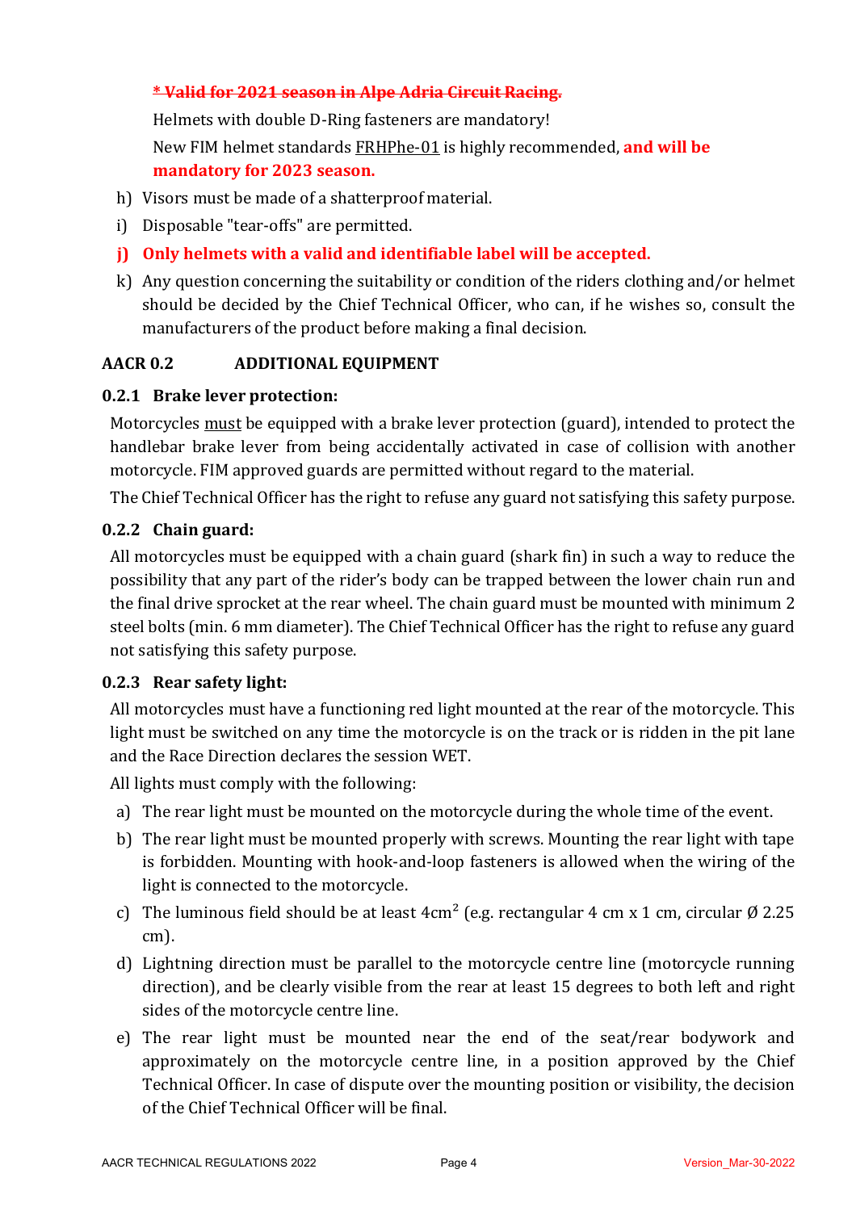~~**\* Valid for 2021 season in Alpe Adria Circuit Racing.**~~

Helmets with double D-Ring fasteners are mandatory!

New FIM helmet standards FRHPhe-01 is highly recommended, **and will be mandatory for 2023 season.**

h) Visors must be made of a shatterproof material.

i) Disposable "tear-offs" are permitted.

**j) Only helmets with a valid and identifiable label will be accepted.**

k) Any question concerning the suitability or condition of the riders clothing and/or helmet should be decided by the Chief Technical Officer, who can, if he wishes so, consult the manufacturers of the product before making a final decision.

## AACR 0.2 ADDITIONAL EQUIPMENT

### 0.2.1 Brake lever protection:

Motorcycles must be equipped with a brake lever protection (guard), intended to protect the handlebar brake lever from being accidentally activated in case of collision with another motorcycle. FIM approved guards are permitted without regard to the material.

The Chief Technical Officer has the right to refuse any guard not satisfying this safety purpose.

### 0.2.2 Chain guard:

All motorcycles must be equipped with a chain guard (shark fin) in such a way to reduce the possibility that any part of the rider's body can be trapped between the lower chain run and the final drive sprocket at the rear wheel. The chain guard must be mounted with minimum 2 steel bolts (min. 6 mm diameter). The Chief Technical Officer has the right to refuse any guard not satisfying this safety purpose.

### 0.2.3 Rear safety light:

All motorcycles must have a functioning red light mounted at the rear of the motorcycle. This light must be switched on any time the motorcycle is on the track or is ridden in the pit lane and the Race Direction declares the session WET.

All lights must comply with the following:

a) The rear light must be mounted on the motorcycle during the whole time of the event.

b) The rear light must be mounted properly with screws. Mounting the rear light with tape is forbidden. Mounting with hook-and-loop fasteners is allowed when the wiring of the light is connected to the motorcycle.

c) The luminous field should be at least $4cm^2$ (e.g. rectangular 4 cm x 1 cm, circular Ø 2.25 cm).

d) Lightning direction must be parallel to the motorcycle centre line (motorcycle running direction), and be clearly visible from the rear at least 15 degrees to both left and right sides of the motorcycle centre line.

e) The rear light must be mounted near the end of the seat/rear bodywork and approximately on the motorcycle centre line, in a position approved by the Chief Technical Officer. In case of dispute over the mounting position or visibility, the decision of the Chief Technical Officer will be final.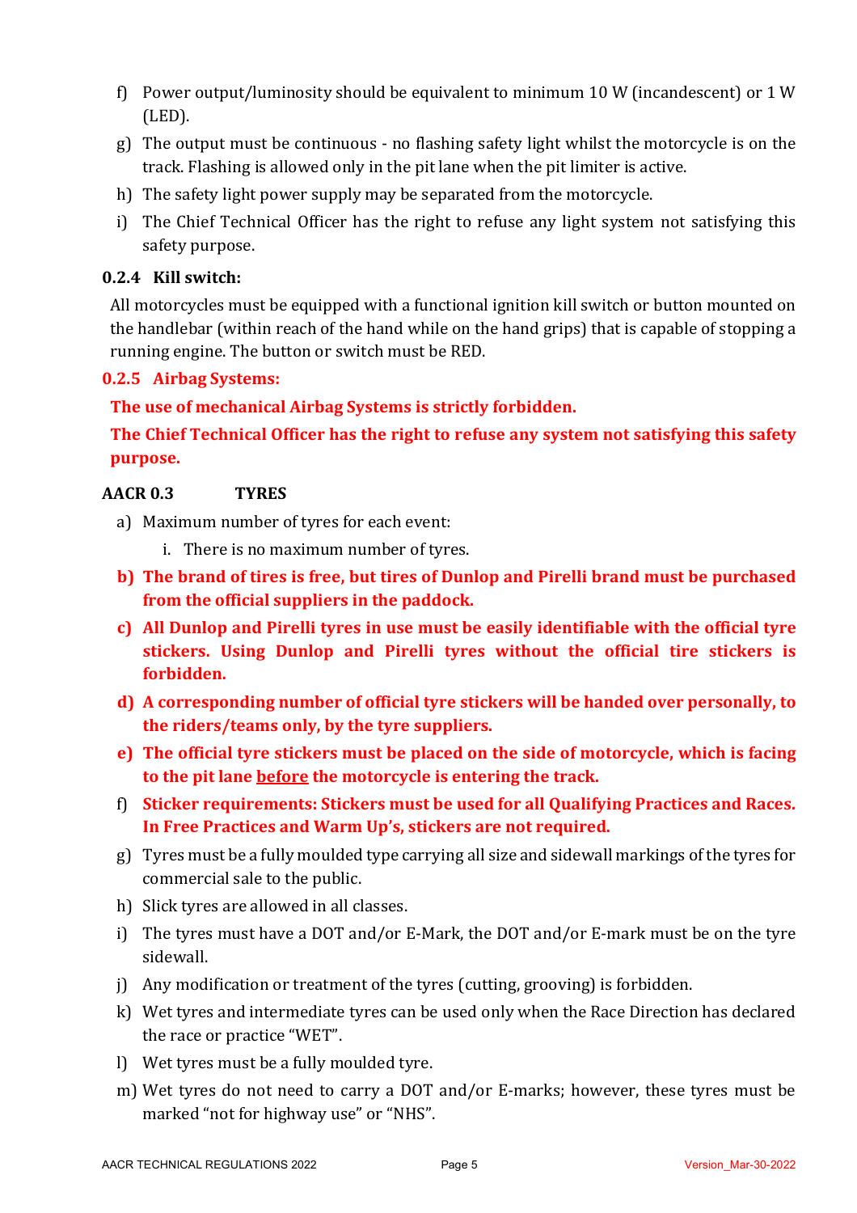f) Power output/luminosity should be equivalent to minimum 10 W (incandescent) or 1 W (LED).

g) The output must be continuous - no flashing safety light whilst the motorcycle is on the track. Flashing is allowed only in the pit lane when the pit limiter is active.

h) The safety light power supply may be separated from the motorcycle.

i) The Chief Technical Officer has the right to refuse any light system not satisfying this safety purpose.

### 0.2.4 Kill switch:

All motorcycles must be equipped with a functional ignition kill switch or button mounted on the handlebar (within reach of the hand while on the hand grips) that is capable of stopping a running engine. The button or switch must be RED.

### 0.2.5 Airbag Systems:

**The use of mechanical Airbag Systems is strictly forbidden.**

**The Chief Technical Officer has the right to refuse any system not satisfying this safety purpose.**

## AACR 0.3 TYRES

a) Maximum number of tyres for each event:

   i. There is no maximum number of tyres.

**b) The brand of tires is free, but tires of Dunlop and Pirelli brand must be purchased from the official suppliers in the paddock.**

**c) All Dunlop and Pirelli tyres in use must be easily identifiable with the official tyre stickers. Using Dunlop and Pirelli tyres without the official tire stickers is forbidden.**

**d) A corresponding number of official tyre stickers will be handed over personally, to the riders/teams only, by the tyre suppliers.**

**e) The official tyre stickers must be placed on the side of motorcycle, which is facing to the pit lane <u>before</u> the motorcycle is entering the track.**

f) **Sticker requirements: Stickers must be used for all Qualifying Practices and Races. In Free Practices and Warm Up's, stickers are not required.**

g) Tyres must be a fully moulded type carrying all size and sidewall markings of the tyres for commercial sale to the public.

h) Slick tyres are allowed in all classes.

i) The tyres must have a DOT and/or E-Mark, the DOT and/or E-mark must be on the tyre sidewall.

j) Any modification or treatment of the tyres (cutting, grooving) is forbidden.

k) Wet tyres and intermediate tyres can be used only when the Race Direction has declared the race or practice "WET".

l) Wet tyres must be a fully moulded tyre.

m) Wet tyres do not need to carry a DOT and/or E-marks; however, these tyres must be marked "not for highway use" or "NHS".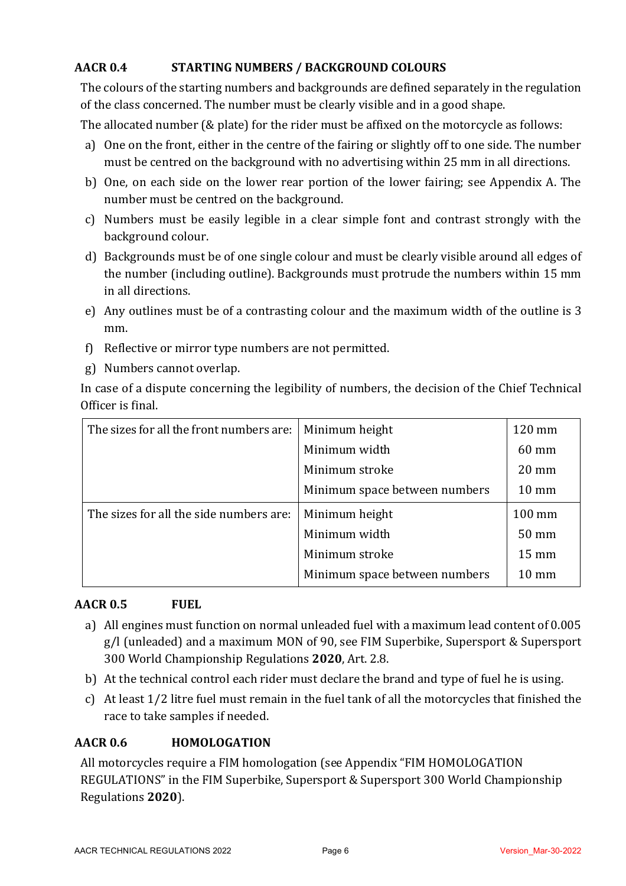## AACR 0.4 STARTING NUMBERS / BACKGROUND COLOURS

The colours of the starting numbers and backgrounds are defined separately in the regulation of the class concerned. The number must be clearly visible and in a good shape.

The allocated number (& plate) for the rider must be affixed on the motorcycle as follows:

a) One on the front, either in the centre of the fairing or slightly off to one side. The number must be centred on the background with no advertising within 25 mm in all directions.

b) One, on each side on the lower rear portion of the lower fairing; see Appendix A. The number must be centred on the background.

c) Numbers must be easily legible in a clear simple font and contrast strongly with the background colour.

d) Backgrounds must be of one single colour and must be clearly visible around all edges of the number (including outline). Backgrounds must protrude the numbers within 15 mm in all directions.

e) Any outlines must be of a contrasting colour and the maximum width of the outline is 3 mm.

f) Reflective or mirror type numbers are not permitted.

g) Numbers cannot overlap.

In case of a dispute concerning the legibility of numbers, the decision of the Chief Technical Officer is final.

| | | |
|---|---|---|
| The sizes for all the front numbers are: | Minimum height | 120 mm |
| | Minimum width | 60 mm |
| | Minimum stroke | 20 mm |
| | Minimum space between numbers | 10 mm |
| The sizes for all the side numbers are: | Minimum height | 100 mm |
| | Minimum width | 50 mm |
| | Minimum stroke | 15 mm |
| | Minimum space between numbers | 10 mm |

## AACR 0.5 FUEL

a) All engines must function on normal unleaded fuel with a maximum lead content of 0.005 g/l (unleaded) and a maximum MON of 90, see FIM Superbike, Supersport & Supersport 300 World Championship Regulations **2020**, Art. 2.8.

b) At the technical control each rider must declare the brand and type of fuel he is using.

c) At least 1/2 litre fuel must remain in the fuel tank of all the motorcycles that finished the race to take samples if needed.

## AACR 0.6 HOMOLOGATION

All motorcycles require a FIM homologation (see Appendix "FIM HOMOLOGATION REGULATIONS" in the FIM Superbike, Supersport & Supersport 300 World Championship Regulations **2020**).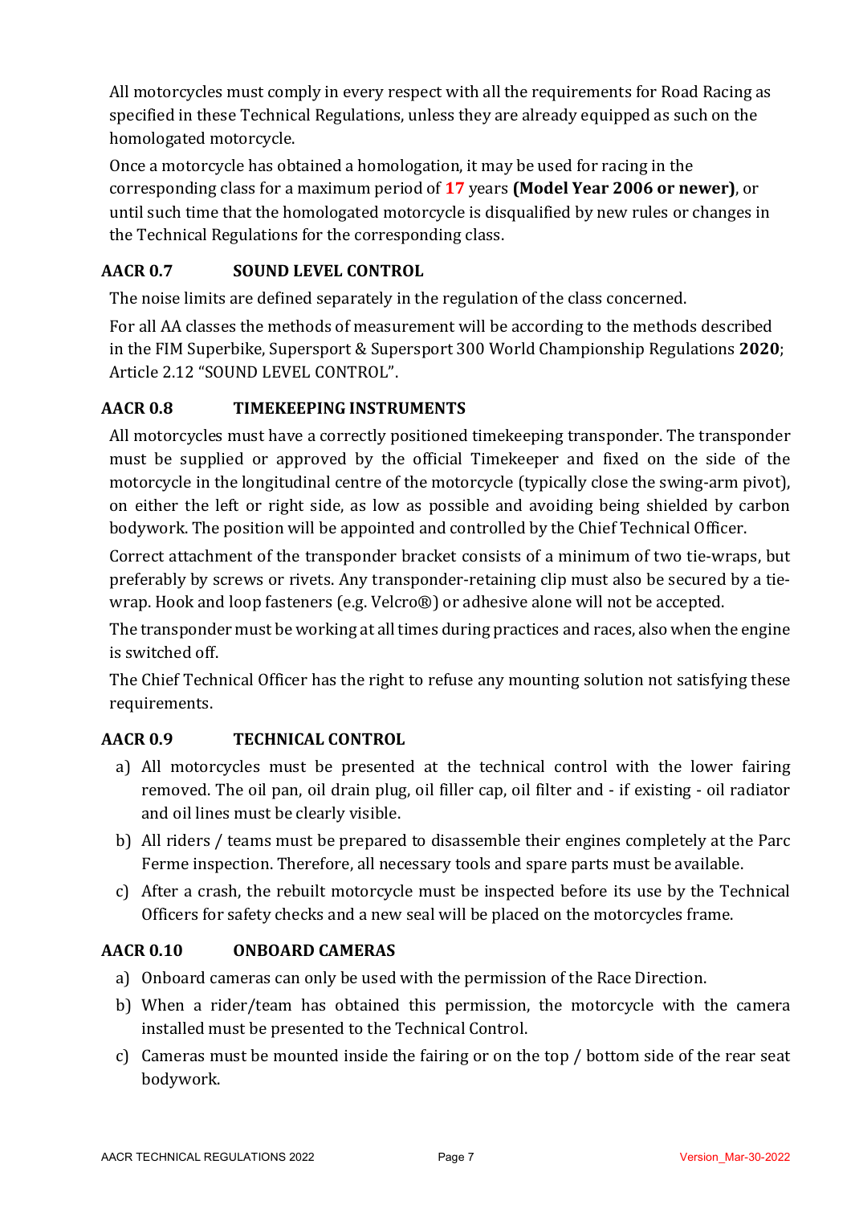All motorcycles must comply in every respect with all the requirements for Road Racing as specified in these Technical Regulations, unless they are already equipped as such on the homologated motorcycle.

Once a motorcycle has obtained a homologation, it may be used for racing in the corresponding class for a maximum period of **17** years **(Model Year 2006 or newer)**, or until such time that the homologated motorcycle is disqualified by new rules or changes in the Technical Regulations for the corresponding class.

## AACR 0.7 SOUND LEVEL CONTROL

The noise limits are defined separately in the regulation of the class concerned.

For all AA classes the methods of measurement will be according to the methods described in the FIM Superbike, Supersport & Supersport 300 World Championship Regulations **2020**; Article 2.12 "SOUND LEVEL CONTROL".

## AACR 0.8 TIMEKEEPING INSTRUMENTS

All motorcycles must have a correctly positioned timekeeping transponder. The transponder must be supplied or approved by the official Timekeeper and fixed on the side of the motorcycle in the longitudinal centre of the motorcycle (typically close the swing-arm pivot), on either the left or right side, as low as possible and avoiding being shielded by carbon bodywork. The position will be appointed and controlled by the Chief Technical Officer.

Correct attachment of the transponder bracket consists of a minimum of two tie-wraps, but preferably by screws or rivets. Any transponder-retaining clip must also be secured by a tie-wrap. Hook and loop fasteners (e.g. Velcro®) or adhesive alone will not be accepted.

The transponder must be working at all times during practices and races, also when the engine is switched off.

The Chief Technical Officer has the right to refuse any mounting solution not satisfying these requirements.

## AACR 0.9 TECHNICAL CONTROL

a) All motorcycles must be presented at the technical control with the lower fairing removed. The oil pan, oil drain plug, oil filler cap, oil filter and - if existing - oil radiator and oil lines must be clearly visible.

b) All riders / teams must be prepared to disassemble their engines completely at the Parc Ferme inspection. Therefore, all necessary tools and spare parts must be available.

c) After a crash, the rebuilt motorcycle must be inspected before its use by the Technical Officers for safety checks and a new seal will be placed on the motorcycles frame.

## AACR 0.10 ONBOARD CAMERAS

a) Onboard cameras can only be used with the permission of the Race Direction.

b) When a rider/team has obtained this permission, the motorcycle with the camera installed must be presented to the Technical Control.

c) Cameras must be mounted inside the fairing or on the top / bottom side of the rear seat bodywork.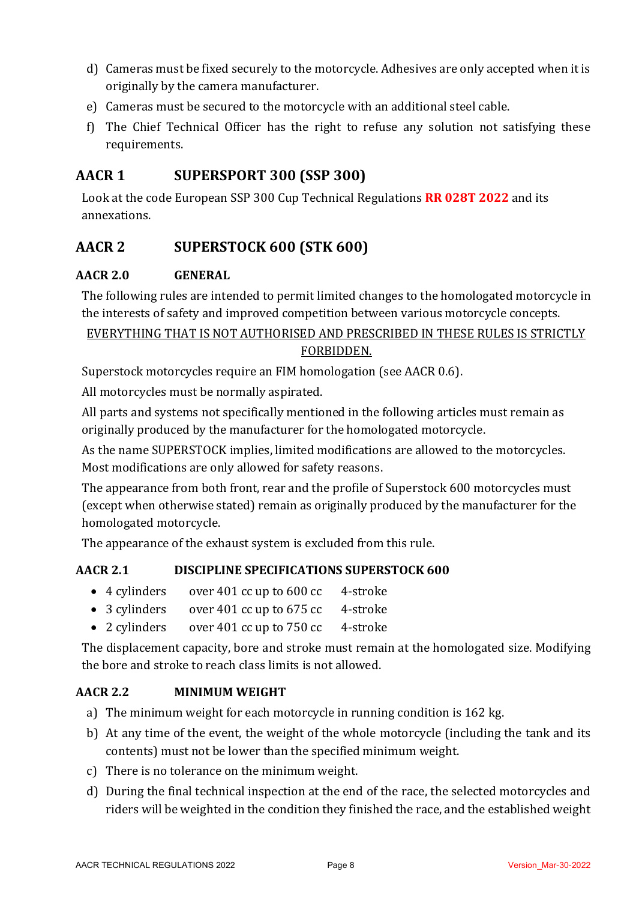d) Cameras must be fixed securely to the motorcycle. Adhesives are only accepted when it is originally by the camera manufacturer.

e) Cameras must be secured to the motorcycle with an additional steel cable.

f) The Chief Technical Officer has the right to refuse any solution not satisfying these requirements.

## AACR 1 SUPERSPORT 300 (SSP 300)

Look at the code European SSP 300 Cup Technical Regulations **RR 028T 2022** and its annexations.

## AACR 2 SUPERSTOCK 600 (STK 600)

### AACR 2.0 GENERAL

The following rules are intended to permit limited changes to the homologated motorcycle in the interests of safety and improved competition between various motorcycle concepts.

EVERYTHING THAT IS NOT AUTHORISED AND PRESCRIBED IN THESE RULES IS STRICTLY FORBIDDEN.

Superstock motorcycles require an FIM homologation (see AACR 0.6).

All motorcycles must be normally aspirated.

All parts and systems not specifically mentioned in the following articles must remain as originally produced by the manufacturer for the homologated motorcycle.

As the name SUPERSTOCK implies, limited modifications are allowed to the motorcycles. Most modifications are only allowed for safety reasons.

The appearance from both front, rear and the profile of Superstock 600 motorcycles must (except when otherwise stated) remain as originally produced by the manufacturer for the homologated motorcycle.

The appearance of the exhaust system is excluded from this rule.

### AACR 2.1 DISCIPLINE SPECIFICATIONS SUPERSTOCK 600

- 4 cylinders over 401 cc up to 600 cc 4-stroke
- 3 cylinders over 401 cc up to 675 cc 4-stroke
- 2 cylinders over 401 cc up to 750 cc 4-stroke

The displacement capacity, bore and stroke must remain at the homologated size. Modifying the bore and stroke to reach class limits is not allowed.

### AACR 2.2 MINIMUM WEIGHT

a) The minimum weight for each motorcycle in running condition is 162 kg.

b) At any time of the event, the weight of the whole motorcycle (including the tank and its contents) must not be lower than the specified minimum weight.

c) There is no tolerance on the minimum weight.

d) During the final technical inspection at the end of the race, the selected motorcycles and riders will be weighted in the condition they finished the race, and the established weight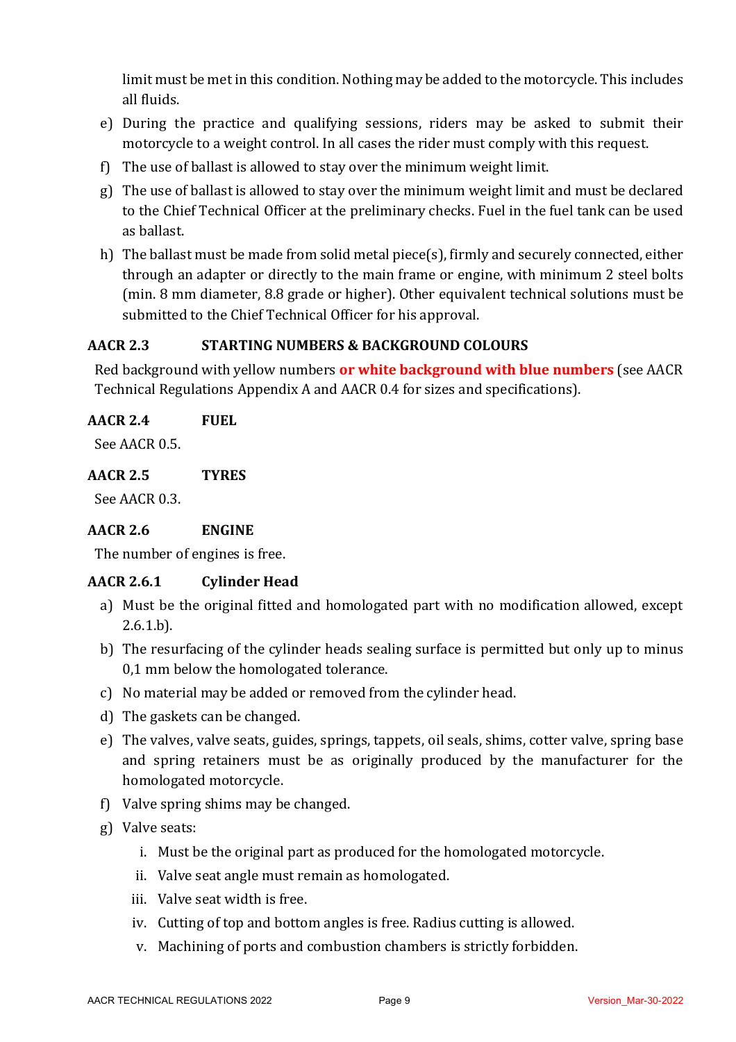limit must be met in this condition. Nothing may be added to the motorcycle. This includes all fluids.

e) During the practice and qualifying sessions, riders may be asked to submit their motorcycle to a weight control. In all cases the rider must comply with this request.

f) The use of ballast is allowed to stay over the minimum weight limit.

g) The use of ballast is allowed to stay over the minimum weight limit and must be declared to the Chief Technical Officer at the preliminary checks. Fuel in the fuel tank can be used as ballast.

h) The ballast must be made from solid metal piece(s), firmly and securely connected, either through an adapter or directly to the main frame or engine, with minimum 2 steel bolts (min. 8 mm diameter, 8.8 grade or higher). Other equivalent technical solutions must be submitted to the Chief Technical Officer for his approval.

### AACR 2.3 STARTING NUMBERS & BACKGROUND COLOURS

Red background with yellow numbers **or white background with blue numbers** (see AACR Technical Regulations Appendix A and AACR 0.4 for sizes and specifications).

### AACR 2.4 FUEL

See AACR 0.5.

### AACR 2.5 TYRES

See AACR 0.3.

### AACR 2.6 ENGINE

The number of engines is free.

### AACR 2.6.1 Cylinder Head

a) Must be the original fitted and homologated part with no modification allowed, except 2.6.1.b).

b) The resurfacing of the cylinder heads sealing surface is permitted but only up to minus 0,1 mm below the homologated tolerance.

c) No material may be added or removed from the cylinder head.

d) The gaskets can be changed.

e) The valves, valve seats, guides, springs, tappets, oil seals, shims, cotter valve, spring base and spring retainers must be as originally produced by the manufacturer for the homologated motorcycle.

f) Valve spring shims may be changed.

g) Valve seats:

   i. Must be the original part as produced for the homologated motorcycle.

   ii. Valve seat angle must remain as homologated.

   iii. Valve seat width is free.

   iv. Cutting of top and bottom angles is free. Radius cutting is allowed.

   v. Machining of ports and combustion chambers is strictly forbidden.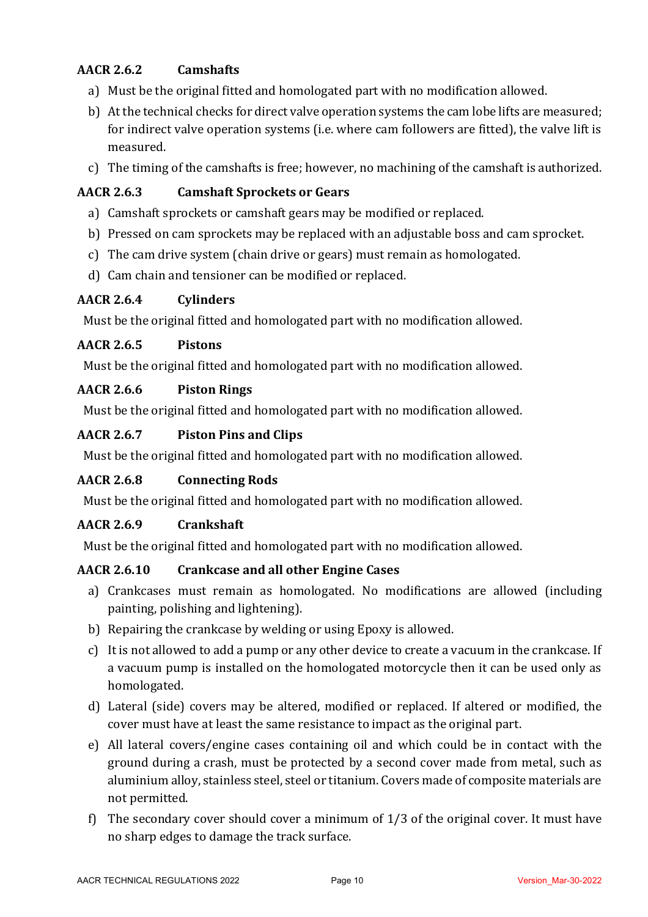### AACR 2.6.2 Camshafts

a) Must be the original fitted and homologated part with no modification allowed.

b) At the technical checks for direct valve operation systems the cam lobe lifts are measured; for indirect valve operation systems (i.e. where cam followers are fitted), the valve lift is measured.

c) The timing of the camshafts is free; however, no machining of the camshaft is authorized.

### AACR 2.6.3 Camshaft Sprockets or Gears

a) Camshaft sprockets or camshaft gears may be modified or replaced.

b) Pressed on cam sprockets may be replaced with an adjustable boss and cam sprocket.

c) The cam drive system (chain drive or gears) must remain as homologated.

d) Cam chain and tensioner can be modified or replaced.

### AACR 2.6.4 Cylinders

Must be the original fitted and homologated part with no modification allowed.

### AACR 2.6.5 Pistons

Must be the original fitted and homologated part with no modification allowed.

### AACR 2.6.6 Piston Rings

Must be the original fitted and homologated part with no modification allowed.

### AACR 2.6.7 Piston Pins and Clips

Must be the original fitted and homologated part with no modification allowed.

### AACR 2.6.8 Connecting Rods

Must be the original fitted and homologated part with no modification allowed.

### AACR 2.6.9 Crankshaft

Must be the original fitted and homologated part with no modification allowed.

### AACR 2.6.10 Crankcase and all other Engine Cases

a) Crankcases must remain as homologated. No modifications are allowed (including painting, polishing and lightening).

b) Repairing the crankcase by welding or using Epoxy is allowed.

c) It is not allowed to add a pump or any other device to create a vacuum in the crankcase. If a vacuum pump is installed on the homologated motorcycle then it can be used only as homologated.

d) Lateral (side) covers may be altered, modified or replaced. If altered or modified, the cover must have at least the same resistance to impact as the original part.

e) All lateral covers/engine cases containing oil and which could be in contact with the ground during a crash, must be protected by a second cover made from metal, such as aluminium alloy, stainless steel, steel or titanium. Covers made of composite materials are not permitted.

f) The secondary cover should cover a minimum of 1/3 of the original cover. It must have no sharp edges to damage the track surface.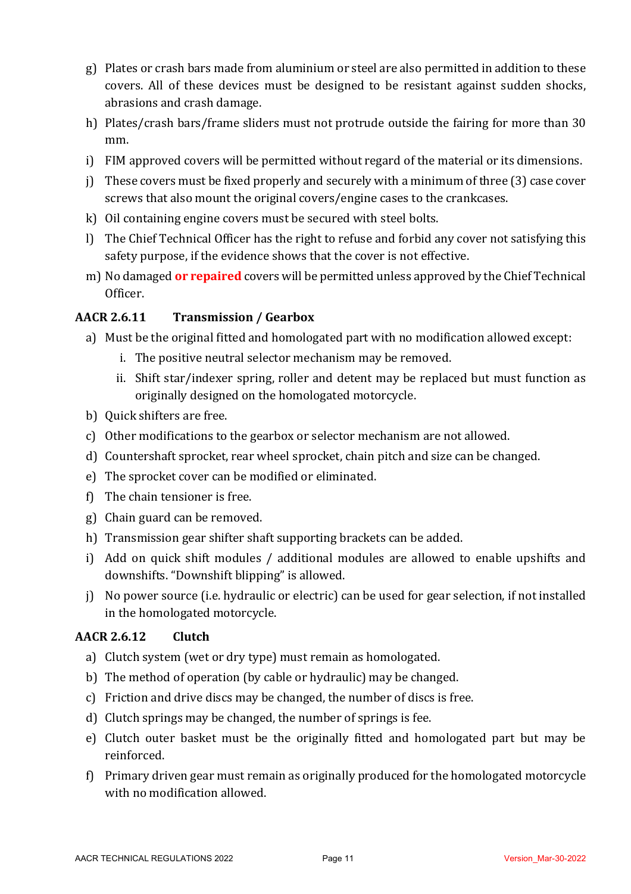g) Plates or crash bars made from aluminium or steel are also permitted in addition to these covers. All of these devices must be designed to be resistant against sudden shocks, abrasions and crash damage.

h) Plates/crash bars/frame sliders must not protrude outside the fairing for more than 30 mm.

i) FIM approved covers will be permitted without regard of the material or its dimensions.

j) These covers must be fixed properly and securely with a minimum of three (3) case cover screws that also mount the original covers/engine cases to the crankcases.

k) Oil containing engine covers must be secured with steel bolts.

l) The Chief Technical Officer has the right to refuse and forbid any cover not satisfying this safety purpose, if the evidence shows that the cover is not effective.

m) No damaged **or repaired** covers will be permitted unless approved by the Chief Technical Officer.

### AACR 2.6.11 Transmission / Gearbox

a) Must be the original fitted and homologated part with no modification allowed except:

   i. The positive neutral selector mechanism may be removed.

   ii. Shift star/indexer spring, roller and detent may be replaced but must function as originally designed on the homologated motorcycle.

b) Quick shifters are free.

c) Other modifications to the gearbox or selector mechanism are not allowed.

d) Countershaft sprocket, rear wheel sprocket, chain pitch and size can be changed.

e) The sprocket cover can be modified or eliminated.

f) The chain tensioner is free.

g) Chain guard can be removed.

h) Transmission gear shifter shaft supporting brackets can be added.

i) Add on quick shift modules / additional modules are allowed to enable upshifts and downshifts. "Downshift blipping" is allowed.

j) No power source (i.e. hydraulic or electric) can be used for gear selection, if not installed in the homologated motorcycle.

### AACR 2.6.12 Clutch

a) Clutch system (wet or dry type) must remain as homologated.

b) The method of operation (by cable or hydraulic) may be changed.

c) Friction and drive discs may be changed, the number of discs is free.

d) Clutch springs may be changed, the number of springs is fee.

e) Clutch outer basket must be the originally fitted and homologated part but may be reinforced.

f) Primary driven gear must remain as originally produced for the homologated motorcycle with no modification allowed.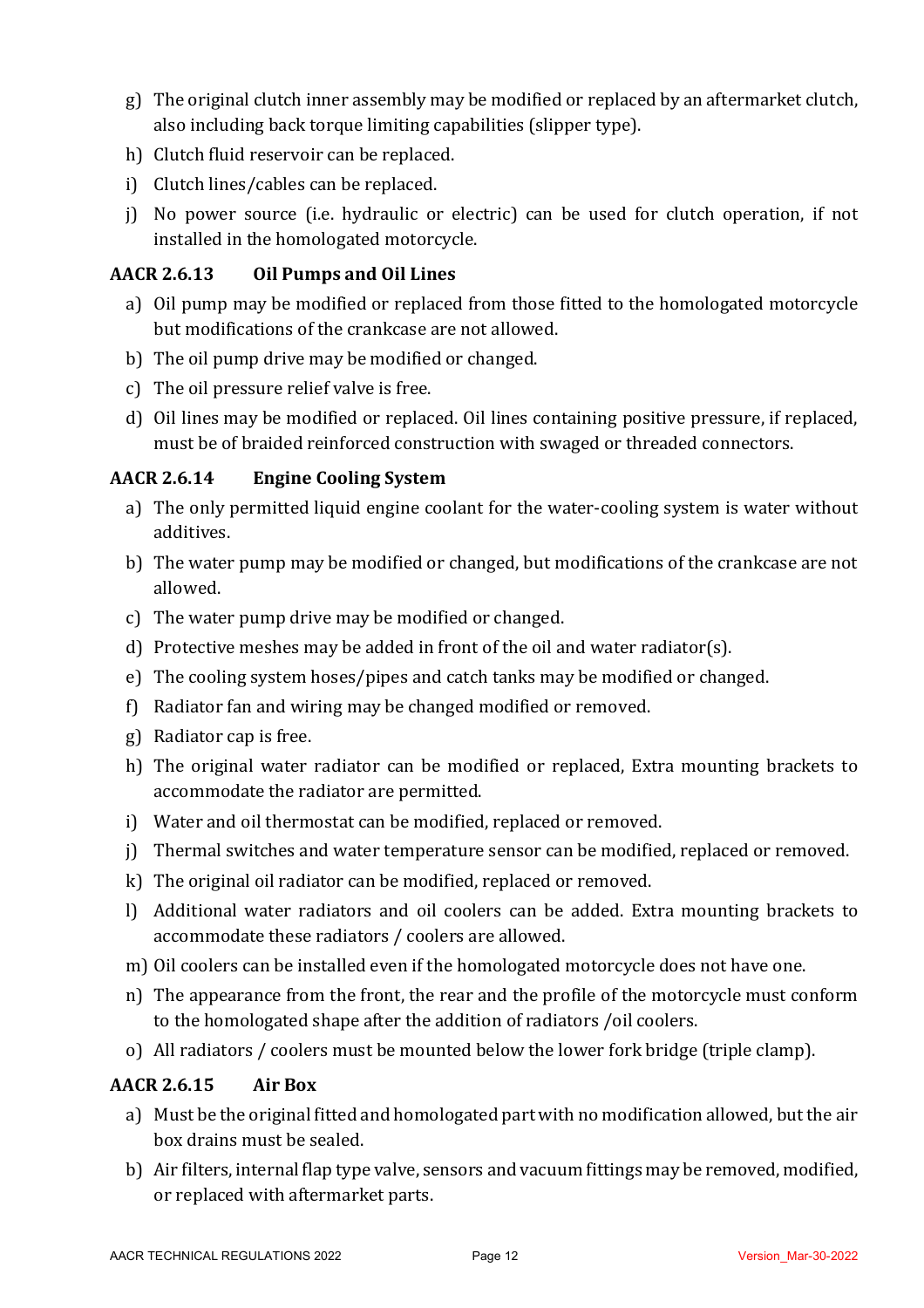g) The original clutch inner assembly may be modified or replaced by an aftermarket clutch, also including back torque limiting capabilities (slipper type).

h) Clutch fluid reservoir can be replaced.

i) Clutch lines/cables can be replaced.

j) No power source (i.e. hydraulic or electric) can be used for clutch operation, if not installed in the homologated motorcycle.

### AACR 2.6.13 Oil Pumps and Oil Lines

a) Oil pump may be modified or replaced from those fitted to the homologated motorcycle but modifications of the crankcase are not allowed.

b) The oil pump drive may be modified or changed.

c) The oil pressure relief valve is free.

d) Oil lines may be modified or replaced. Oil lines containing positive pressure, if replaced, must be of braided reinforced construction with swaged or threaded connectors.

### AACR 2.6.14 Engine Cooling System

a) The only permitted liquid engine coolant for the water-cooling system is water without additives.

b) The water pump may be modified or changed, but modifications of the crankcase are not allowed.

c) The water pump drive may be modified or changed.

d) Protective meshes may be added in front of the oil and water radiator(s).

e) The cooling system hoses/pipes and catch tanks may be modified or changed.

f) Radiator fan and wiring may be changed modified or removed.

g) Radiator cap is free.

h) The original water radiator can be modified or replaced, Extra mounting brackets to accommodate the radiator are permitted.

i) Water and oil thermostat can be modified, replaced or removed.

j) Thermal switches and water temperature sensor can be modified, replaced or removed.

k) The original oil radiator can be modified, replaced or removed.

l) Additional water radiators and oil coolers can be added. Extra mounting brackets to accommodate these radiators / coolers are allowed.

m) Oil coolers can be installed even if the homologated motorcycle does not have one.

n) The appearance from the front, the rear and the profile of the motorcycle must conform to the homologated shape after the addition of radiators /oil coolers.

o) All radiators / coolers must be mounted below the lower fork bridge (triple clamp).

### AACR 2.6.15 Air Box

a) Must be the original fitted and homologated part with no modification allowed, but the air box drains must be sealed.

b) Air filters, internal flap type valve, sensors and vacuum fittings may be removed, modified, or replaced with aftermarket parts.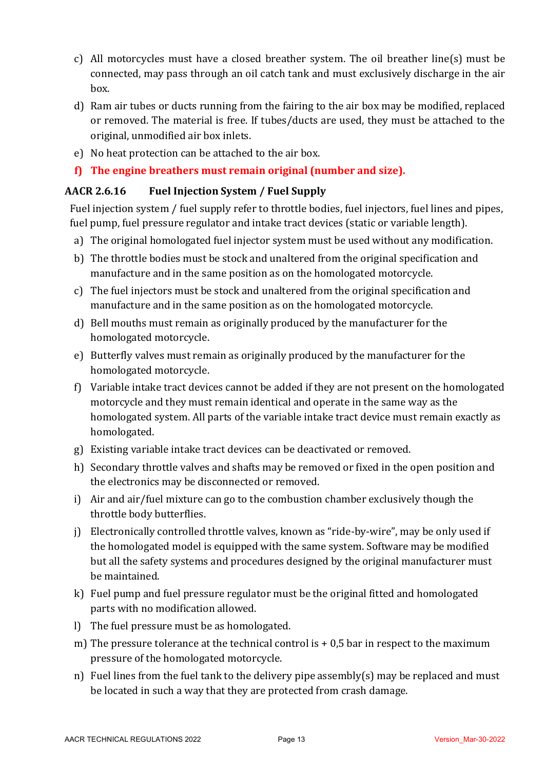c) All motorcycles must have a closed breather system. The oil breather line(s) must be connected, may pass through an oil catch tank and must exclusively discharge in the air box.

d) Ram air tubes or ducts running from the fairing to the air box may be modified, replaced or removed. The material is free. If tubes/ducts are used, they must be attached to the original, unmodified air box inlets.

e) No heat protection can be attached to the air box.

**f) The engine breathers must remain original (number and size).**

### AACR 2.6.16 Fuel Injection System / Fuel Supply

Fuel injection system / fuel supply refer to throttle bodies, fuel injectors, fuel lines and pipes, fuel pump, fuel pressure regulator and intake tract devices (static or variable length).

a) The original homologated fuel injector system must be used without any modification.

b) The throttle bodies must be stock and unaltered from the original specification and manufacture and in the same position as on the homologated motorcycle.

c) The fuel injectors must be stock and unaltered from the original specification and manufacture and in the same position as on the homologated motorcycle.

d) Bell mouths must remain as originally produced by the manufacturer for the homologated motorcycle.

e) Butterfly valves must remain as originally produced by the manufacturer for the homologated motorcycle.

f) Variable intake tract devices cannot be added if they are not present on the homologated motorcycle and they must remain identical and operate in the same way as the homologated system. All parts of the variable intake tract device must remain exactly as homologated.

g) Existing variable intake tract devices can be deactivated or removed.

h) Secondary throttle valves and shafts may be removed or fixed in the open position and the electronics may be disconnected or removed.

i) Air and air/fuel mixture can go to the combustion chamber exclusively though the throttle body butterflies.

j) Electronically controlled throttle valves, known as "ride-by-wire", may be only used if the homologated model is equipped with the same system. Software may be modified but all the safety systems and procedures designed by the original manufacturer must be maintained.

k) Fuel pump and fuel pressure regulator must be the original fitted and homologated parts with no modification allowed.

l) The fuel pressure must be as homologated.

m) The pressure tolerance at the technical control is + 0,5 bar in respect to the maximum pressure of the homologated motorcycle.

n) Fuel lines from the fuel tank to the delivery pipe assembly(s) may be replaced and must be located in such a way that they are protected from crash damage.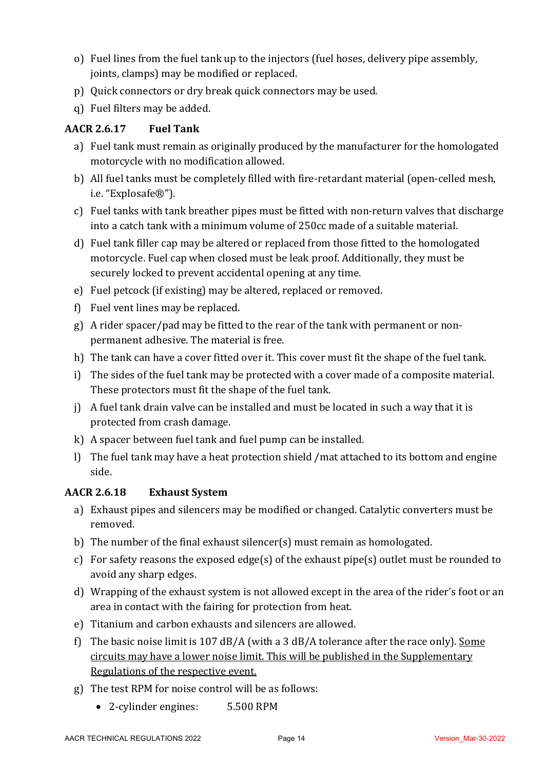o) Fuel lines from the fuel tank up to the injectors (fuel hoses, delivery pipe assembly, joints, clamps) may be modified or replaced.

p) Quick connectors or dry break quick connectors may be used.

q) Fuel filters may be added.

### AACR 2.6.17 Fuel Tank

a) Fuel tank must remain as originally produced by the manufacturer for the homologated motorcycle with no modification allowed.

b) All fuel tanks must be completely filled with fire-retardant material (open-celled mesh, i.e. “Explosafe®”).

c) Fuel tanks with tank breather pipes must be fitted with non-return valves that discharge into a catch tank with a minimum volume of 250cc made of a suitable material.

d) Fuel tank filler cap may be altered or replaced from those fitted to the homologated motorcycle. Fuel cap when closed must be leak proof. Additionally, they must be securely locked to prevent accidental opening at any time.

e) Fuel petcock (if existing) may be altered, replaced or removed.

f) Fuel vent lines may be replaced.

g) A rider spacer/pad may be fitted to the rear of the tank with permanent or non-permanent adhesive. The material is free.

h) The tank can have a cover fitted over it. This cover must fit the shape of the fuel tank.

i) The sides of the fuel tank may be protected with a cover made of a composite material. These protectors must fit the shape of the fuel tank.

j) A fuel tank drain valve can be installed and must be located in such a way that it is protected from crash damage.

k) A spacer between fuel tank and fuel pump can be installed.

l) The fuel tank may have a heat protection shield /mat attached to its bottom and engine side.

### AACR 2.6.18 Exhaust System

a) Exhaust pipes and silencers may be modified or changed. Catalytic converters must be removed.

b) The number of the final exhaust silencer(s) must remain as homologated.

c) For safety reasons the exposed edge(s) of the exhaust pipe(s) outlet must be rounded to avoid any sharp edges.

d) Wrapping of the exhaust system is not allowed except in the area of the rider’s foot or an area in contact with the fairing for protection from heat.

e) Titanium and carbon exhausts and silencers are allowed.

f) The basic noise limit is 107 dB/A (with a 3 dB/A tolerance after the race only). <u>Some circuits may have a lower noise limit. This will be published in the Supplementary Regulations of the respective event.</u>

g) The test RPM for noise control will be as follows:

- 2-cylinder engines: 5.500 RPM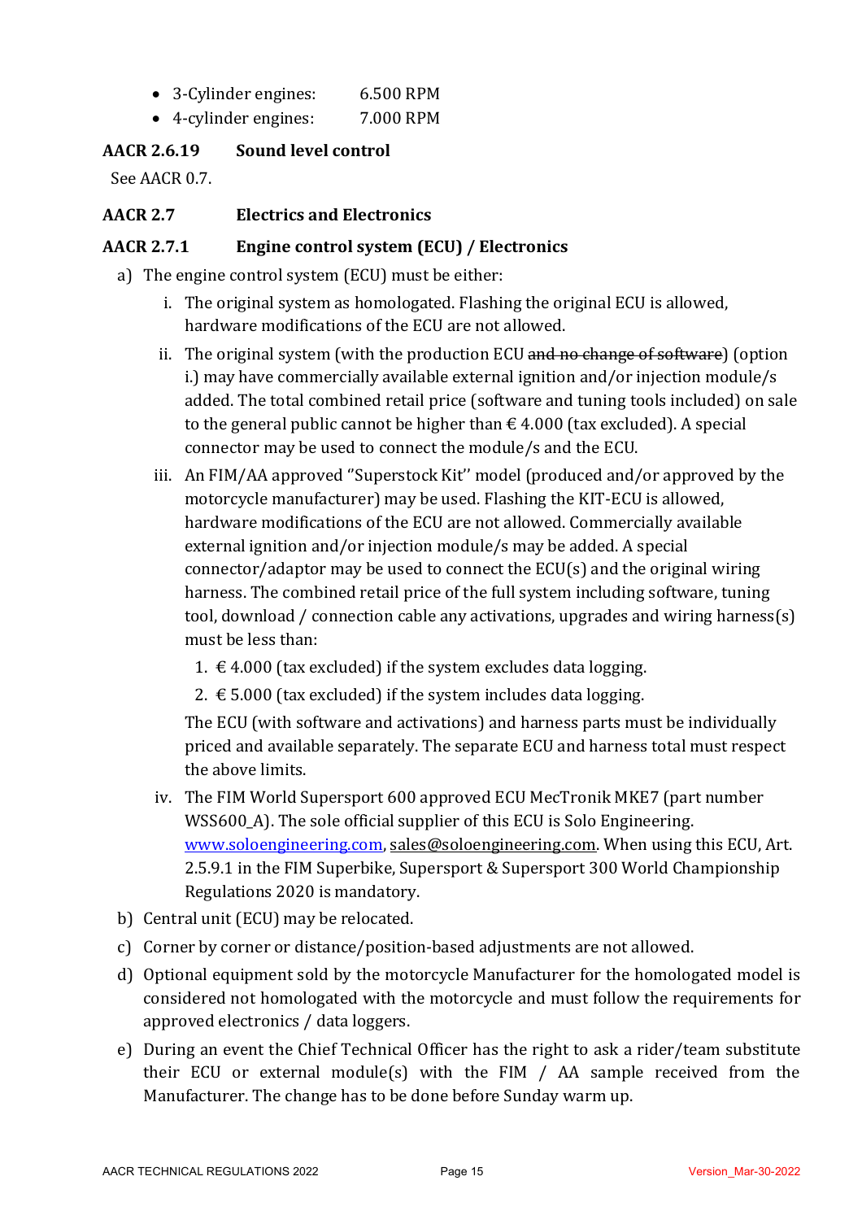- 3-Cylinder engines: 6.500 RPM
- 4-cylinder engines: 7.000 RPM

**AACR 2.6.19 Sound level control**

See AACR 0.7.

**AACR 2.7 Electrics and Electronics**

**AACR 2.7.1 Engine control system (ECU) / Electronics**

a) The engine control system (ECU) must be either:

  i. The original system as homologated. Flashing the original ECU is allowed, hardware modifications of the ECU are not allowed.

  ii. The original system (with the production ECU ~~and no change of software~~) (option i.) may have commercially available external ignition and/or injection module/s added. The total combined retail price (software and tuning tools included) on sale to the general public cannot be higher than € 4.000 (tax excluded). A special connector may be used to connect the module/s and the ECU.

  iii. An FIM/AA approved "Superstock Kit" model (produced and/or approved by the motorcycle manufacturer) may be used. Flashing the KIT-ECU is allowed, hardware modifications of the ECU are not allowed. Commercially available external ignition and/or injection module/s may be added. A special connector/adaptor may be used to connect the ECU(s) and the original wiring harness. The combined retail price of the full system including software, tuning tool, download / connection cable any activations, upgrades and wiring harness(s) must be less than:

    1. € 4.000 (tax excluded) if the system excludes data logging.
    2. € 5.000 (tax excluded) if the system includes data logging.

  The ECU (with software and activations) and harness parts must be individually priced and available separately. The separate ECU and harness total must respect the above limits.

  iv. The FIM World Supersport 600 approved ECU MecTronik MKE7 (part number WSS600_A). The sole official supplier of this ECU is Solo Engineering. www.soloengineering.com, sales@soloengineering.com. When using this ECU, Art. 2.5.9.1 in the FIM Superbike, Supersport & Supersport 300 World Championship Regulations 2020 is mandatory.

b) Central unit (ECU) may be relocated.

c) Corner by corner or distance/position-based adjustments are not allowed.

d) Optional equipment sold by the motorcycle Manufacturer for the homologated model is considered not homologated with the motorcycle and must follow the requirements for approved electronics / data loggers.

e) During an event the Chief Technical Officer has the right to ask a rider/team substitute their ECU or external module(s) with the FIM / AA sample received from the Manufacturer. The change has to be done before Sunday warm up.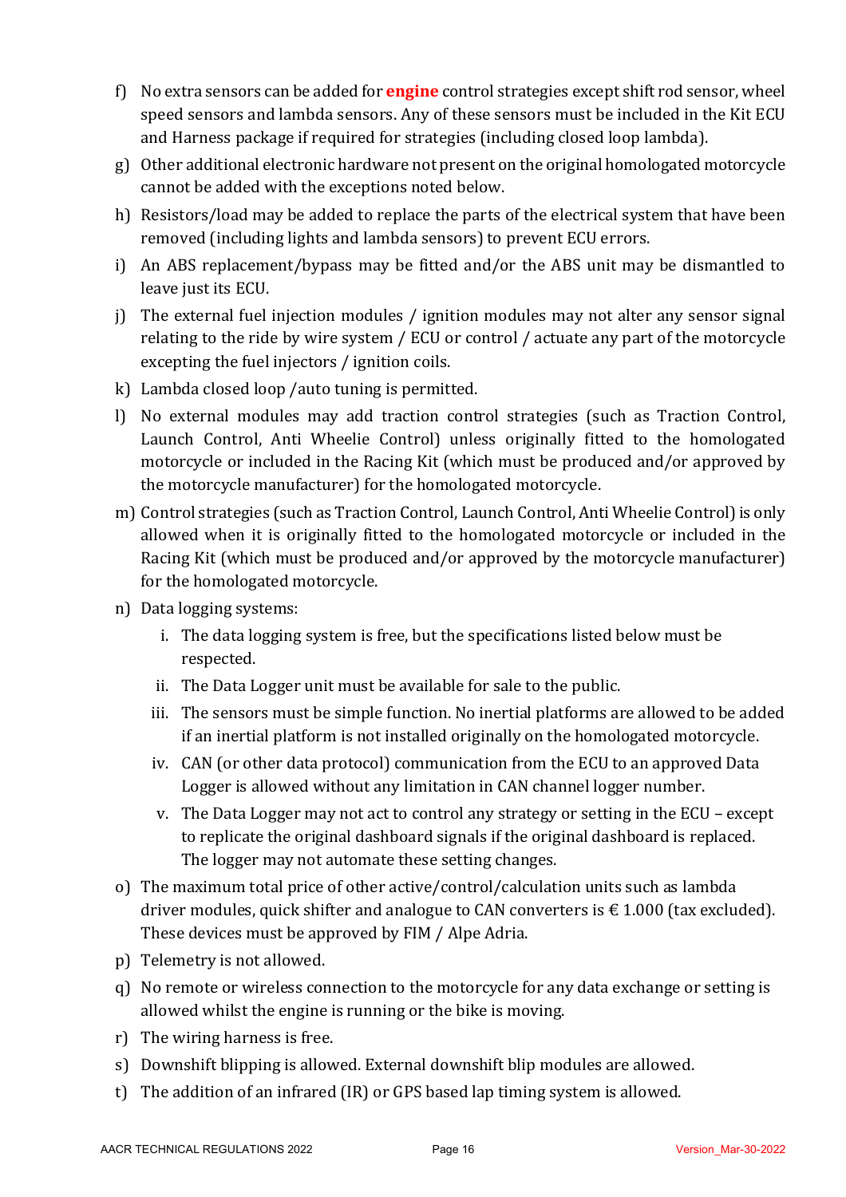f) No extra sensors can be added for **engine** control strategies except shift rod sensor, wheel speed sensors and lambda sensors. Any of these sensors must be included in the Kit ECU and Harness package if required for strategies (including closed loop lambda).

g) Other additional electronic hardware not present on the original homologated motorcycle cannot be added with the exceptions noted below.

h) Resistors/load may be added to replace the parts of the electrical system that have been removed (including lights and lambda sensors) to prevent ECU errors.

i) An ABS replacement/bypass may be fitted and/or the ABS unit may be dismantled to leave just its ECU.

j) The external fuel injection modules / ignition modules may not alter any sensor signal relating to the ride by wire system / ECU or control / actuate any part of the motorcycle excepting the fuel injectors / ignition coils.

k) Lambda closed loop /auto tuning is permitted.

l) No external modules may add traction control strategies (such as Traction Control, Launch Control, Anti Wheelie Control) unless originally fitted to the homologated motorcycle or included in the Racing Kit (which must be produced and/or approved by the motorcycle manufacturer) for the homologated motorcycle.

m) Control strategies (such as Traction Control, Launch Control, Anti Wheelie Control) is only allowed when it is originally fitted to the homologated motorcycle or included in the Racing Kit (which must be produced and/or approved by the motorcycle manufacturer) for the homologated motorcycle.

n) Data logging systems:

   i. The data logging system is free, but the specifications listed below must be respected.

   ii. The Data Logger unit must be available for sale to the public.

   iii. The sensors must be simple function. No inertial platforms are allowed to be added if an inertial platform is not installed originally on the homologated motorcycle.

   iv. CAN (or other data protocol) communication from the ECU to an approved Data Logger is allowed without any limitation in CAN channel logger number.

   v. The Data Logger may not act to control any strategy or setting in the ECU – except to replicate the original dashboard signals if the original dashboard is replaced. The logger may not automate these setting changes.

o) The maximum total price of other active/control/calculation units such as lambda driver modules, quick shifter and analogue to CAN converters is € 1.000 (tax excluded). These devices must be approved by FIM / Alpe Adria.

p) Telemetry is not allowed.

q) No remote or wireless connection to the motorcycle for any data exchange or setting is allowed whilst the engine is running or the bike is moving.

r) The wiring harness is free.

s) Downshift blipping is allowed. External downshift blip modules are allowed.

t) The addition of an infrared (IR) or GPS based lap timing system is allowed.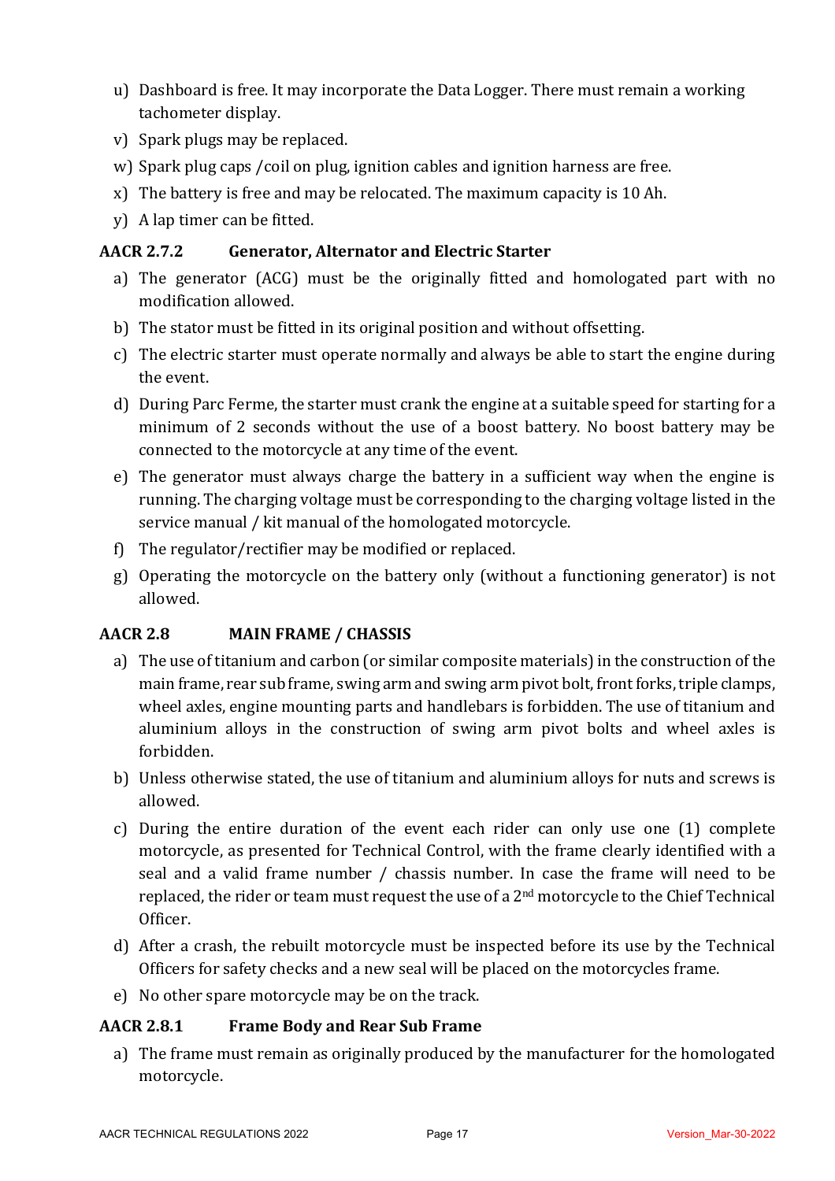u) Dashboard is free. It may incorporate the Data Logger. There must remain a working tachometer display.

v) Spark plugs may be replaced.

w) Spark plug caps /coil on plug, ignition cables and ignition harness are free.

x) The battery is free and may be relocated. The maximum capacity is 10 Ah.

y) A lap timer can be fitted.

### AACR 2.7.2 Generator, Alternator and Electric Starter

a) The generator (ACG) must be the originally fitted and homologated part with no modification allowed.

b) The stator must be fitted in its original position and without offsetting.

c) The electric starter must operate normally and always be able to start the engine during the event.

d) During Parc Ferme, the starter must crank the engine at a suitable speed for starting for a minimum of 2 seconds without the use of a boost battery. No boost battery may be connected to the motorcycle at any time of the event.

e) The generator must always charge the battery in a sufficient way when the engine is running. The charging voltage must be corresponding to the charging voltage listed in the service manual / kit manual of the homologated motorcycle.

f) The regulator/rectifier may be modified or replaced.

g) Operating the motorcycle on the battery only (without a functioning generator) is not allowed.

## AACR 2.8 MAIN FRAME / CHASSIS

a) The use of titanium and carbon (or similar composite materials) in the construction of the main frame, rear sub frame, swing arm and swing arm pivot bolt, front forks, triple clamps, wheel axles, engine mounting parts and handlebars is forbidden. The use of titanium and aluminium alloys in the construction of swing arm pivot bolts and wheel axles is forbidden.

b) Unless otherwise stated, the use of titanium and aluminium alloys for nuts and screws is allowed.

c) During the entire duration of the event each rider can only use one (1) complete motorcycle, as presented for Technical Control, with the frame clearly identified with a seal and a valid frame number / chassis number. In case the frame will need to be replaced, the rider or team must request the use of a 2nd motorcycle to the Chief Technical Officer.

d) After a crash, the rebuilt motorcycle must be inspected before its use by the Technical Officers for safety checks and a new seal will be placed on the motorcycles frame.

e) No other spare motorcycle may be on the track.

### AACR 2.8.1 Frame Body and Rear Sub Frame

a) The frame must remain as originally produced by the manufacturer for the homologated motorcycle.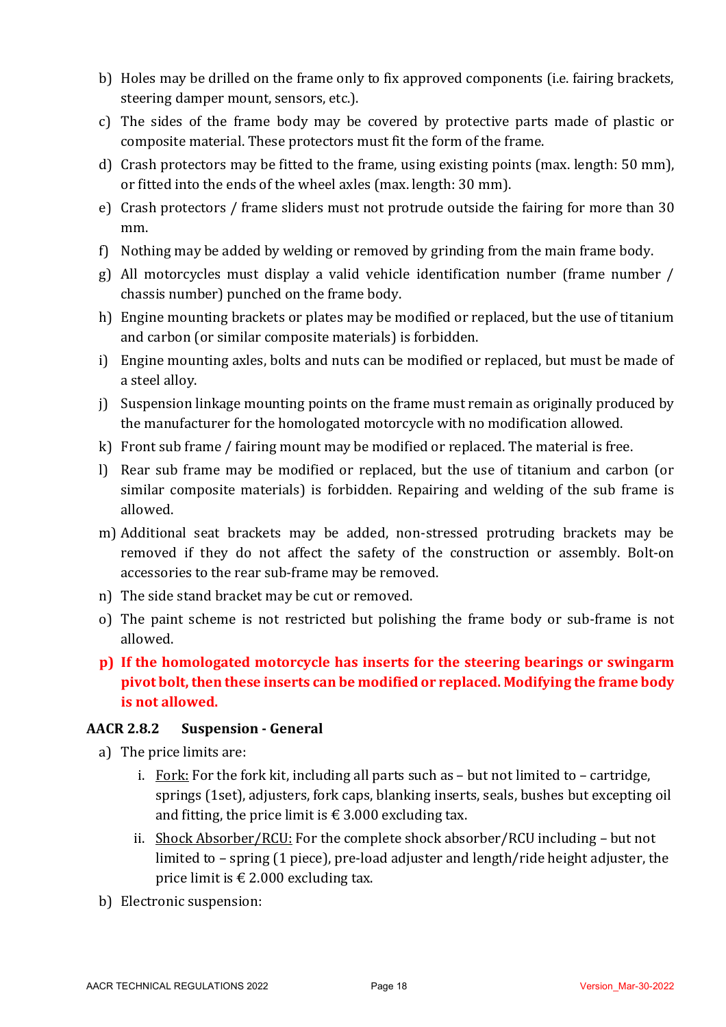b) Holes may be drilled on the frame only to fix approved components (i.e. fairing brackets, steering damper mount, sensors, etc.).

c) The sides of the frame body may be covered by protective parts made of plastic or composite material. These protectors must fit the form of the frame.

d) Crash protectors may be fitted to the frame, using existing points (max. length: 50 mm), or fitted into the ends of the wheel axles (max. length: 30 mm).

e) Crash protectors / frame sliders must not protrude outside the fairing for more than 30 mm.

f) Nothing may be added by welding or removed by grinding from the main frame body.

g) All motorcycles must display a valid vehicle identification number (frame number / chassis number) punched on the frame body.

h) Engine mounting brackets or plates may be modified or replaced, but the use of titanium and carbon (or similar composite materials) is forbidden.

i) Engine mounting axles, bolts and nuts can be modified or replaced, but must be made of a steel alloy.

j) Suspension linkage mounting points on the frame must remain as originally produced by the manufacturer for the homologated motorcycle with no modification allowed.

k) Front sub frame / fairing mount may be modified or replaced. The material is free.

l) Rear sub frame may be modified or replaced, but the use of titanium and carbon (or similar composite materials) is forbidden. Repairing and welding of the sub frame is allowed.

m) Additional seat brackets may be added, non-stressed protruding brackets may be removed if they do not affect the safety of the construction or assembly. Bolt-on accessories to the rear sub-frame may be removed.

n) The side stand bracket may be cut or removed.

o) The paint scheme is not restricted but polishing the frame body or sub-frame is not allowed.

**p) If the homologated motorcycle has inserts for the steering bearings or swingarm pivot bolt, then these inserts can be modified or replaced. Modifying the frame body is not allowed.**

### AACR 2.8.2 Suspension - General

a) The price limits are:

   i. Fork: For the fork kit, including all parts such as – but not limited to – cartridge, springs (1set), adjusters, fork caps, blanking inserts, seals, bushes but excepting oil and fitting, the price limit is € 3.000 excluding tax.

   ii. Shock Absorber/RCU: For the complete shock absorber/RCU including – but not limited to – spring (1 piece), pre-load adjuster and length/ride height adjuster, the price limit is € 2.000 excluding tax.

b) Electronic suspension: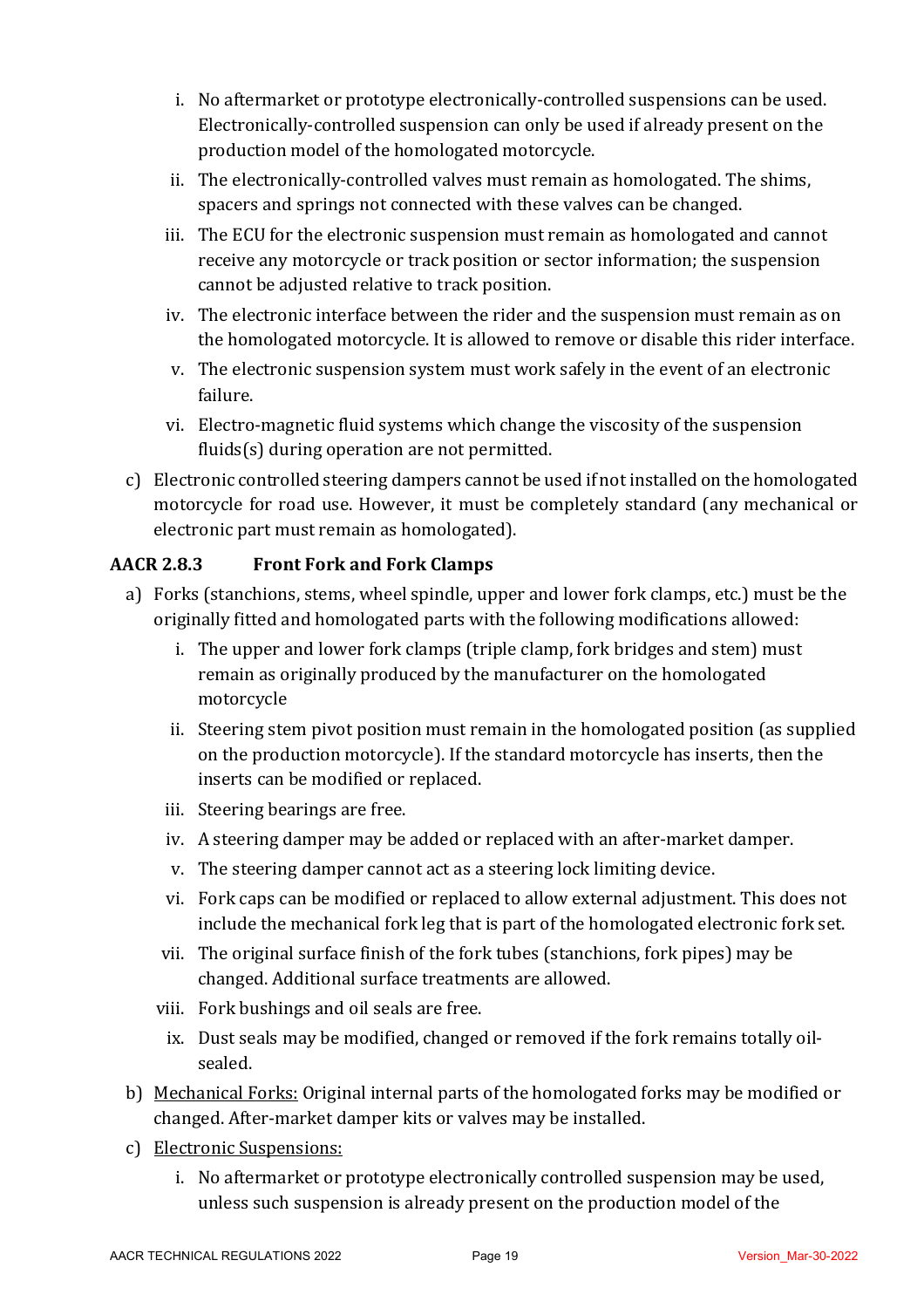i. No aftermarket or prototype electronically-controlled suspensions can be used. Electronically-controlled suspension can only be used if already present on the production model of the homologated motorcycle.

ii. The electronically-controlled valves must remain as homologated. The shims, spacers and springs not connected with these valves can be changed.

iii. The ECU for the electronic suspension must remain as homologated and cannot receive any motorcycle or track position or sector information; the suspension cannot be adjusted relative to track position.

iv. The electronic interface between the rider and the suspension must remain as on the homologated motorcycle. It is allowed to remove or disable this rider interface.

v. The electronic suspension system must work safely in the event of an electronic failure.

vi. Electro-magnetic fluid systems which change the viscosity of the suspension fluids(s) during operation are not permitted.

c) Electronic controlled steering dampers cannot be used if not installed on the homologated motorcycle for road use. However, it must be completely standard (any mechanical or electronic part must remain as homologated).

### AACR 2.8.3 Front Fork and Fork Clamps

a) Forks (stanchions, stems, wheel spindle, upper and lower fork clamps, etc.) must be the originally fitted and homologated parts with the following modifications allowed:

i. The upper and lower fork clamps (triple clamp, fork bridges and stem) must remain as originally produced by the manufacturer on the homologated motorcycle

ii. Steering stem pivot position must remain in the homologated position (as supplied on the production motorcycle). If the standard motorcycle has inserts, then the inserts can be modified or replaced.

iii. Steering bearings are free.

iv. A steering damper may be added or replaced with an after-market damper.

v. The steering damper cannot act as a steering lock limiting device.

vi. Fork caps can be modified or replaced to allow external adjustment. This does not include the mechanical fork leg that is part of the homologated electronic fork set.

vii. The original surface finish of the fork tubes (stanchions, fork pipes) may be changed. Additional surface treatments are allowed.

viii. Fork bushings and oil seals are free.

ix. Dust seals may be modified, changed or removed if the fork remains totally oil-sealed.

b) <u>Mechanical Forks:</u> Original internal parts of the homologated forks may be modified or changed. After-market damper kits or valves may be installed.

c) <u>Electronic Suspensions:</u>

i. No aftermarket or prototype electronically controlled suspension may be used, unless such suspension is already present on the production model of the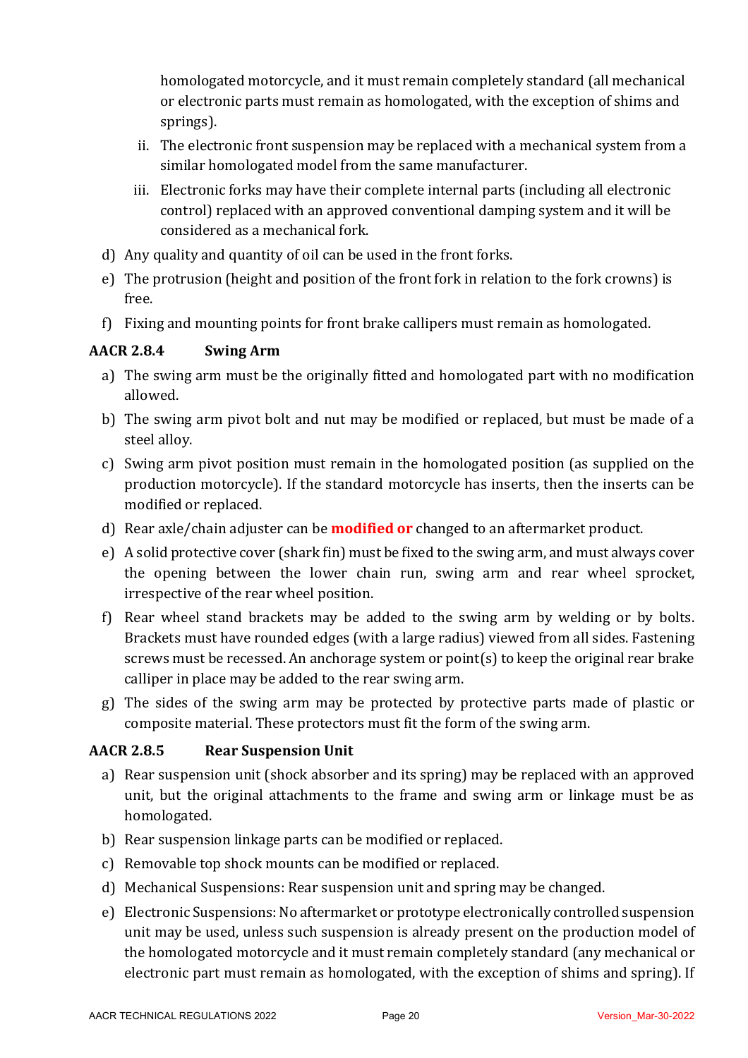homologated motorcycle, and it must remain completely standard (all mechanical or electronic parts must remain as homologated, with the exception of shims and springs).

   ii. The electronic front suspension may be replaced with a mechanical system from a similar homologated model from the same manufacturer.

   iii. Electronic forks may have their complete internal parts (including all electronic control) replaced with an approved conventional damping system and it will be considered as a mechanical fork.

d) Any quality and quantity of oil can be used in the front forks.

e) The protrusion (height and position of the front fork in relation to the fork crowns) is free.

f) Fixing and mounting points for front brake callipers must remain as homologated.

### AACR 2.8.4 Swing Arm

a) The swing arm must be the originally fitted and homologated part with no modification allowed.

b) The swing arm pivot bolt and nut may be modified or replaced, but must be made of a steel alloy.

c) Swing arm pivot position must remain in the homologated position (as supplied on the production motorcycle). If the standard motorcycle has inserts, then the inserts can be modified or replaced.

d) Rear axle/chain adjuster can be **modified or** changed to an aftermarket product.

e) A solid protective cover (shark fin) must be fixed to the swing arm, and must always cover the opening between the lower chain run, swing arm and rear wheel sprocket, irrespective of the rear wheel position.

f) Rear wheel stand brackets may be added to the swing arm by welding or by bolts. Brackets must have rounded edges (with a large radius) viewed from all sides. Fastening screws must be recessed. An anchorage system or point(s) to keep the original rear brake calliper in place may be added to the rear swing arm.

g) The sides of the swing arm may be protected by protective parts made of plastic or composite material. These protectors must fit the form of the swing arm.

### AACR 2.8.5 Rear Suspension Unit

a) Rear suspension unit (shock absorber and its spring) may be replaced with an approved unit, but the original attachments to the frame and swing arm or linkage must be as homologated.

b) Rear suspension linkage parts can be modified or replaced.

c) Removable top shock mounts can be modified or replaced.

d) Mechanical Suspensions: Rear suspension unit and spring may be changed.

e) Electronic Suspensions: No aftermarket or prototype electronically controlled suspension unit may be used, unless such suspension is already present on the production model of the homologated motorcycle and it must remain completely standard (any mechanical or electronic part must remain as homologated, with the exception of shims and spring). If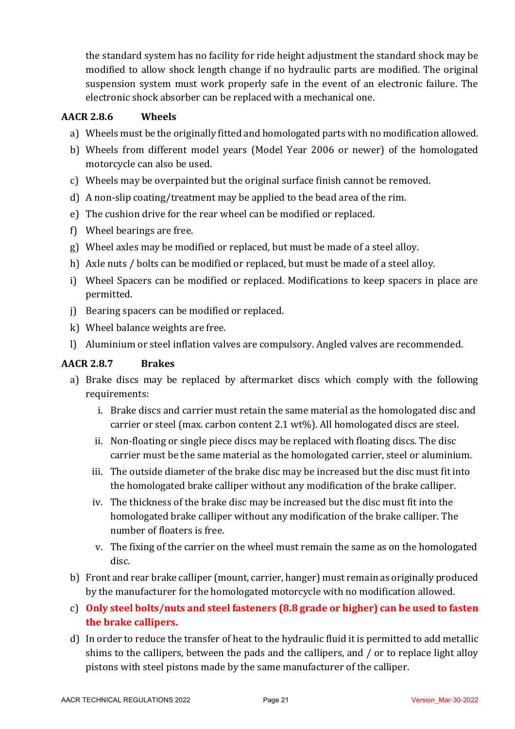the standard system has no facility for ride height adjustment the standard shock may be modified to allow shock length change if no hydraulic parts are modified. The original suspension system must work properly safe in the event of an electronic failure. The electronic shock absorber can be replaced with a mechanical one.

### AACR 2.8.6 Wheels

a) Wheels must be the originally fitted and homologated parts with no modification allowed.

b) Wheels from different model years (Model Year 2006 or newer) of the homologated motorcycle can also be used.

c) Wheels may be overpainted but the original surface finish cannot be removed.

d) A non-slip coating/treatment may be applied to the bead area of the rim.

e) The cushion drive for the rear wheel can be modified or replaced.

f) Wheel bearings are free.

g) Wheel axles may be modified or replaced, but must be made of a steel alloy.

h) Axle nuts / bolts can be modified or replaced, but must be made of a steel alloy.

i) Wheel Spacers can be modified or replaced. Modifications to keep spacers in place are permitted.

j) Bearing spacers can be modified or replaced.

k) Wheel balance weights are free.

l) Aluminium or steel inflation valves are compulsory. Angled valves are recommended.

### AACR 2.8.7 Brakes

a) Brake discs may be replaced by aftermarket discs which comply with the following requirements:

   i. Brake discs and carrier must retain the same material as the homologated disc and carrier or steel (max. carbon content 2.1 wt%). All homologated discs are steel.

   ii. Non-floating or single piece discs may be replaced with floating discs. The disc carrier must be the same material as the homologated carrier, steel or aluminium.

   iii. The outside diameter of the brake disc may be increased but the disc must fit into the homologated brake calliper without any modification of the brake calliper.

   iv. The thickness of the brake disc may be increased but the disc must fit into the homologated brake calliper without any modification of the brake calliper. The number of floaters is free.

   v. The fixing of the carrier on the wheel must remain the same as on the homologated disc.

b) Front and rear brake calliper (mount, carrier, hanger) must remain as originally produced by the manufacturer for the homologated motorcycle with no modification allowed.

c) **Only steel bolts/nuts and steel fasteners (8.8 grade or higher) can be used to fasten the brake callipers.**

d) In order to reduce the transfer of heat to the hydraulic fluid it is permitted to add metallic shims to the callipers, between the pads and the callipers, and / or to replace light alloy pistons with steel pistons made by the same manufacturer of the calliper.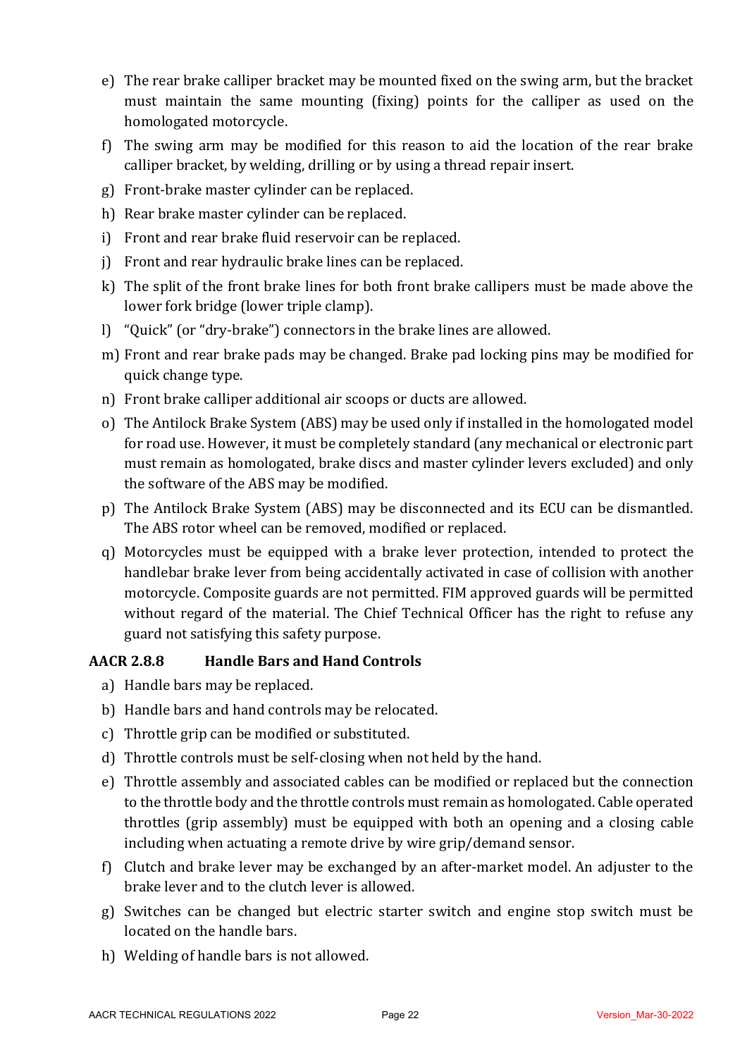e) The rear brake calliper bracket may be mounted fixed on the swing arm, but the bracket must maintain the same mounting (fixing) points for the calliper as used on the homologated motorcycle.

f) The swing arm may be modified for this reason to aid the location of the rear brake calliper bracket, by welding, drilling or by using a thread repair insert.

g) Front-brake master cylinder can be replaced.

h) Rear brake master cylinder can be replaced.

i) Front and rear brake fluid reservoir can be replaced.

j) Front and rear hydraulic brake lines can be replaced.

k) The split of the front brake lines for both front brake callipers must be made above the lower fork bridge (lower triple clamp).

l) "Quick" (or "dry-brake") connectors in the brake lines are allowed.

m) Front and rear brake pads may be changed. Brake pad locking pins may be modified for quick change type.

n) Front brake calliper additional air scoops or ducts are allowed.

o) The Antilock Brake System (ABS) may be used only if installed in the homologated model for road use. However, it must be completely standard (any mechanical or electronic part must remain as homologated, brake discs and master cylinder levers excluded) and only the software of the ABS may be modified.

p) The Antilock Brake System (ABS) may be disconnected and its ECU can be dismantled. The ABS rotor wheel can be removed, modified or replaced.

q) Motorcycles must be equipped with a brake lever protection, intended to protect the handlebar brake lever from being accidentally activated in case of collision with another motorcycle. Composite guards are not permitted. FIM approved guards will be permitted without regard of the material. The Chief Technical Officer has the right to refuse any guard not satisfying this safety purpose.

### AACR 2.8.8 Handle Bars and Hand Controls

a) Handle bars may be replaced.

b) Handle bars and hand controls may be relocated.

c) Throttle grip can be modified or substituted.

d) Throttle controls must be self-closing when not held by the hand.

e) Throttle assembly and associated cables can be modified or replaced but the connection to the throttle body and the throttle controls must remain as homologated. Cable operated throttles (grip assembly) must be equipped with both an opening and a closing cable including when actuating a remote drive by wire grip/demand sensor.

f) Clutch and brake lever may be exchanged by an after-market model. An adjuster to the brake lever and to the clutch lever is allowed.

g) Switches can be changed but electric starter switch and engine stop switch must be located on the handle bars.

h) Welding of handle bars is not allowed.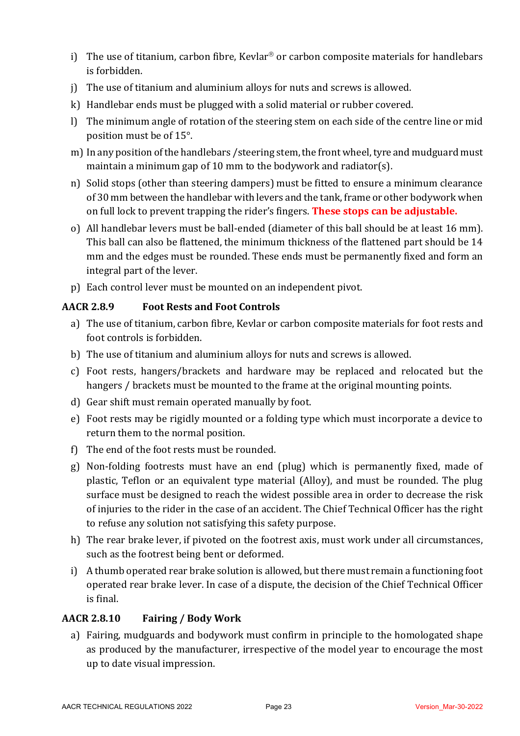i) The use of titanium, carbon fibre, Kevlar® or carbon composite materials for handlebars is forbidden.

j) The use of titanium and aluminium alloys for nuts and screws is allowed.

k) Handlebar ends must be plugged with a solid material or rubber covered.

l) The minimum angle of rotation of the steering stem on each side of the centre line or mid position must be of 15°.

m) In any position of the handlebars /steering stem, the front wheel, tyre and mudguard must maintain a minimum gap of 10 mm to the bodywork and radiator(s).

n) Solid stops (other than steering dampers) must be fitted to ensure a minimum clearance of 30 mm between the handlebar with levers and the tank, frame or other bodywork when on full lock to prevent trapping the rider's fingers. **These stops can be adjustable.**

o) All handlebar levers must be ball-ended (diameter of this ball should be at least 16 mm). This ball can also be flattened, the minimum thickness of the flattened part should be 14 mm and the edges must be rounded. These ends must be permanently fixed and form an integral part of the lever.

p) Each control lever must be mounted on an independent pivot.

### AACR 2.8.9 Foot Rests and Foot Controls

a) The use of titanium, carbon fibre, Kevlar or carbon composite materials for foot rests and foot controls is forbidden.

b) The use of titanium and aluminium alloys for nuts and screws is allowed.

c) Foot rests, hangers/brackets and hardware may be replaced and relocated but the hangers / brackets must be mounted to the frame at the original mounting points.

d) Gear shift must remain operated manually by foot.

e) Foot rests may be rigidly mounted or a folding type which must incorporate a device to return them to the normal position.

f) The end of the foot rests must be rounded.

g) Non-folding footrests must have an end (plug) which is permanently fixed, made of plastic, Teflon or an equivalent type material (Alloy), and must be rounded. The plug surface must be designed to reach the widest possible area in order to decrease the risk of injuries to the rider in the case of an accident. The Chief Technical Officer has the right to refuse any solution not satisfying this safety purpose.

h) The rear brake lever, if pivoted on the footrest axis, must work under all circumstances, such as the footrest being bent or deformed.

i) A thumb operated rear brake solution is allowed, but there must remain a functioning foot operated rear brake lever. In case of a dispute, the decision of the Chief Technical Officer is final.

### AACR 2.8.10 Fairing / Body Work

a) Fairing, mudguards and bodywork must confirm in principle to the homologated shape as produced by the manufacturer, irrespective of the model year to encourage the most up to date visual impression.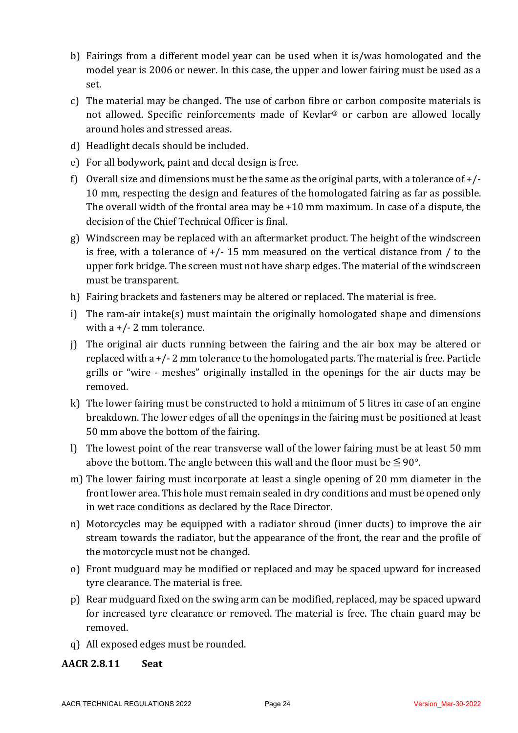b) Fairings from a different model year can be used when it is/was homologated and the model year is 2006 or newer. In this case, the upper and lower fairing must be used as a set.

c) The material may be changed. The use of carbon fibre or carbon composite materials is not allowed. Specific reinforcements made of Kevlar® or carbon are allowed locally around holes and stressed areas.

d) Headlight decals should be included.

e) For all bodywork, paint and decal design is free.

f) Overall size and dimensions must be the same as the original parts, with a tolerance of +/- 10 mm, respecting the design and features of the homologated fairing as far as possible. The overall width of the frontal area may be +10 mm maximum. In case of a dispute, the decision of the Chief Technical Officer is final.

g) Windscreen may be replaced with an aftermarket product. The height of the windscreen is free, with a tolerance of +/- 15 mm measured on the vertical distance from / to the upper fork bridge. The screen must not have sharp edges. The material of the windscreen must be transparent.

h) Fairing brackets and fasteners may be altered or replaced. The material is free.

i) The ram-air intake(s) must maintain the originally homologated shape and dimensions with a +/- 2 mm tolerance.

j) The original air ducts running between the fairing and the air box may be altered or replaced with a +/- 2 mm tolerance to the homologated parts. The material is free. Particle grills or "wire - meshes" originally installed in the openings for the air ducts may be removed.

k) The lower fairing must be constructed to hold a minimum of 5 litres in case of an engine breakdown. The lower edges of all the openings in the fairing must be positioned at least 50 mm above the bottom of the fairing.

l) The lowest point of the rear transverse wall of the lower fairing must be at least 50 mm above the bottom. The angle between this wall and the floor must be ≦ 90°.

m) The lower fairing must incorporate at least a single opening of 20 mm diameter in the front lower area. This hole must remain sealed in dry conditions and must be opened only in wet race conditions as declared by the Race Director.

n) Motorcycles may be equipped with a radiator shroud (inner ducts) to improve the air stream towards the radiator, but the appearance of the front, the rear and the profile of the motorcycle must not be changed.

o) Front mudguard may be modified or replaced and may be spaced upward for increased tyre clearance. The material is free.

p) Rear mudguard fixed on the swing arm can be modified, replaced, may be spaced upward for increased tyre clearance or removed. The material is free. The chain guard may be removed.

q) All exposed edges must be rounded.

### AACR 2.8.11 Seat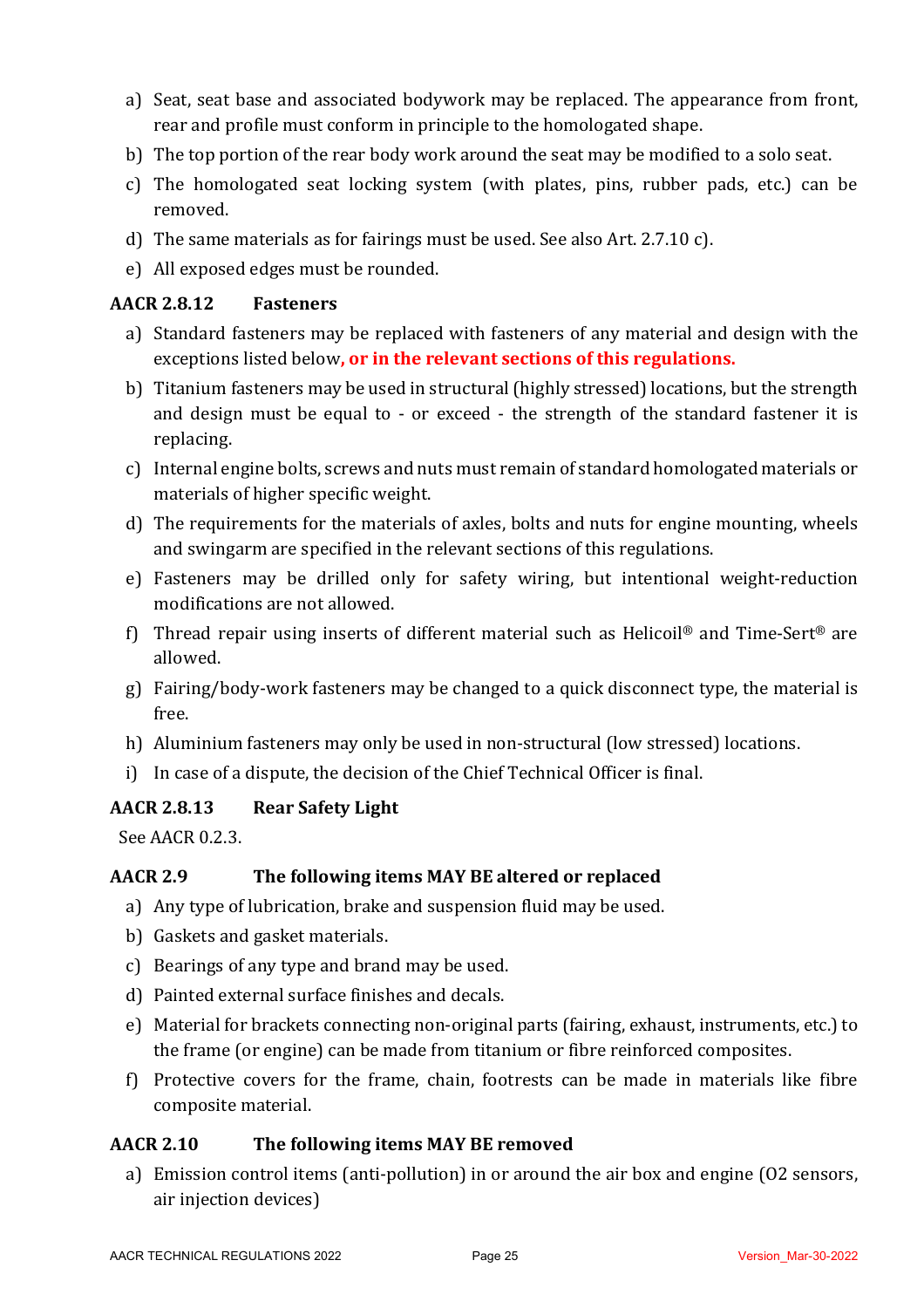a) Seat, seat base and associated bodywork may be replaced. The appearance from front, rear and profile must conform in principle to the homologated shape.
b) The top portion of the rear body work around the seat may be modified to a solo seat.
c) The homologated seat locking system (with plates, pins, rubber pads, etc.) can be removed.
d) The same materials as for fairings must be used. See also Art. 2.7.10 c).
e) All exposed edges must be rounded.

### AACR 2.8.12 Fasteners

a) Standard fasteners may be replaced with fasteners of any material and design with the exceptions listed below**, or in the relevant sections of this regulations.**
b) Titanium fasteners may be used in structural (highly stressed) locations, but the strength and design must be equal to - or exceed - the strength of the standard fastener it is replacing.
c) Internal engine bolts, screws and nuts must remain of standard homologated materials or materials of higher specific weight.
d) The requirements for the materials of axles, bolts and nuts for engine mounting, wheels and swingarm are specified in the relevant sections of this regulations.
e) Fasteners may be drilled only for safety wiring, but intentional weight-reduction modifications are not allowed.
f) Thread repair using inserts of different material such as Helicoil® and Time-Sert® are allowed.
g) Fairing/body-work fasteners may be changed to a quick disconnect type, the material is free.
h) Aluminium fasteners may only be used in non-structural (low stressed) locations.
i) In case of a dispute, the decision of the Chief Technical Officer is final.

### AACR 2.8.13 Rear Safety Light

See AACR 0.2.3.

### AACR 2.9 The following items MAY BE altered or replaced

a) Any type of lubrication, brake and suspension fluid may be used.
b) Gaskets and gasket materials.
c) Bearings of any type and brand may be used.
d) Painted external surface finishes and decals.
e) Material for brackets connecting non-original parts (fairing, exhaust, instruments, etc.) to the frame (or engine) can be made from titanium or fibre reinforced composites.
f) Protective covers for the frame, chain, footrests can be made in materials like fibre composite material.

### AACR 2.10 The following items MAY BE removed

a) Emission control items (anti-pollution) in or around the air box and engine (O2 sensors, air injection devices)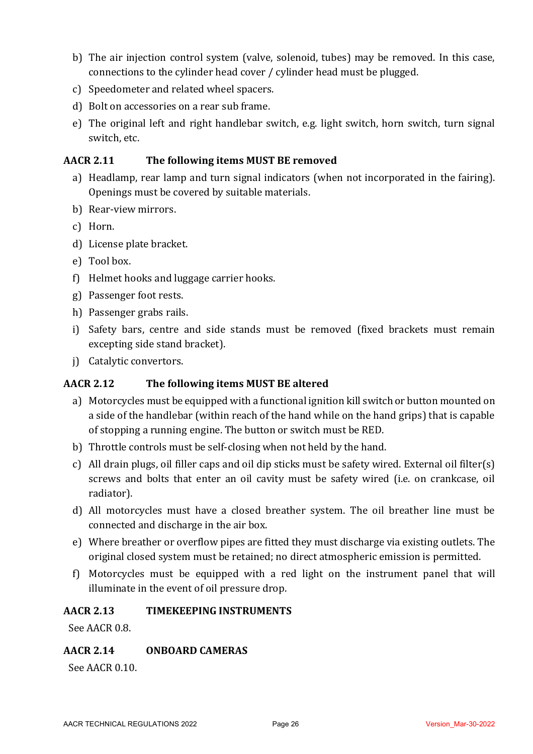b) The air injection control system (valve, solenoid, tubes) may be removed. In this case, connections to the cylinder head cover / cylinder head must be plugged.

c) Speedometer and related wheel spacers.

d) Bolt on accessories on a rear sub frame.

e) The original left and right handlebar switch, e.g. light switch, horn switch, turn signal switch, etc.

### AACR 2.11 The following items MUST BE removed

a) Headlamp, rear lamp and turn signal indicators (when not incorporated in the fairing). Openings must be covered by suitable materials.

b) Rear-view mirrors.

c) Horn.

d) License plate bracket.

e) Tool box.

f) Helmet hooks and luggage carrier hooks.

g) Passenger foot rests.

h) Passenger grabs rails.

i) Safety bars, centre and side stands must be removed (fixed brackets must remain excepting side stand bracket).

j) Catalytic convertors.

### AACR 2.12 The following items MUST BE altered

a) Motorcycles must be equipped with a functional ignition kill switch or button mounted on a side of the handlebar (within reach of the hand while on the hand grips) that is capable of stopping a running engine. The button or switch must be RED.

b) Throttle controls must be self-closing when not held by the hand.

c) All drain plugs, oil filler caps and oil dip sticks must be safety wired. External oil filter(s) screws and bolts that enter an oil cavity must be safety wired (i.e. on crankcase, oil radiator).

d) All motorcycles must have a closed breather system. The oil breather line must be connected and discharge in the air box.

e) Where breather or overflow pipes are fitted they must discharge via existing outlets. The original closed system must be retained; no direct atmospheric emission is permitted.

f) Motorcycles must be equipped with a red light on the instrument panel that will illuminate in the event of oil pressure drop.

### AACR 2.13 TIMEKEEPING INSTRUMENTS

See AACR 0.8.

### AACR 2.14 ONBOARD CAMERAS

See AACR 0.10.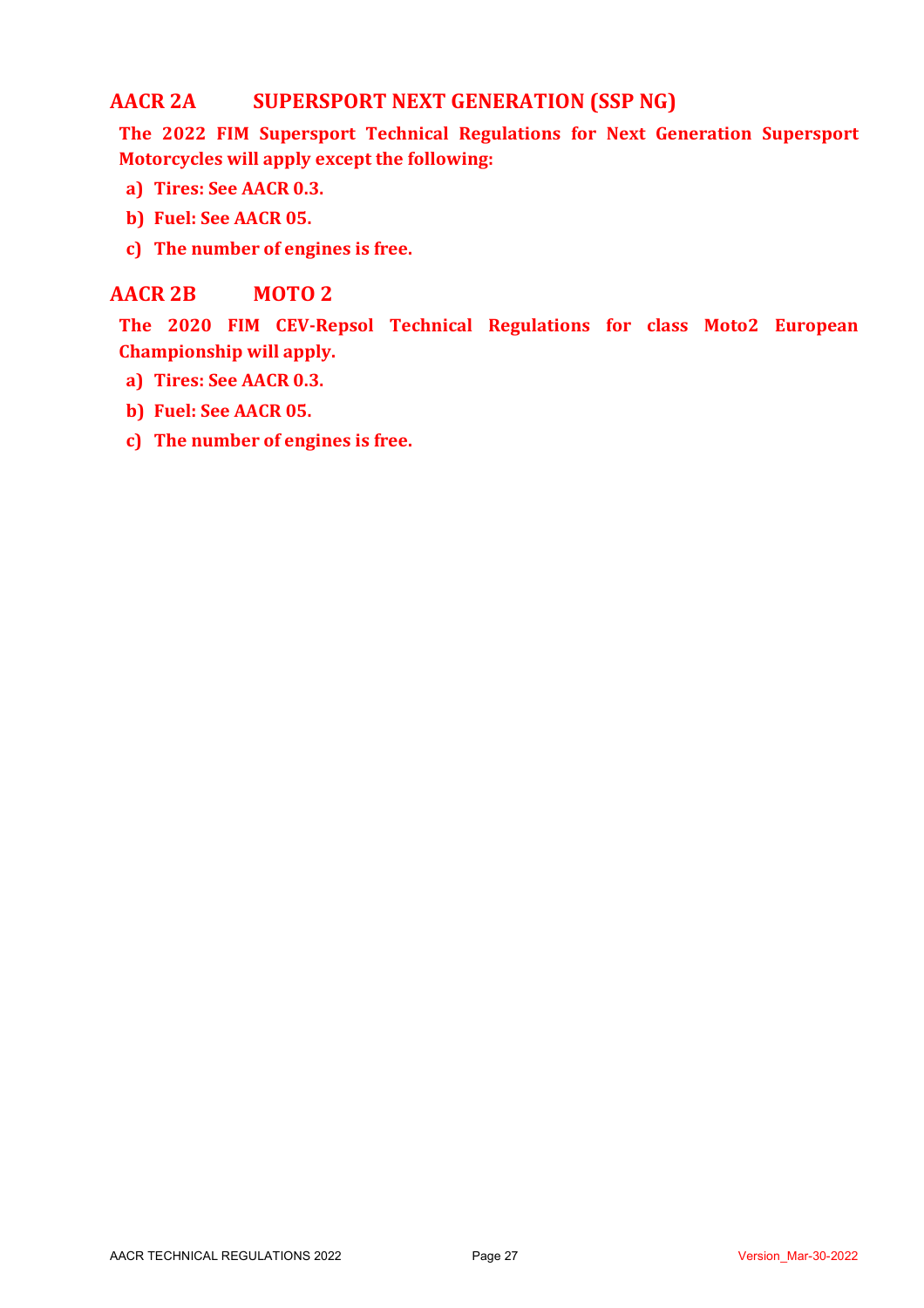## AACR 2A SUPERSPORT NEXT GENERATION (SSP NG)

**The 2022 FIM Supersport Technical Regulations for Next Generation Supersport Motorcycles will apply except the following:**

a) **Tires: See AACR 0.3.**
b) **Fuel: See AACR 05.**
c) **The number of engines is free.**

## AACR 2B MOTO 2

**The 2020 FIM CEV-Repsol Technical Regulations for class Moto2 European Championship will apply.**

a) **Tires: See AACR 0.3.**
b) **Fuel: See AACR 05.**
c) **The number of engines is free.**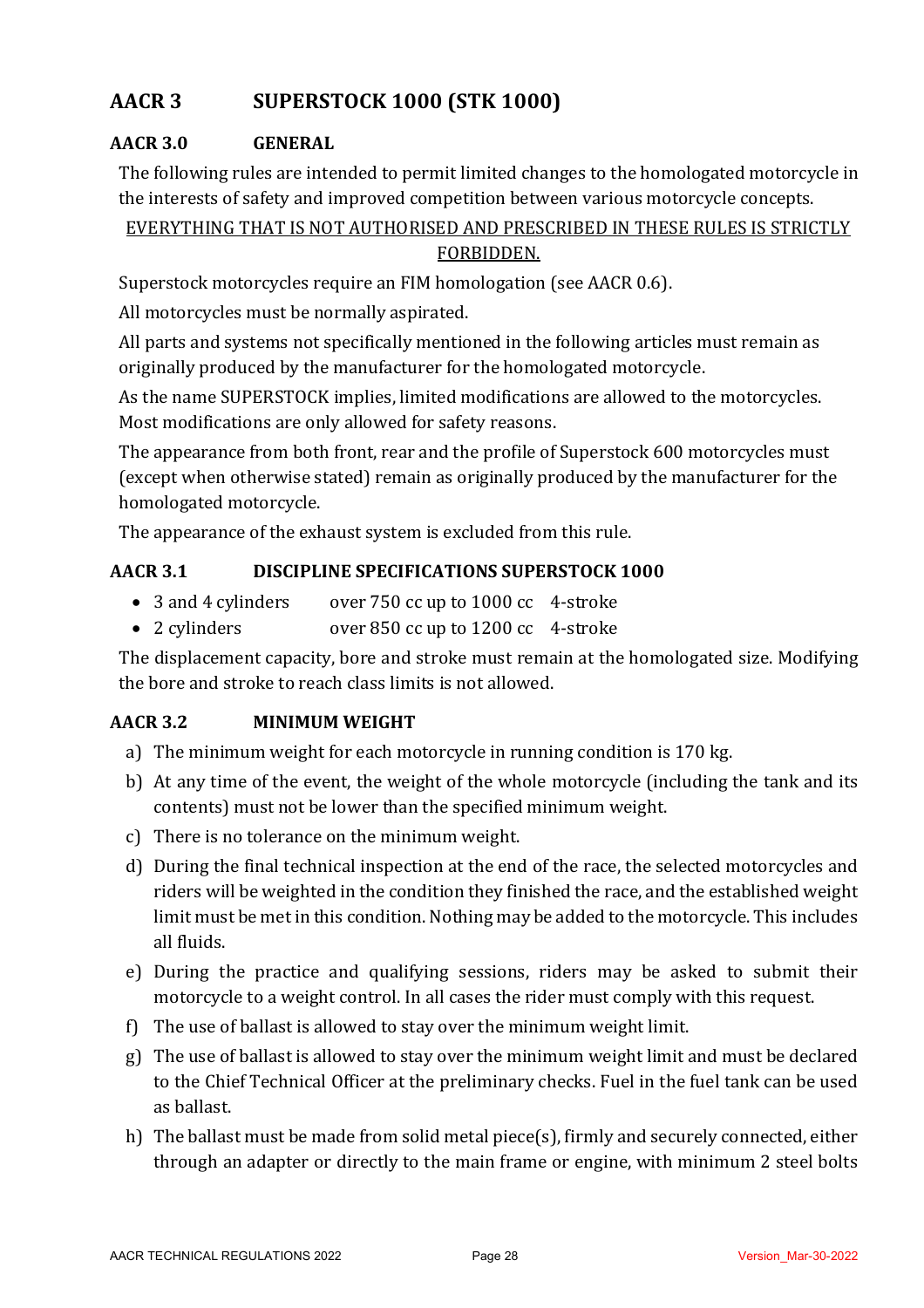# AACR 3 SUPERSTOCK 1000 (STK 1000)

## AACR 3.0 GENERAL

The following rules are intended to permit limited changes to the homologated motorcycle in the interests of safety and improved competition between various motorcycle concepts.

<u>EVERYTHING THAT IS NOT AUTHORISED AND PRESCRIBED IN THESE RULES IS STRICTLY FORBIDDEN.</u>

Superstock motorcycles require an FIM homologation (see AACR 0.6).

All motorcycles must be normally aspirated.

All parts and systems not specifically mentioned in the following articles must remain as originally produced by the manufacturer for the homologated motorcycle.

As the name SUPERSTOCK implies, limited modifications are allowed to the motorcycles. Most modifications are only allowed for safety reasons.

The appearance from both front, rear and the profile of Superstock 600 motorcycles must (except when otherwise stated) remain as originally produced by the manufacturer for the homologated motorcycle.

The appearance of the exhaust system is excluded from this rule.

## AACR 3.1 DISCIPLINE SPECIFICATIONS SUPERSTOCK 1000

- 3 and 4 cylinders over 750 cc up to 1000 cc 4-stroke
- 2 cylinders over 850 cc up to 1200 cc 4-stroke

The displacement capacity, bore and stroke must remain at the homologated size. Modifying the bore and stroke to reach class limits is not allowed.

## AACR 3.2 MINIMUM WEIGHT

a) The minimum weight for each motorcycle in running condition is 170 kg.

b) At any time of the event, the weight of the whole motorcycle (including the tank and its contents) must not be lower than the specified minimum weight.

c) There is no tolerance on the minimum weight.

d) During the final technical inspection at the end of the race, the selected motorcycles and riders will be weighted in the condition they finished the race, and the established weight limit must be met in this condition. Nothing may be added to the motorcycle. This includes all fluids.

e) During the practice and qualifying sessions, riders may be asked to submit their motorcycle to a weight control. In all cases the rider must comply with this request.

f) The use of ballast is allowed to stay over the minimum weight limit.

g) The use of ballast is allowed to stay over the minimum weight limit and must be declared to the Chief Technical Officer at the preliminary checks. Fuel in the fuel tank can be used as ballast.

h) The ballast must be made from solid metal piece(s), firmly and securely connected, either through an adapter or directly to the main frame or engine, with minimum 2 steel bolts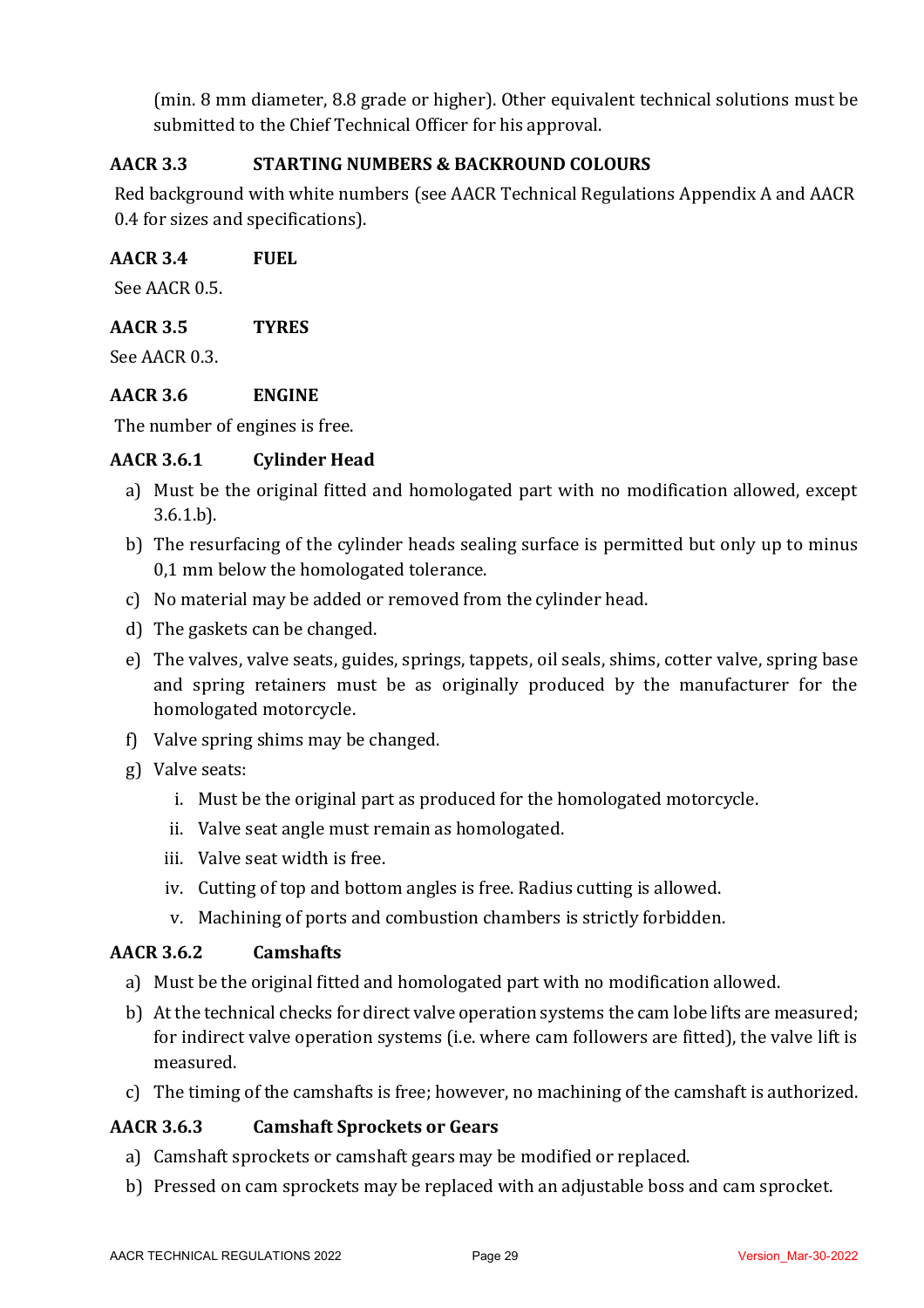(min. 8 mm diameter, 8.8 grade or higher). Other equivalent technical solutions must be submitted to the Chief Technical Officer for his approval.

### AACR 3.3 STARTING NUMBERS & BACKROUND COLOURS

Red background with white numbers (see AACR Technical Regulations Appendix A and AACR 0.4 for sizes and specifications).

### AACR 3.4 FUEL

See AACR 0.5.

### AACR 3.5 TYRES

See AACR 0.3.

### AACR 3.6 ENGINE

The number of engines is free.

#### AACR 3.6.1 Cylinder Head

a) Must be the original fitted and homologated part with no modification allowed, except 3.6.1.b).

b) The resurfacing of the cylinder heads sealing surface is permitted but only up to minus 0,1 mm below the homologated tolerance.

c) No material may be added or removed from the cylinder head.

d) The gaskets can be changed.

e) The valves, valve seats, guides, springs, tappets, oil seals, shims, cotter valve, spring base and spring retainers must be as originally produced by the manufacturer for the homologated motorcycle.

f) Valve spring shims may be changed.

g) Valve seats:

  i. Must be the original part as produced for the homologated motorcycle.
  
  ii. Valve seat angle must remain as homologated.
  
  iii. Valve seat width is free.
  
  iv. Cutting of top and bottom angles is free. Radius cutting is allowed.
  
  v. Machining of ports and combustion chambers is strictly forbidden.

#### AACR 3.6.2 Camshafts

a) Must be the original fitted and homologated part with no modification allowed.

b) At the technical checks for direct valve operation systems the cam lobe lifts are measured; for indirect valve operation systems (i.e. where cam followers are fitted), the valve lift is measured.

c) The timing of the camshafts is free; however, no machining of the camshaft is authorized.

#### AACR 3.6.3 Camshaft Sprockets or Gears

a) Camshaft sprockets or camshaft gears may be modified or replaced.

b) Pressed on cam sprockets may be replaced with an adjustable boss and cam sprocket.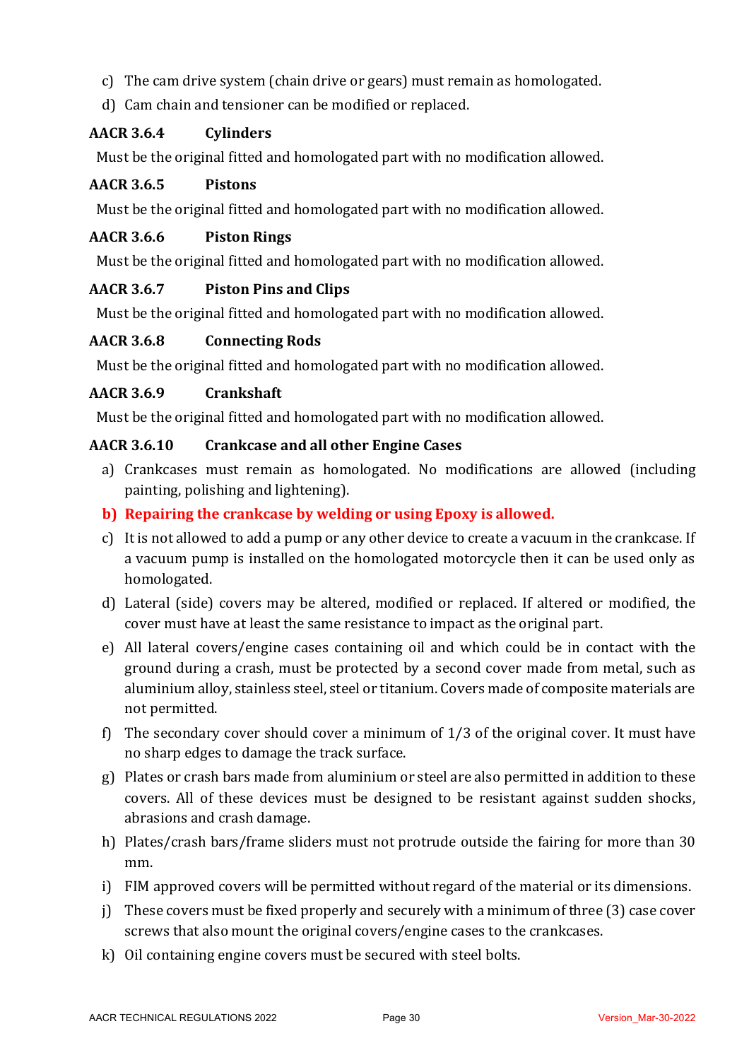c) The cam drive system (chain drive or gears) must remain as homologated.

d) Cam chain and tensioner can be modified or replaced.

### AACR 3.6.4 Cylinders

Must be the original fitted and homologated part with no modification allowed.

### AACR 3.6.5 Pistons

Must be the original fitted and homologated part with no modification allowed.

### AACR 3.6.6 Piston Rings

Must be the original fitted and homologated part with no modification allowed.

### AACR 3.6.7 Piston Pins and Clips

Must be the original fitted and homologated part with no modification allowed.

### AACR 3.6.8 Connecting Rods

Must be the original fitted and homologated part with no modification allowed.

### AACR 3.6.9 Crankshaft

Must be the original fitted and homologated part with no modification allowed.

### AACR 3.6.10 Crankcase and all other Engine Cases

a) Crankcases must remain as homologated. No modifications are allowed (including painting, polishing and lightening).

**b) Repairing the crankcase by welding or using Epoxy is allowed.**

c) It is not allowed to add a pump or any other device to create a vacuum in the crankcase. If a vacuum pump is installed on the homologated motorcycle then it can be used only as homologated.

d) Lateral (side) covers may be altered, modified or replaced. If altered or modified, the cover must have at least the same resistance to impact as the original part.

e) All lateral covers/engine cases containing oil and which could be in contact with the ground during a crash, must be protected by a second cover made from metal, such as aluminium alloy, stainless steel, steel or titanium. Covers made of composite materials are not permitted.

f) The secondary cover should cover a minimum of 1/3 of the original cover. It must have no sharp edges to damage the track surface.

g) Plates or crash bars made from aluminium or steel are also permitted in addition to these covers. All of these devices must be designed to be resistant against sudden shocks, abrasions and crash damage.

h) Plates/crash bars/frame sliders must not protrude outside the fairing for more than 30 mm.

i) FIM approved covers will be permitted without regard of the material or its dimensions.

j) These covers must be fixed properly and securely with a minimum of three (3) case cover screws that also mount the original covers/engine cases to the crankcases.

k) Oil containing engine covers must be secured with steel bolts.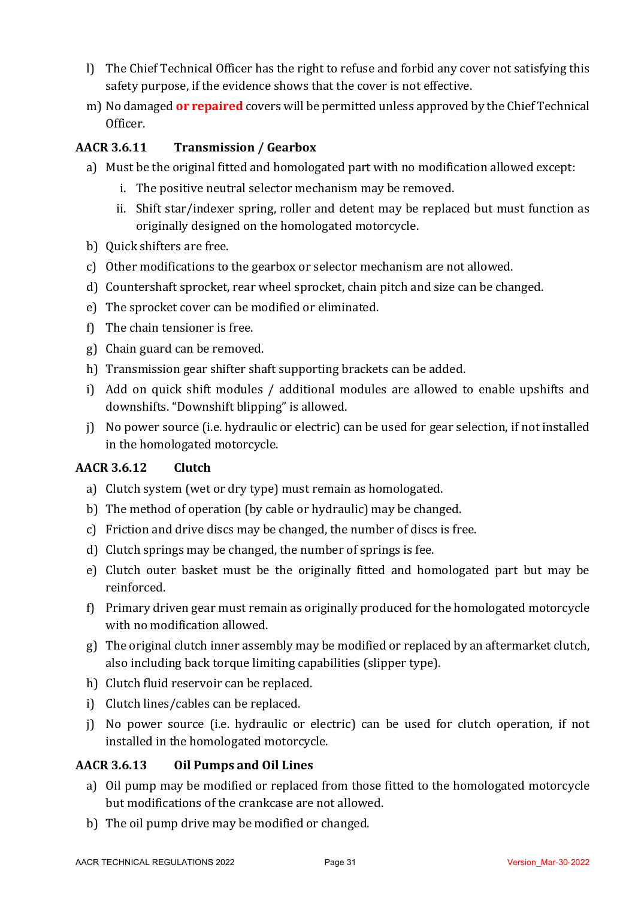l) The Chief Technical Officer has the right to refuse and forbid any cover not satisfying this safety purpose, if the evidence shows that the cover is not effective.

m) No damaged **or repaired** covers will be permitted unless approved by the Chief Technical Officer.

### AACR 3.6.11 Transmission / Gearbox

a) Must be the original fitted and homologated part with no modification allowed except:

   i. The positive neutral selector mechanism may be removed.

   ii. Shift star/indexer spring, roller and detent may be replaced but must function as originally designed on the homologated motorcycle.

b) Quick shifters are free.

c) Other modifications to the gearbox or selector mechanism are not allowed.

d) Countershaft sprocket, rear wheel sprocket, chain pitch and size can be changed.

e) The sprocket cover can be modified or eliminated.

f) The chain tensioner is free.

g) Chain guard can be removed.

h) Transmission gear shifter shaft supporting brackets can be added.

i) Add on quick shift modules / additional modules are allowed to enable upshifts and downshifts. "Downshift blipping" is allowed.

j) No power source (i.e. hydraulic or electric) can be used for gear selection, if not installed in the homologated motorcycle.

### AACR 3.6.12 Clutch

a) Clutch system (wet or dry type) must remain as homologated.

b) The method of operation (by cable or hydraulic) may be changed.

c) Friction and drive discs may be changed, the number of discs is free.

d) Clutch springs may be changed, the number of springs is fee.

e) Clutch outer basket must be the originally fitted and homologated part but may be reinforced.

f) Primary driven gear must remain as originally produced for the homologated motorcycle with no modification allowed.

g) The original clutch inner assembly may be modified or replaced by an aftermarket clutch, also including back torque limiting capabilities (slipper type).

h) Clutch fluid reservoir can be replaced.

i) Clutch lines/cables can be replaced.

j) No power source (i.e. hydraulic or electric) can be used for clutch operation, if not installed in the homologated motorcycle.

### AACR 3.6.13 Oil Pumps and Oil Lines

a) Oil pump may be modified or replaced from those fitted to the homologated motorcycle but modifications of the crankcase are not allowed.

b) The oil pump drive may be modified or changed.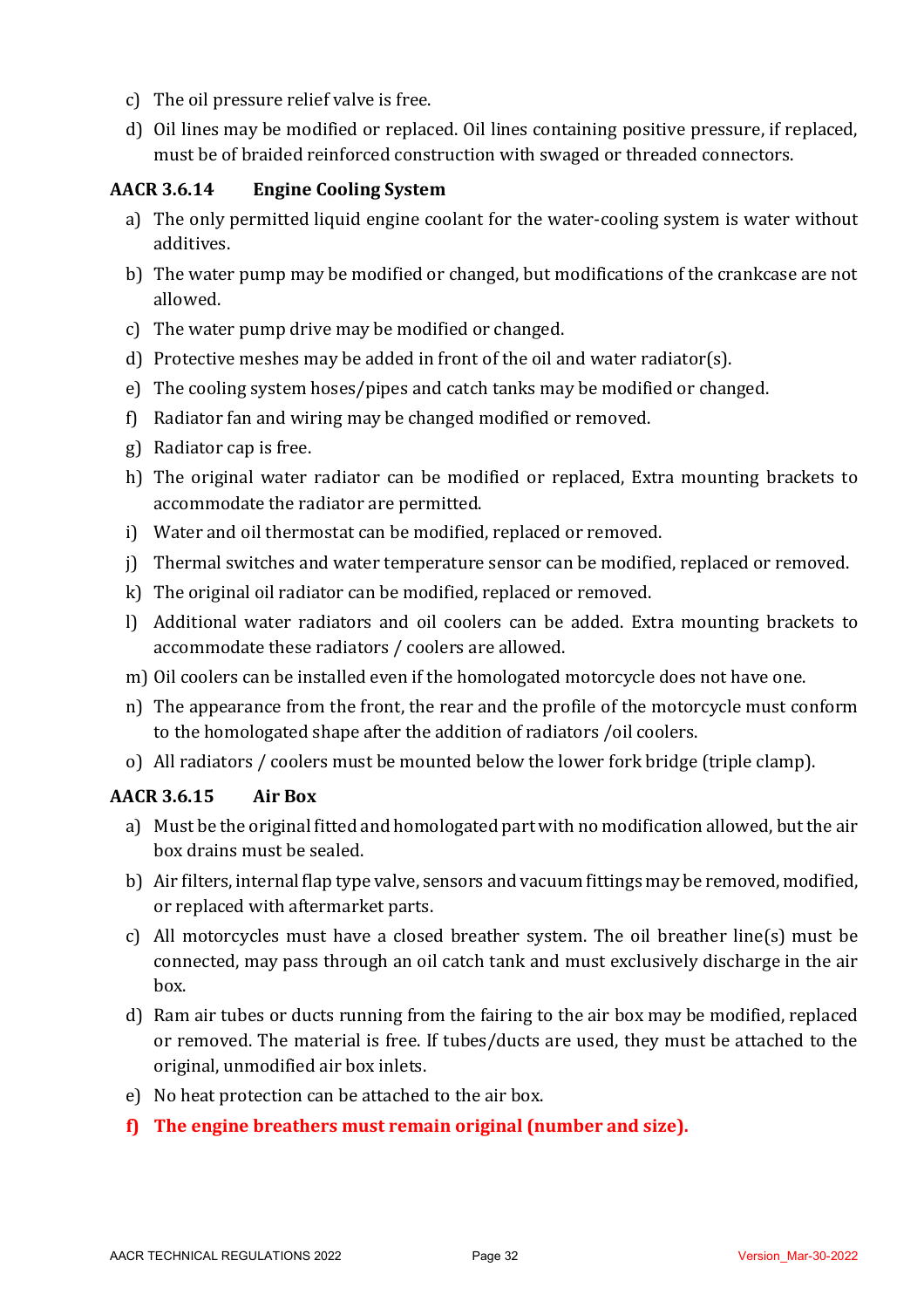c) The oil pressure relief valve is free.

d) Oil lines may be modified or replaced. Oil lines containing positive pressure, if replaced, must be of braided reinforced construction with swaged or threaded connectors.

### AACR 3.6.14 Engine Cooling System

a) The only permitted liquid engine coolant for the water-cooling system is water without additives.

b) The water pump may be modified or changed, but modifications of the crankcase are not allowed.

c) The water pump drive may be modified or changed.

d) Protective meshes may be added in front of the oil and water radiator(s).

e) The cooling system hoses/pipes and catch tanks may be modified or changed.

f) Radiator fan and wiring may be changed modified or removed.

g) Radiator cap is free.

h) The original water radiator can be modified or replaced, Extra mounting brackets to accommodate the radiator are permitted.

i) Water and oil thermostat can be modified, replaced or removed.

j) Thermal switches and water temperature sensor can be modified, replaced or removed.

k) The original oil radiator can be modified, replaced or removed.

l) Additional water radiators and oil coolers can be added. Extra mounting brackets to accommodate these radiators / coolers are allowed.

m) Oil coolers can be installed even if the homologated motorcycle does not have one.

n) The appearance from the front, the rear and the profile of the motorcycle must conform to the homologated shape after the addition of radiators /oil coolers.

o) All radiators / coolers must be mounted below the lower fork bridge (triple clamp).

### AACR 3.6.15 Air Box

a) Must be the original fitted and homologated part with no modification allowed, but the air box drains must be sealed.

b) Air filters, internal flap type valve, sensors and vacuum fittings may be removed, modified, or replaced with aftermarket parts.

c) All motorcycles must have a closed breather system. The oil breather line(s) must be connected, may pass through an oil catch tank and must exclusively discharge in the air box.

d) Ram air tubes or ducts running from the fairing to the air box may be modified, replaced or removed. The material is free. If tubes/ducts are used, they must be attached to the original, unmodified air box inlets.

e) No heat protection can be attached to the air box.

**f) The engine breathers must remain original (number and size).**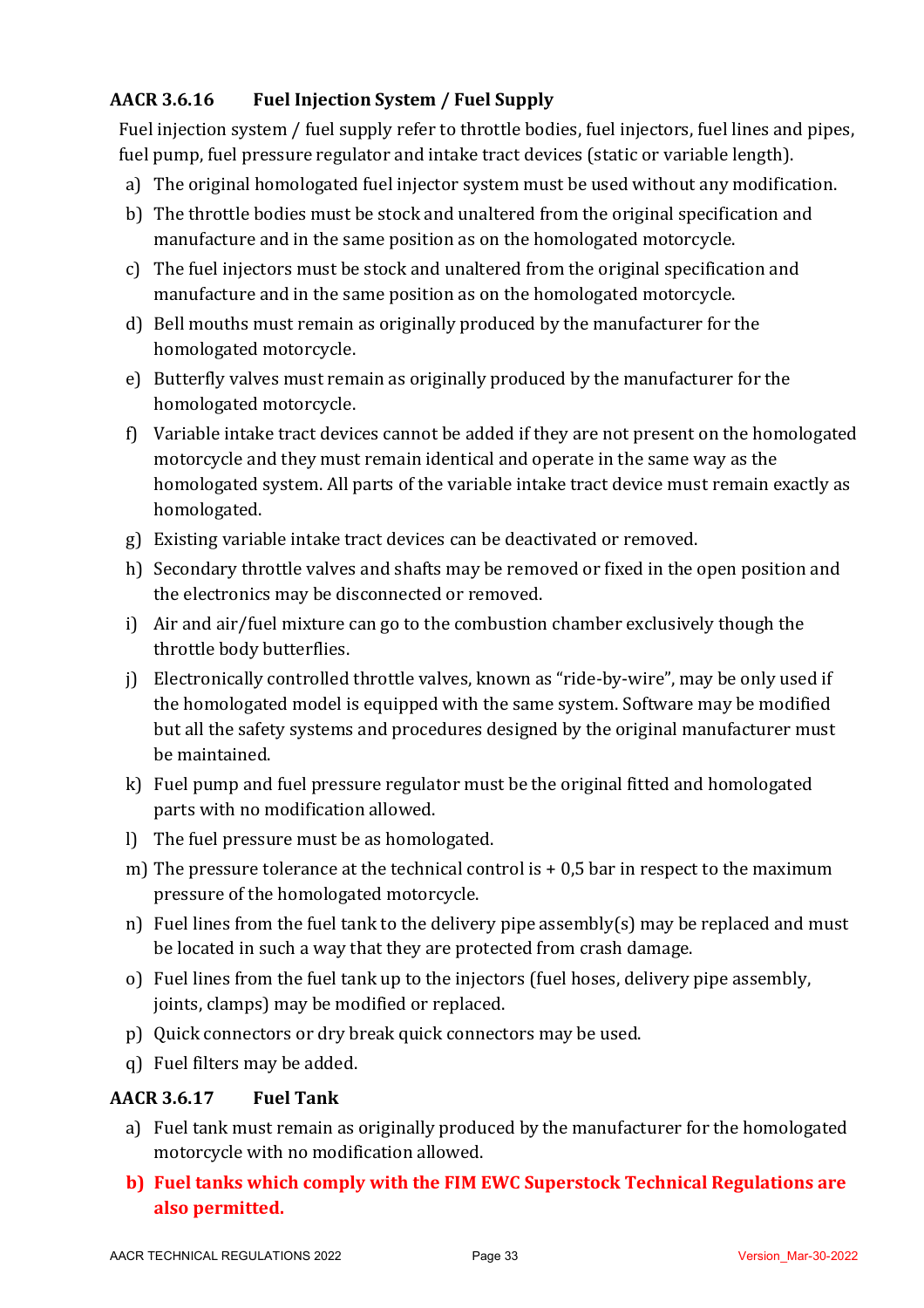### AACR 3.6.16 Fuel Injection System / Fuel Supply

Fuel injection system / fuel supply refer to throttle bodies, fuel injectors, fuel lines and pipes, fuel pump, fuel pressure regulator and intake tract devices (static or variable length).

a) The original homologated fuel injector system must be used without any modification.

b) The throttle bodies must be stock and unaltered from the original specification and manufacture and in the same position as on the homologated motorcycle.

c) The fuel injectors must be stock and unaltered from the original specification and manufacture and in the same position as on the homologated motorcycle.

d) Bell mouths must remain as originally produced by the manufacturer for the homologated motorcycle.

e) Butterfly valves must remain as originally produced by the manufacturer for the homologated motorcycle.

f) Variable intake tract devices cannot be added if they are not present on the homologated motorcycle and they must remain identical and operate in the same way as the homologated system. All parts of the variable intake tract device must remain exactly as homologated.

g) Existing variable intake tract devices can be deactivated or removed.

h) Secondary throttle valves and shafts may be removed or fixed in the open position and the electronics may be disconnected or removed.

i) Air and air/fuel mixture can go to the combustion chamber exclusively though the throttle body butterflies.

j) Electronically controlled throttle valves, known as "ride-by-wire", may be only used if the homologated model is equipped with the same system. Software may be modified but all the safety systems and procedures designed by the original manufacturer must be maintained.

k) Fuel pump and fuel pressure regulator must be the original fitted and homologated parts with no modification allowed.

l) The fuel pressure must be as homologated.

m) The pressure tolerance at the technical control is + 0,5 bar in respect to the maximum pressure of the homologated motorcycle.

n) Fuel lines from the fuel tank to the delivery pipe assembly(s) may be replaced and must be located in such a way that they are protected from crash damage.

o) Fuel lines from the fuel tank up to the injectors (fuel hoses, delivery pipe assembly, joints, clamps) may be modified or replaced.

p) Quick connectors or dry break quick connectors may be used.

q) Fuel filters may be added.

### AACR 3.6.17 Fuel Tank

a) Fuel tank must remain as originally produced by the manufacturer for the homologated motorcycle with no modification allowed.

**b) Fuel tanks which comply with the FIM EWC Superstock Technical Regulations are also permitted.**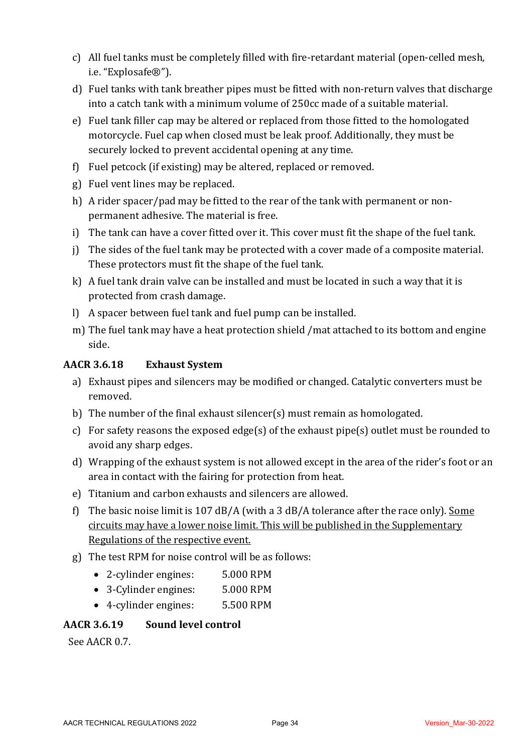c) All fuel tanks must be completely filled with fire-retardant material (open-celled mesh, i.e. "Explosafe®").

d) Fuel tanks with tank breather pipes must be fitted with non-return valves that discharge into a catch tank with a minimum volume of 250cc made of a suitable material.

e) Fuel tank filler cap may be altered or replaced from those fitted to the homologated motorcycle. Fuel cap when closed must be leak proof. Additionally, they must be securely locked to prevent accidental opening at any time.

f) Fuel petcock (if existing) may be altered, replaced or removed.

g) Fuel vent lines may be replaced.

h) A rider spacer/pad may be fitted to the rear of the tank with permanent or non-permanent adhesive. The material is free.

i) The tank can have a cover fitted over it. This cover must fit the shape of the fuel tank.

j) The sides of the fuel tank may be protected with a cover made of a composite material. These protectors must fit the shape of the fuel tank.

k) A fuel tank drain valve can be installed and must be located in such a way that it is protected from crash damage.

l) A spacer between fuel tank and fuel pump can be installed.

m) The fuel tank may have a heat protection shield /mat attached to its bottom and engine side.

### AACR 3.6.18 Exhaust System

a) Exhaust pipes and silencers may be modified or changed. Catalytic converters must be removed.

b) The number of the final exhaust silencer(s) must remain as homologated.

c) For safety reasons the exposed edge(s) of the exhaust pipe(s) outlet must be rounded to avoid any sharp edges.

d) Wrapping of the exhaust system is not allowed except in the area of the rider's foot or an area in contact with the fairing for protection from heat.

e) Titanium and carbon exhausts and silencers are allowed.

f) The basic noise limit is 107 dB/A (with a 3 dB/A tolerance after the race only). Some circuits may have a lower noise limit. This will be published in the Supplementary Regulations of the respective event.

g) The test RPM for noise control will be as follows:

- 2-cylinder engines: 5.000 RPM
- 3-Cylinder engines: 5.000 RPM
- 4-cylinder engines: 5.500 RPM

### AACR 3.6.19 Sound level control

See AACR 0.7.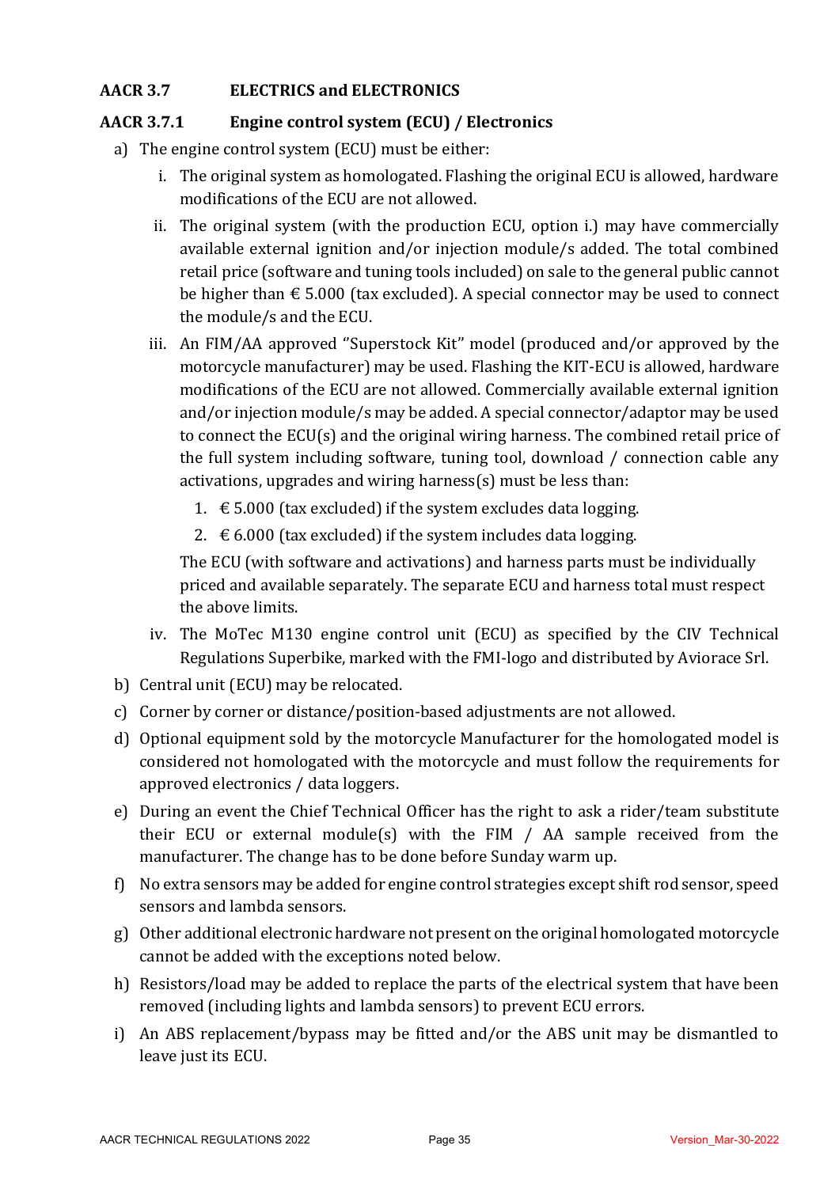## AACR 3.7 ELECTRICS and ELECTRONICS

### AACR 3.7.1 Engine control system (ECU) / Electronics

a) The engine control system (ECU) must be either:

   i. The original system as homologated. Flashing the original ECU is allowed, hardware modifications of the ECU are not allowed.

   ii. The original system (with the production ECU, option i.) may have commercially available external ignition and/or injection module/s added. The total combined retail price (software and tuning tools included) on sale to the general public cannot be higher than € 5.000 (tax excluded). A special connector may be used to connect the module/s and the ECU.

   iii. An FIM/AA approved "Superstock Kit" model (produced and/or approved by the motorcycle manufacturer) may be used. Flashing the KIT-ECU is allowed, hardware modifications of the ECU are not allowed. Commercially available external ignition and/or injection module/s may be added. A special connector/adaptor may be used to connect the ECU(s) and the original wiring harness. The combined retail price of the full system including software, tuning tool, download / connection cable any activations, upgrades and wiring harness(s) must be less than:

      1. € 5.000 (tax excluded) if the system excludes data logging.
      2. € 6.000 (tax excluded) if the system includes data logging.

      The ECU (with software and activations) and harness parts must be individually priced and available separately. The separate ECU and harness total must respect the above limits.

   iv. The MoTec M130 engine control unit (ECU) as specified by the CIV Technical Regulations Superbike, marked with the FMI-logo and distributed by Aviorace Srl.

b) Central unit (ECU) may be relocated.

c) Corner by corner or distance/position-based adjustments are not allowed.

d) Optional equipment sold by the motorcycle Manufacturer for the homologated model is considered not homologated with the motorcycle and must follow the requirements for approved electronics / data loggers.

e) During an event the Chief Technical Officer has the right to ask a rider/team substitute their ECU or external module(s) with the FIM / AA sample received from the manufacturer. The change has to be done before Sunday warm up.

f) No extra sensors may be added for engine control strategies except shift rod sensor, speed sensors and lambda sensors.

g) Other additional electronic hardware not present on the original homologated motorcycle cannot be added with the exceptions noted below.

h) Resistors/load may be added to replace the parts of the electrical system that have been removed (including lights and lambda sensors) to prevent ECU errors.

i) An ABS replacement/bypass may be fitted and/or the ABS unit may be dismantled to leave just its ECU.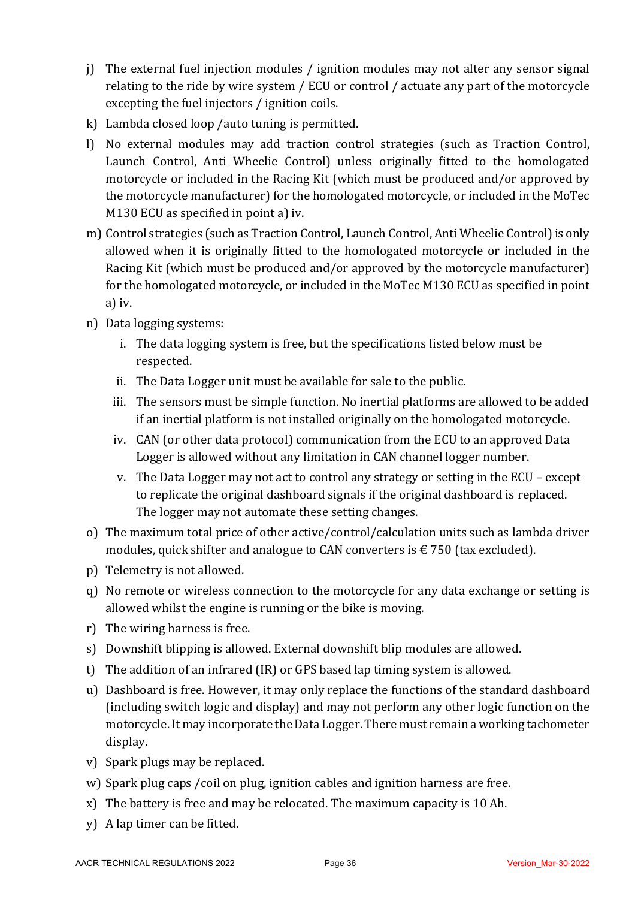j) The external fuel injection modules / ignition modules may not alter any sensor signal relating to the ride by wire system / ECU or control / actuate any part of the motorcycle excepting the fuel injectors / ignition coils.

k) Lambda closed loop /auto tuning is permitted.

l) No external modules may add traction control strategies (such as Traction Control, Launch Control, Anti Wheelie Control) unless originally fitted to the homologated motorcycle or included in the Racing Kit (which must be produced and/or approved by the motorcycle manufacturer) for the homologated motorcycle, or included in the MoTec M130 ECU as specified in point a) iv.

m) Control strategies (such as Traction Control, Launch Control, Anti Wheelie Control) is only allowed when it is originally fitted to the homologated motorcycle or included in the Racing Kit (which must be produced and/or approved by the motorcycle manufacturer) for the homologated motorcycle, or included in the MoTec M130 ECU as specified in point a) iv.

n) Data logging systems:

   i. The data logging system is free, but the specifications listed below must be respected.

   ii. The Data Logger unit must be available for sale to the public.

   iii. The sensors must be simple function. No inertial platforms are allowed to be added if an inertial platform is not installed originally on the homologated motorcycle.

   iv. CAN (or other data protocol) communication from the ECU to an approved Data Logger is allowed without any limitation in CAN channel logger number.

   v. The Data Logger may not act to control any strategy or setting in the ECU – except to replicate the original dashboard signals if the original dashboard is replaced. The logger may not automate these setting changes.

o) The maximum total price of other active/control/calculation units such as lambda driver modules, quick shifter and analogue to CAN converters is € 750 (tax excluded).

p) Telemetry is not allowed.

q) No remote or wireless connection to the motorcycle for any data exchange or setting is allowed whilst the engine is running or the bike is moving.

r) The wiring harness is free.

s) Downshift blipping is allowed. External downshift blip modules are allowed.

t) The addition of an infrared (IR) or GPS based lap timing system is allowed.

u) Dashboard is free. However, it may only replace the functions of the standard dashboard (including switch logic and display) and may not perform any other logic function on the motorcycle. It may incorporate the Data Logger. There must remain a working tachometer display.

v) Spark plugs may be replaced.

w) Spark plug caps /coil on plug, ignition cables and ignition harness are free.

x) The battery is free and may be relocated. The maximum capacity is 10 Ah.

y) A lap timer can be fitted.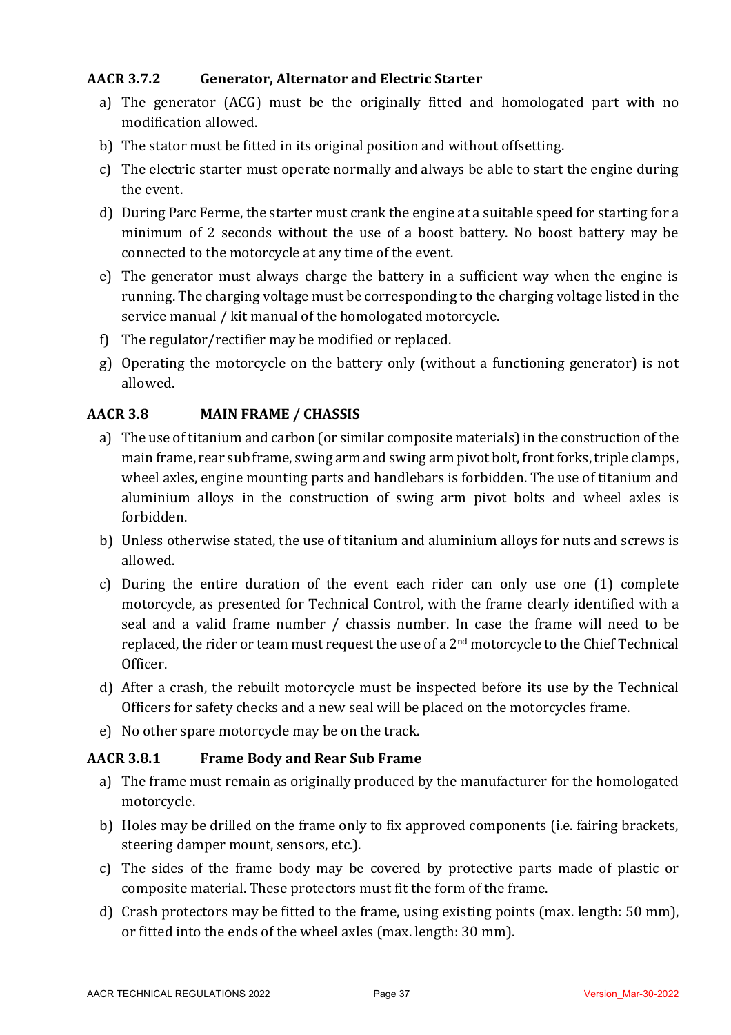### AACR 3.7.2 Generator, Alternator and Electric Starter

a) The generator (ACG) must be the originally fitted and homologated part with no modification allowed.

b) The stator must be fitted in its original position and without offsetting.

c) The electric starter must operate normally and always be able to start the engine during the event.

d) During Parc Ferme, the starter must crank the engine at a suitable speed for starting for a minimum of 2 seconds without the use of a boost battery. No boost battery may be connected to the motorcycle at any time of the event.

e) The generator must always charge the battery in a sufficient way when the engine is running. The charging voltage must be corresponding to the charging voltage listed in the service manual / kit manual of the homologated motorcycle.

f) The regulator/rectifier may be modified or replaced.

g) Operating the motorcycle on the battery only (without a functioning generator) is not allowed.

### AACR 3.8 MAIN FRAME / CHASSIS

a) The use of titanium and carbon (or similar composite materials) in the construction of the main frame, rear sub frame, swing arm and swing arm pivot bolt, front forks, triple clamps, wheel axles, engine mounting parts and handlebars is forbidden. The use of titanium and aluminium alloys in the construction of swing arm pivot bolts and wheel axles is forbidden.

b) Unless otherwise stated, the use of titanium and aluminium alloys for nuts and screws is allowed.

c) During the entire duration of the event each rider can only use one (1) complete motorcycle, as presented for Technical Control, with the frame clearly identified with a seal and a valid frame number / chassis number. In case the frame will need to be replaced, the rider or team must request the use of a 2nd motorcycle to the Chief Technical Officer.

d) After a crash, the rebuilt motorcycle must be inspected before its use by the Technical Officers for safety checks and a new seal will be placed on the motorcycles frame.

e) No other spare motorcycle may be on the track.

### AACR 3.8.1 Frame Body and Rear Sub Frame

a) The frame must remain as originally produced by the manufacturer for the homologated motorcycle.

b) Holes may be drilled on the frame only to fix approved components (i.e. fairing brackets, steering damper mount, sensors, etc.).

c) The sides of the frame body may be covered by protective parts made of plastic or composite material. These protectors must fit the form of the frame.

d) Crash protectors may be fitted to the frame, using existing points (max. length: 50 mm), or fitted into the ends of the wheel axles (max. length: 30 mm).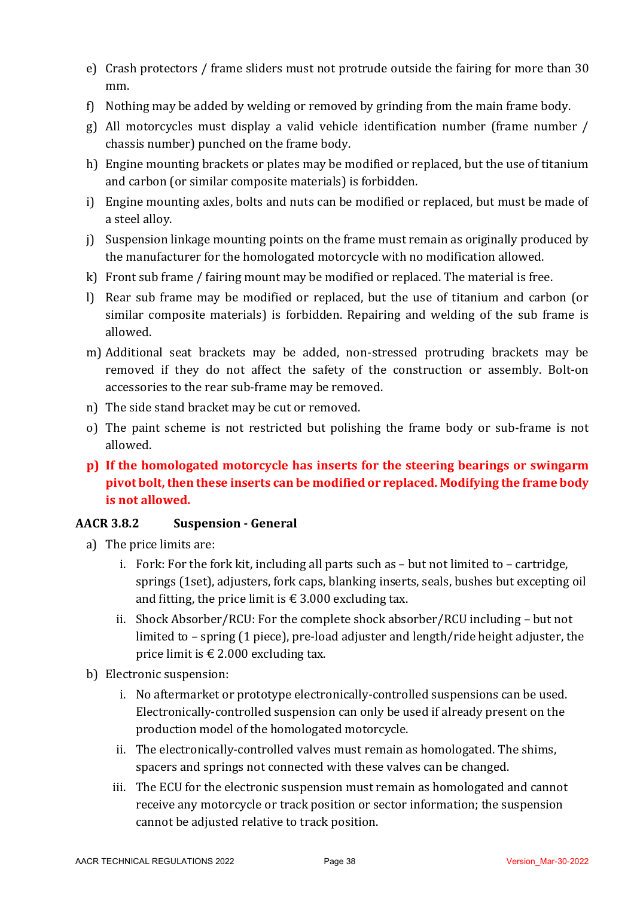e) Crash protectors / frame sliders must not protrude outside the fairing for more than 30 mm.
f) Nothing may be added by welding or removed by grinding from the main frame body.
g) All motorcycles must display a valid vehicle identification number (frame number / chassis number) punched on the frame body.
h) Engine mounting brackets or plates may be modified or replaced, but the use of titanium and carbon (or similar composite materials) is forbidden.
i) Engine mounting axles, bolts and nuts can be modified or replaced, but must be made of a steel alloy.
j) Suspension linkage mounting points on the frame must remain as originally produced by the manufacturer for the homologated motorcycle with no modification allowed.
k) Front sub frame / fairing mount may be modified or replaced. The material is free.
l) Rear sub frame may be modified or replaced, but the use of titanium and carbon (or similar composite materials) is forbidden. Repairing and welding of the sub frame is allowed.
m) Additional seat brackets may be added, non-stressed protruding brackets may be removed if they do not affect the safety of the construction or assembly. Bolt-on accessories to the rear sub-frame may be removed.
n) The side stand bracket may be cut or removed.
o) The paint scheme is not restricted but polishing the frame body or sub-frame is not allowed.
**p) If the homologated motorcycle has inserts for the steering bearings or swingarm pivot bolt, then these inserts can be modified or replaced. Modifying the frame body is not allowed.**

### AACR 3.8.2 Suspension - General

a) The price limits are:
   i. Fork: For the fork kit, including all parts such as – but not limited to – cartridge, springs (1set), adjusters, fork caps, blanking inserts, seals, bushes but excepting oil and fitting, the price limit is € 3.000 excluding tax.
   ii. Shock Absorber/RCU: For the complete shock absorber/RCU including – but not limited to – spring (1 piece), pre-load adjuster and length/ride height adjuster, the price limit is € 2.000 excluding tax.
b) Electronic suspension:
   i. No aftermarket or prototype electronically-controlled suspensions can be used. Electronically-controlled suspension can only be used if already present on the production model of the homologated motorcycle.
   ii. The electronically-controlled valves must remain as homologated. The shims, spacers and springs not connected with these valves can be changed.
   iii. The ECU for the electronic suspension must remain as homologated and cannot receive any motorcycle or track position or sector information; the suspension cannot be adjusted relative to track position.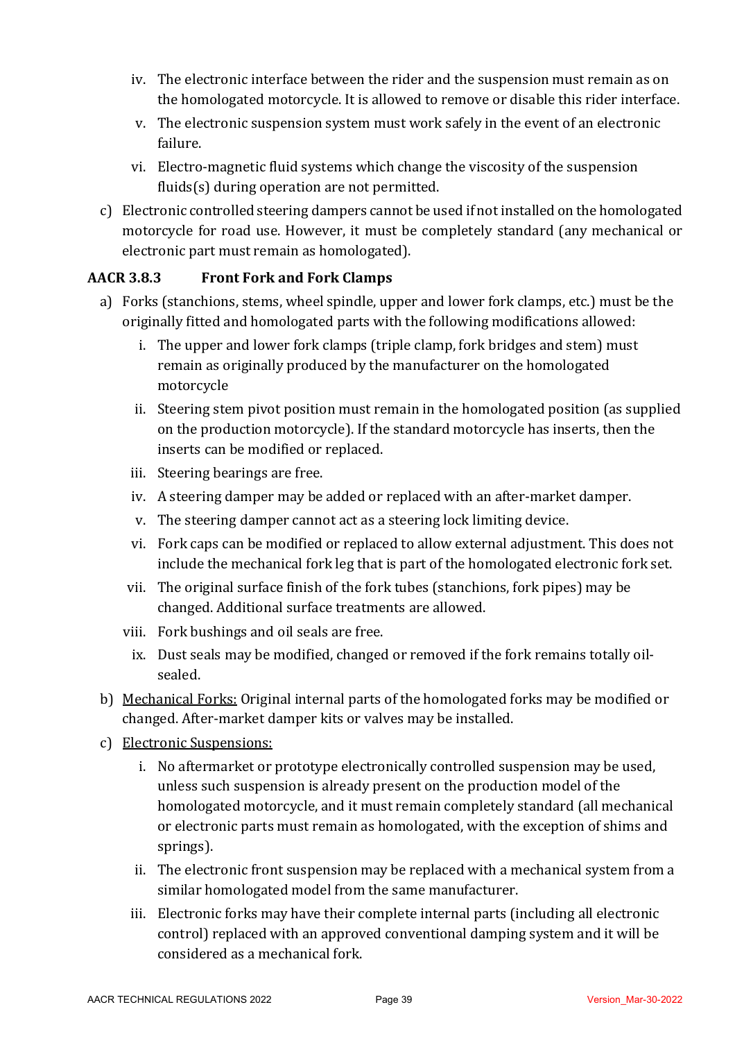iv. The electronic interface between the rider and the suspension must remain as on the homologated motorcycle. It is allowed to remove or disable this rider interface.

v. The electronic suspension system must work safely in the event of an electronic failure.

vi. Electro-magnetic fluid systems which change the viscosity of the suspension fluids(s) during operation are not permitted.

c) Electronic controlled steering dampers cannot be used if not installed on the homologated motorcycle for road use. However, it must be completely standard (any mechanical or electronic part must remain as homologated).

### AACR 3.8.3 Front Fork and Fork Clamps

a) Forks (stanchions, stems, wheel spindle, upper and lower fork clamps, etc.) must be the originally fitted and homologated parts with the following modifications allowed:

i. The upper and lower fork clamps (triple clamp, fork bridges and stem) must remain as originally produced by the manufacturer on the homologated motorcycle

ii. Steering stem pivot position must remain in the homologated position (as supplied on the production motorcycle). If the standard motorcycle has inserts, then the inserts can be modified or replaced.

iii. Steering bearings are free.

iv. A steering damper may be added or replaced with an after-market damper.

v. The steering damper cannot act as a steering lock limiting device.

vi. Fork caps can be modified or replaced to allow external adjustment. This does not include the mechanical fork leg that is part of the homologated electronic fork set.

vii. The original surface finish of the fork tubes (stanchions, fork pipes) may be changed. Additional surface treatments are allowed.

viii. Fork bushings and oil seals are free.

ix. Dust seals may be modified, changed or removed if the fork remains totally oil-sealed.

b) Mechanical Forks: Original internal parts of the homologated forks may be modified or changed. After-market damper kits or valves may be installed.

c) Electronic Suspensions:

i. No aftermarket or prototype electronically controlled suspension may be used, unless such suspension is already present on the production model of the homologated motorcycle, and it must remain completely standard (all mechanical or electronic parts must remain as homologated, with the exception of shims and springs).

ii. The electronic front suspension may be replaced with a mechanical system from a similar homologated model from the same manufacturer.

iii. Electronic forks may have their complete internal parts (including all electronic control) replaced with an approved conventional damping system and it will be considered as a mechanical fork.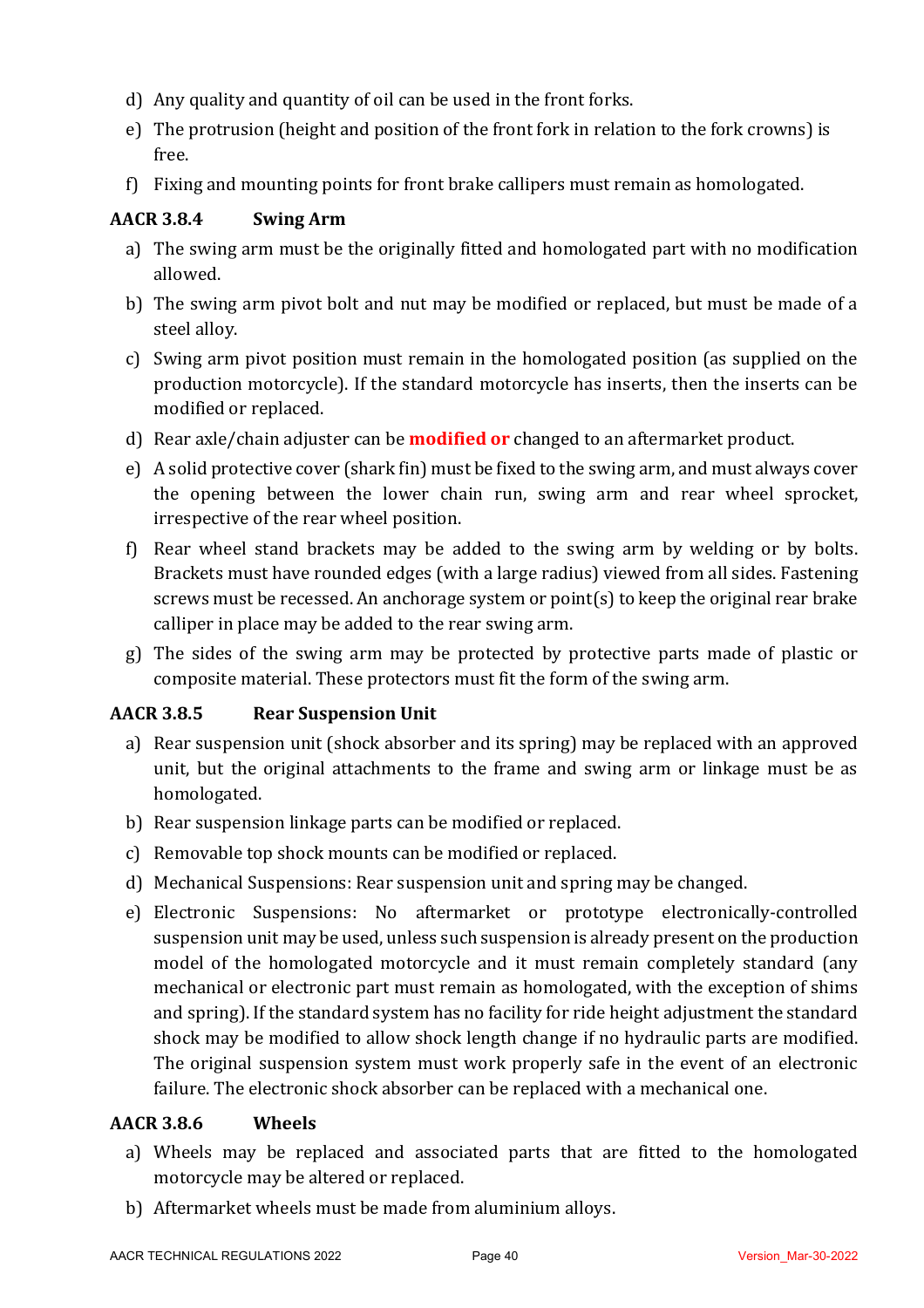d) Any quality and quantity of oil can be used in the front forks.

e) The protrusion (height and position of the front fork in relation to the fork crowns) is free.

f) Fixing and mounting points for front brake callipers must remain as homologated.

### AACR 3.8.4 Swing Arm

a) The swing arm must be the originally fitted and homologated part with no modification allowed.

b) The swing arm pivot bolt and nut may be modified or replaced, but must be made of a steel alloy.

c) Swing arm pivot position must remain in the homologated position (as supplied on the production motorcycle). If the standard motorcycle has inserts, then the inserts can be modified or replaced.

d) Rear axle/chain adjuster can be **modified or** changed to an aftermarket product.

e) A solid protective cover (shark fin) must be fixed to the swing arm, and must always cover the opening between the lower chain run, swing arm and rear wheel sprocket, irrespective of the rear wheel position.

f) Rear wheel stand brackets may be added to the swing arm by welding or by bolts. Brackets must have rounded edges (with a large radius) viewed from all sides. Fastening screws must be recessed. An anchorage system or point(s) to keep the original rear brake calliper in place may be added to the rear swing arm.

g) The sides of the swing arm may be protected by protective parts made of plastic or composite material. These protectors must fit the form of the swing arm.

### AACR 3.8.5 Rear Suspension Unit

a) Rear suspension unit (shock absorber and its spring) may be replaced with an approved unit, but the original attachments to the frame and swing arm or linkage must be as homologated.

b) Rear suspension linkage parts can be modified or replaced.

c) Removable top shock mounts can be modified or replaced.

d) Mechanical Suspensions: Rear suspension unit and spring may be changed.

e) Electronic Suspensions: No aftermarket or prototype electronically-controlled suspension unit may be used, unless such suspension is already present on the production model of the homologated motorcycle and it must remain completely standard (any mechanical or electronic part must remain as homologated, with the exception of shims and spring). If the standard system has no facility for ride height adjustment the standard shock may be modified to allow shock length change if no hydraulic parts are modified. The original suspension system must work properly safe in the event of an electronic failure. The electronic shock absorber can be replaced with a mechanical one.

### AACR 3.8.6 Wheels

a) Wheels may be replaced and associated parts that are fitted to the homologated motorcycle may be altered or replaced.

b) Aftermarket wheels must be made from aluminium alloys.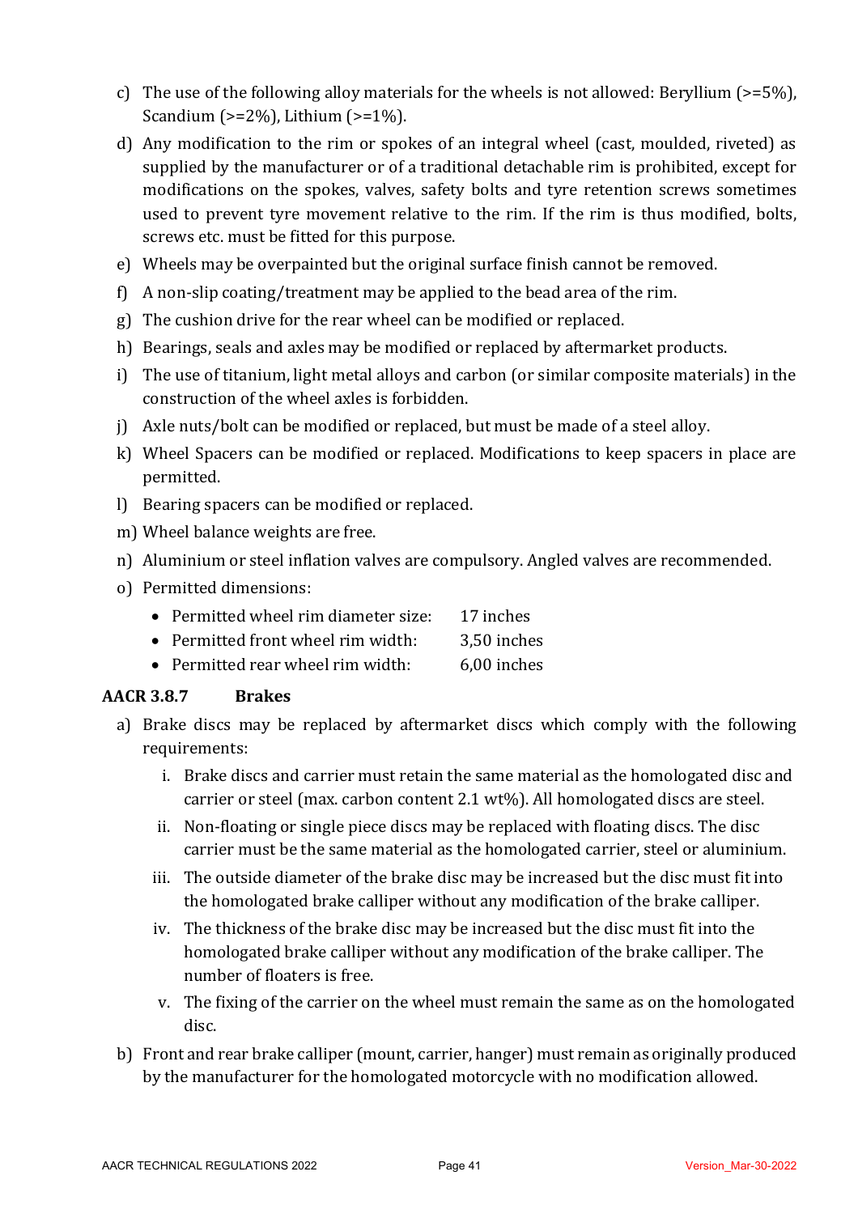c) The use of the following alloy materials for the wheels is not allowed: Beryllium (>=5%), Scandium (>=2%), Lithium (>=1%).

d) Any modification to the rim or spokes of an integral wheel (cast, moulded, riveted) as supplied by the manufacturer or of a traditional detachable rim is prohibited, except for modifications on the spokes, valves, safety bolts and tyre retention screws sometimes used to prevent tyre movement relative to the rim. If the rim is thus modified, bolts, screws etc. must be fitted for this purpose.

e) Wheels may be overpainted but the original surface finish cannot be removed.

f) A non-slip coating/treatment may be applied to the bead area of the rim.

g) The cushion drive for the rear wheel can be modified or replaced.

h) Bearings, seals and axles may be modified or replaced by aftermarket products.

i) The use of titanium, light metal alloys and carbon (or similar composite materials) in the construction of the wheel axles is forbidden.

j) Axle nuts/bolt can be modified or replaced, but must be made of a steel alloy.

k) Wheel Spacers can be modified or replaced. Modifications to keep spacers in place are permitted.

l) Bearing spacers can be modified or replaced.

m) Wheel balance weights are free.

n) Aluminium or steel inflation valves are compulsory. Angled valves are recommended.

o) Permitted dimensions:
   - Permitted wheel rim diameter size: 17 inches
   - Permitted front wheel rim width: 3,50 inches
   - Permitted rear wheel rim width: 6,00 inches

### AACR 3.8.7 Brakes

a) Brake discs may be replaced by aftermarket discs which comply with the following requirements:

   i. Brake discs and carrier must retain the same material as the homologated disc and carrier or steel (max. carbon content 2.1 wt%). All homologated discs are steel.

   ii. Non-floating or single piece discs may be replaced with floating discs. The disc carrier must be the same material as the homologated carrier, steel or aluminium.

   iii. The outside diameter of the brake disc may be increased but the disc must fit into the homologated brake calliper without any modification of the brake calliper.

   iv. The thickness of the brake disc may be increased but the disc must fit into the homologated brake calliper without any modification of the brake calliper. The number of floaters is free.

   v. The fixing of the carrier on the wheel must remain the same as on the homologated disc.

b) Front and rear brake calliper (mount, carrier, hanger) must remain as originally produced by the manufacturer for the homologated motorcycle with no modification allowed.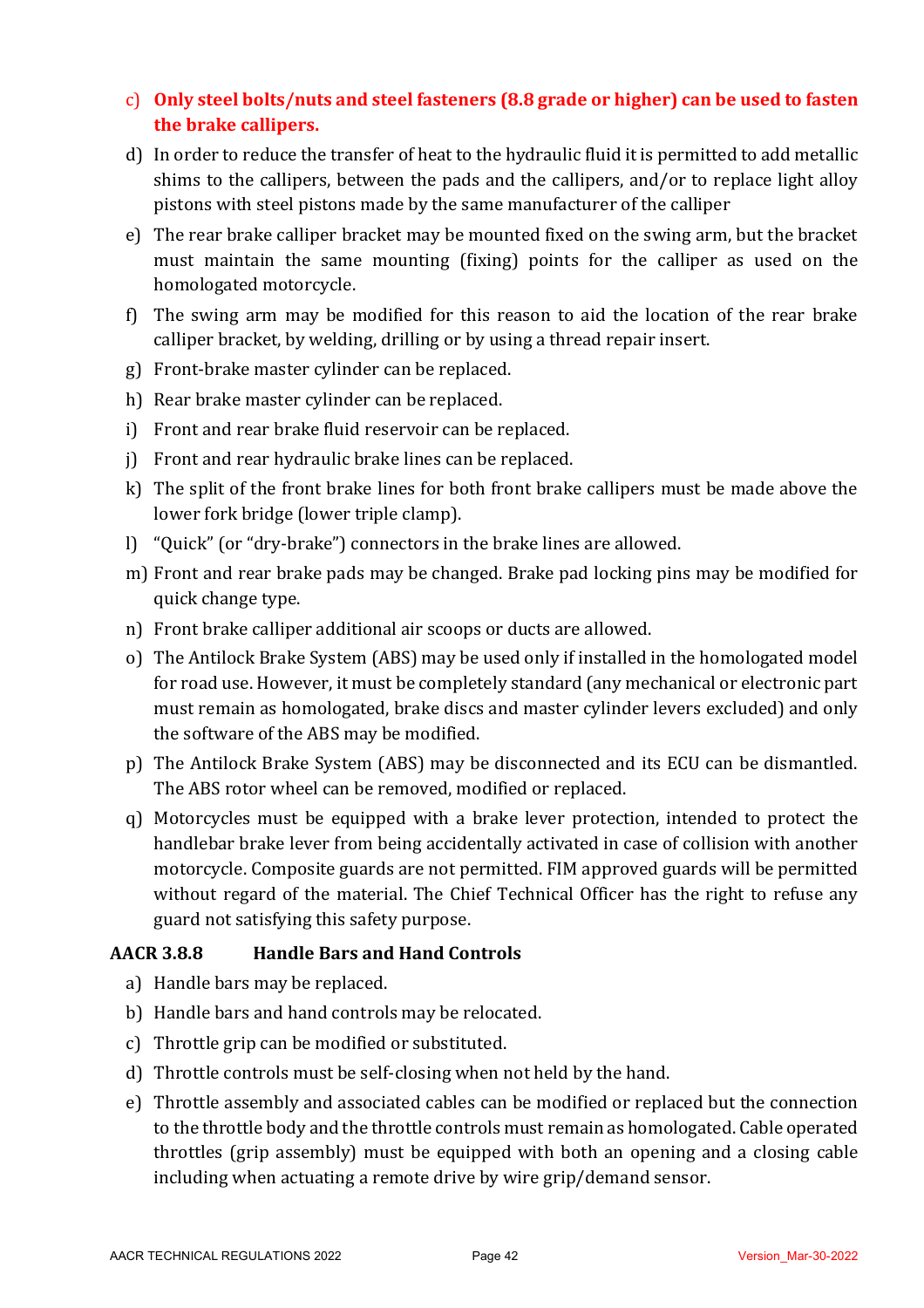c) **Only steel bolts/nuts and steel fasteners (8.8 grade or higher) can be used to fasten the brake callipers.**

d) In order to reduce the transfer of heat to the hydraulic fluid it is permitted to add metallic shims to the callipers, between the pads and the callipers, and/or to replace light alloy pistons with steel pistons made by the same manufacturer of the calliper

e) The rear brake calliper bracket may be mounted fixed on the swing arm, but the bracket must maintain the same mounting (fixing) points for the calliper as used on the homologated motorcycle.

f) The swing arm may be modified for this reason to aid the location of the rear brake calliper bracket, by welding, drilling or by using a thread repair insert.

g) Front-brake master cylinder can be replaced.

h) Rear brake master cylinder can be replaced.

i) Front and rear brake fluid reservoir can be replaced.

j) Front and rear hydraulic brake lines can be replaced.

k) The split of the front brake lines for both front brake callipers must be made above the lower fork bridge (lower triple clamp).

l) "Quick" (or "dry-brake") connectors in the brake lines are allowed.

m) Front and rear brake pads may be changed. Brake pad locking pins may be modified for quick change type.

n) Front brake calliper additional air scoops or ducts are allowed.

o) The Antilock Brake System (ABS) may be used only if installed in the homologated model for road use. However, it must be completely standard (any mechanical or electronic part must remain as homologated, brake discs and master cylinder levers excluded) and only the software of the ABS may be modified.

p) The Antilock Brake System (ABS) may be disconnected and its ECU can be dismantled. The ABS rotor wheel can be removed, modified or replaced.

q) Motorcycles must be equipped with a brake lever protection, intended to protect the handlebar brake lever from being accidentally activated in case of collision with another motorcycle. Composite guards are not permitted. FIM approved guards will be permitted without regard of the material. The Chief Technical Officer has the right to refuse any guard not satisfying this safety purpose.

### AACR 3.8.8 Handle Bars and Hand Controls

a) Handle bars may be replaced.

b) Handle bars and hand controls may be relocated.

c) Throttle grip can be modified or substituted.

d) Throttle controls must be self-closing when not held by the hand.

e) Throttle assembly and associated cables can be modified or replaced but the connection to the throttle body and the throttle controls must remain as homologated. Cable operated throttles (grip assembly) must be equipped with both an opening and a closing cable including when actuating a remote drive by wire grip/demand sensor.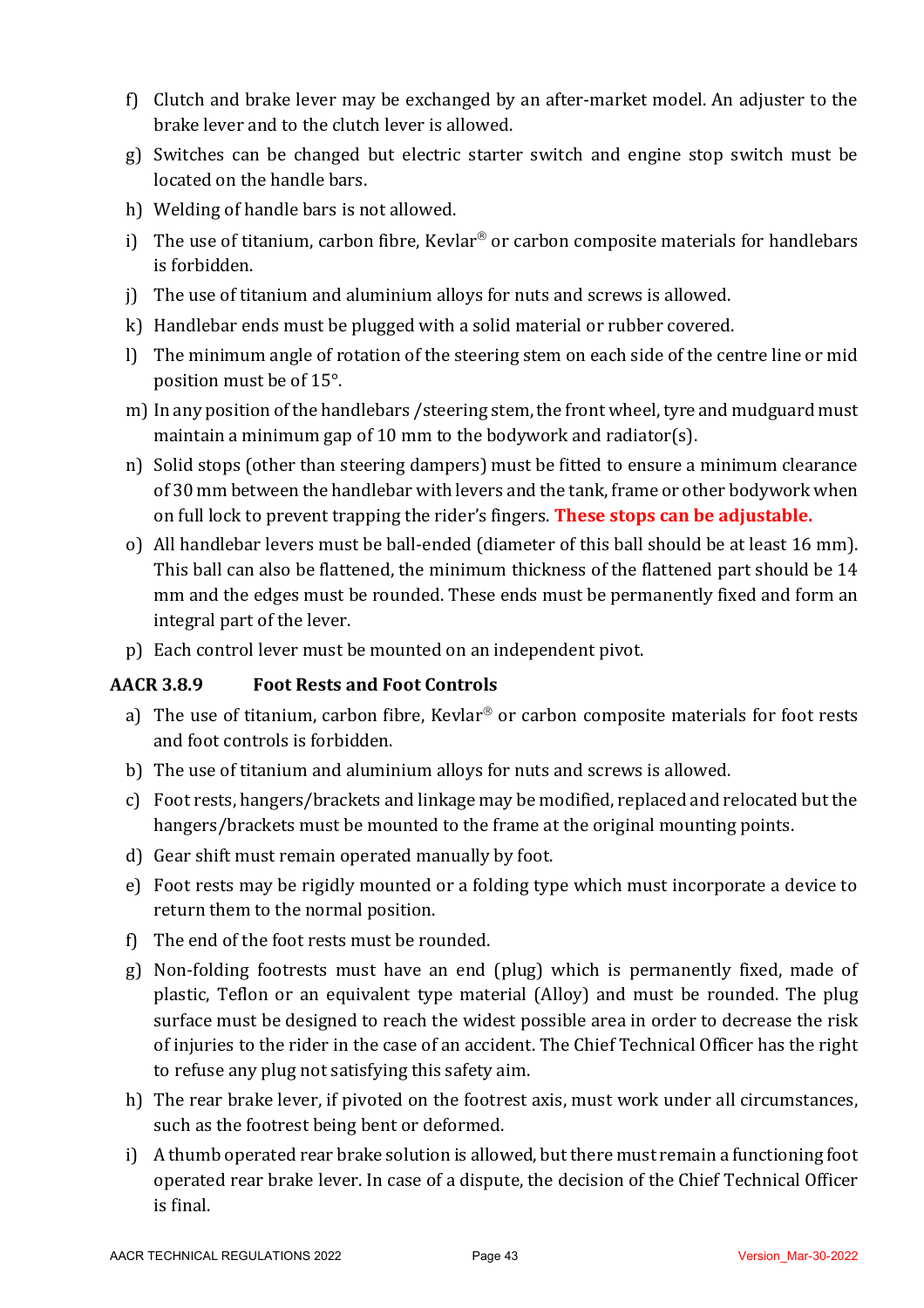f) Clutch and brake lever may be exchanged by an after-market model. An adjuster to the brake lever and to the clutch lever is allowed.

g) Switches can be changed but electric starter switch and engine stop switch must be located on the handle bars.

h) Welding of handle bars is not allowed.

i) The use of titanium, carbon fibre, Kevlar® or carbon composite materials for handlebars is forbidden.

j) The use of titanium and aluminium alloys for nuts and screws is allowed.

k) Handlebar ends must be plugged with a solid material or rubber covered.

l) The minimum angle of rotation of the steering stem on each side of the centre line or mid position must be of 15°.

m) In any position of the handlebars /steering stem, the front wheel, tyre and mudguard must maintain a minimum gap of 10 mm to the bodywork and radiator(s).

n) Solid stops (other than steering dampers) must be fitted to ensure a minimum clearance of 30 mm between the handlebar with levers and the tank, frame or other bodywork when on full lock to prevent trapping the rider's fingers. **These stops can be adjustable.**

o) All handlebar levers must be ball-ended (diameter of this ball should be at least 16 mm). This ball can also be flattened, the minimum thickness of the flattened part should be 14 mm and the edges must be rounded. These ends must be permanently fixed and form an integral part of the lever.

p) Each control lever must be mounted on an independent pivot.

### AACR 3.8.9 Foot Rests and Foot Controls

a) The use of titanium, carbon fibre, Kevlar® or carbon composite materials for foot rests and foot controls is forbidden.

b) The use of titanium and aluminium alloys for nuts and screws is allowed.

c) Foot rests, hangers/brackets and linkage may be modified, replaced and relocated but the hangers/brackets must be mounted to the frame at the original mounting points.

d) Gear shift must remain operated manually by foot.

e) Foot rests may be rigidly mounted or a folding type which must incorporate a device to return them to the normal position.

f) The end of the foot rests must be rounded.

g) Non-folding footrests must have an end (plug) which is permanently fixed, made of plastic, Teflon or an equivalent type material (Alloy) and must be rounded. The plug surface must be designed to reach the widest possible area in order to decrease the risk of injuries to the rider in the case of an accident. The Chief Technical Officer has the right to refuse any plug not satisfying this safety aim.

h) The rear brake lever, if pivoted on the footrest axis, must work under all circumstances, such as the footrest being bent or deformed.

i) A thumb operated rear brake solution is allowed, but there must remain a functioning foot operated rear brake lever. In case of a dispute, the decision of the Chief Technical Officer is final.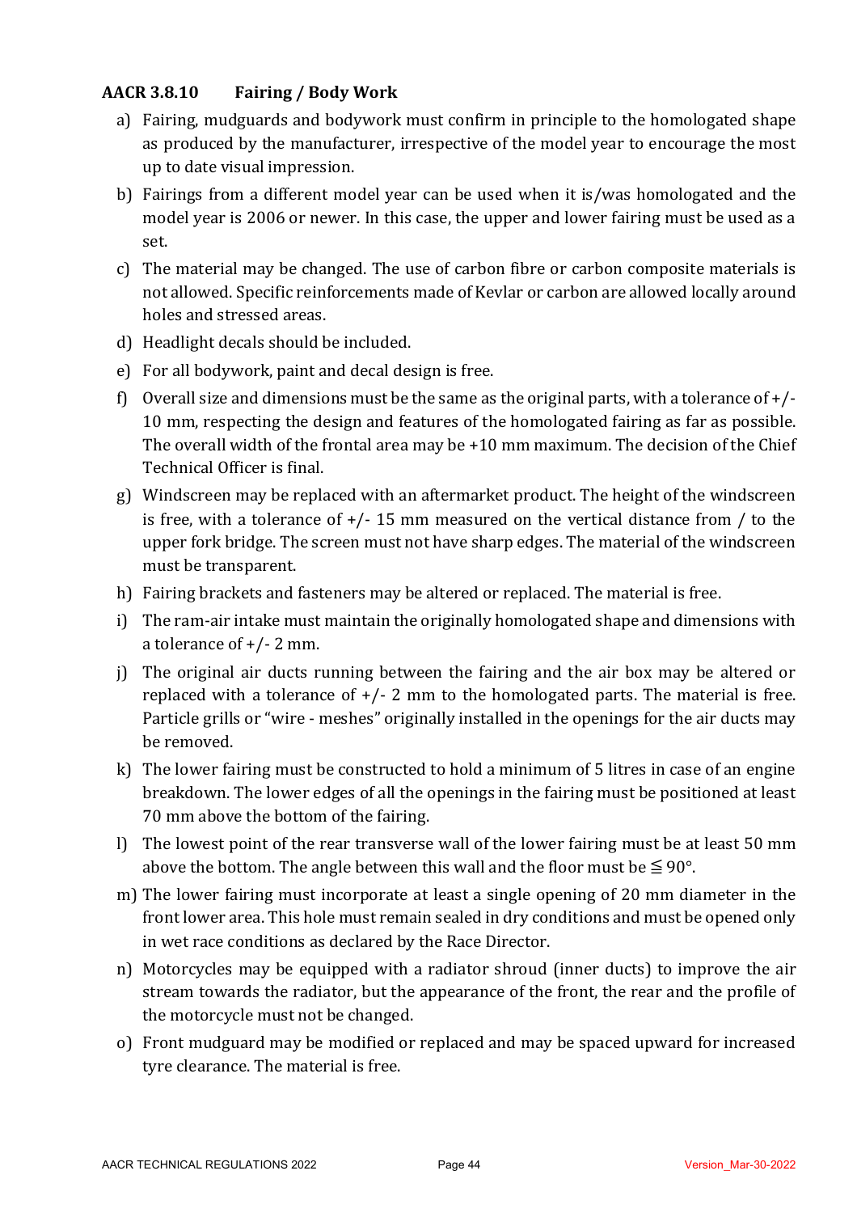### AACR 3.8.10 Fairing / Body Work

a) Fairing, mudguards and bodywork must confirm in principle to the homologated shape as produced by the manufacturer, irrespective of the model year to encourage the most up to date visual impression.

b) Fairings from a different model year can be used when it is/was homologated and the model year is 2006 or newer. In this case, the upper and lower fairing must be used as a set.

c) The material may be changed. The use of carbon fibre or carbon composite materials is not allowed. Specific reinforcements made of Kevlar or carbon are allowed locally around holes and stressed areas.

d) Headlight decals should be included.

e) For all bodywork, paint and decal design is free.

f) Overall size and dimensions must be the same as the original parts, with a tolerance of +/- 10 mm, respecting the design and features of the homologated fairing as far as possible. The overall width of the frontal area may be +10 mm maximum. The decision of the Chief Technical Officer is final.

g) Windscreen may be replaced with an aftermarket product. The height of the windscreen is free, with a tolerance of +/- 15 mm measured on the vertical distance from / to the upper fork bridge. The screen must not have sharp edges. The material of the windscreen must be transparent.

h) Fairing brackets and fasteners may be altered or replaced. The material is free.

i) The ram-air intake must maintain the originally homologated shape and dimensions with a tolerance of +/- 2 mm.

j) The original air ducts running between the fairing and the air box may be altered or replaced with a tolerance of +/- 2 mm to the homologated parts. The material is free. Particle grills or "wire - meshes" originally installed in the openings for the air ducts may be removed.

k) The lower fairing must be constructed to hold a minimum of 5 litres in case of an engine breakdown. The lower edges of all the openings in the fairing must be positioned at least 70 mm above the bottom of the fairing.

l) The lowest point of the rear transverse wall of the lower fairing must be at least 50 mm above the bottom. The angle between this wall and the floor must be $\leqq 90°$.

m) The lower fairing must incorporate at least a single opening of 20 mm diameter in the front lower area. This hole must remain sealed in dry conditions and must be opened only in wet race conditions as declared by the Race Director.

n) Motorcycles may be equipped with a radiator shroud (inner ducts) to improve the air stream towards the radiator, but the appearance of the front, the rear and the profile of the motorcycle must not be changed.

o) Front mudguard may be modified or replaced and may be spaced upward for increased tyre clearance. The material is free.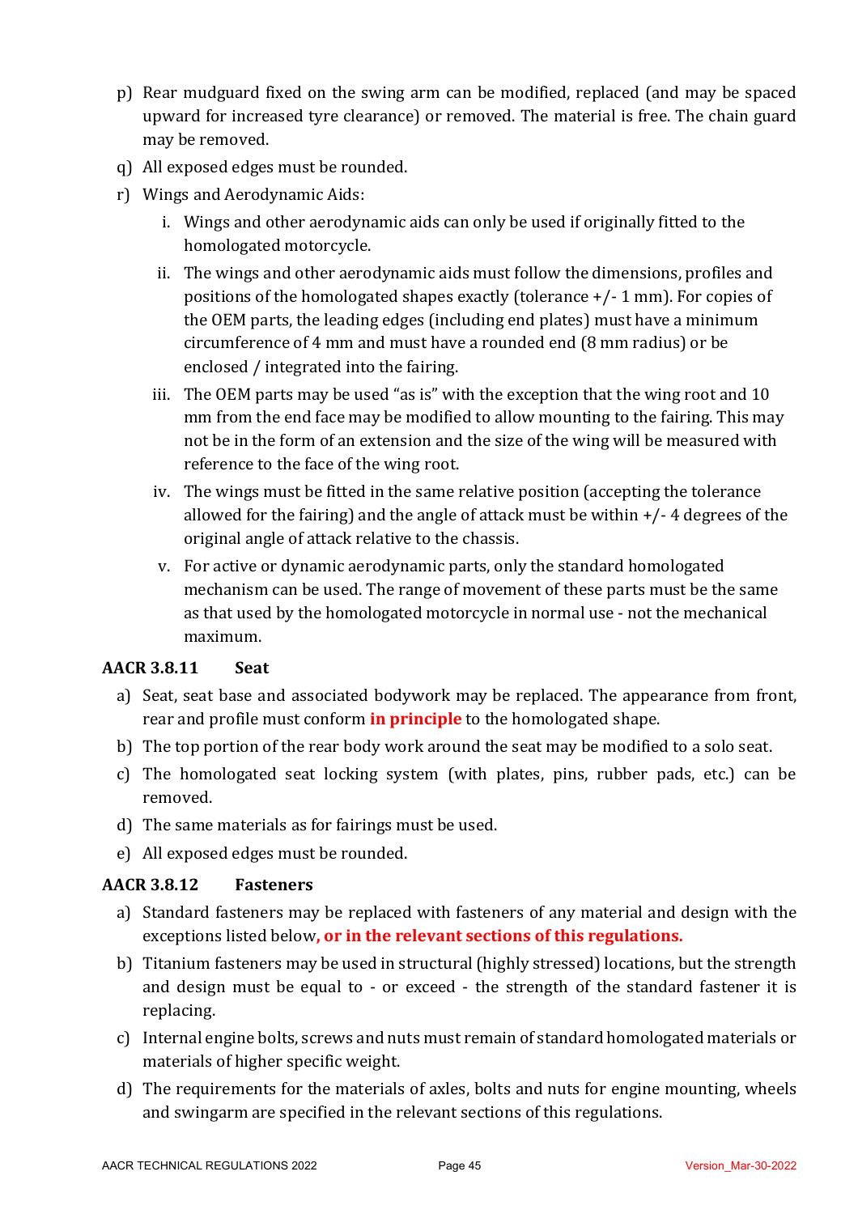p) Rear mudguard fixed on the swing arm can be modified, replaced (and may be spaced upward for increased tyre clearance) or removed. The material is free. The chain guard may be removed.
q) All exposed edges must be rounded.
r) Wings and Aerodynamic Aids:
   i. Wings and other aerodynamic aids can only be used if originally fitted to the homologated motorcycle.
   ii. The wings and other aerodynamic aids must follow the dimensions, profiles and positions of the homologated shapes exactly (tolerance +/- 1 mm). For copies of the OEM parts, the leading edges (including end plates) must have a minimum circumference of 4 mm and must have a rounded end (8 mm radius) or be enclosed / integrated into the fairing.
   iii. The OEM parts may be used "as is" with the exception that the wing root and 10 mm from the end face may be modified to allow mounting to the fairing. This may not be in the form of an extension and the size of the wing will be measured with reference to the face of the wing root.
   iv. The wings must be fitted in the same relative position (accepting the tolerance allowed for the fairing) and the angle of attack must be within +/- 4 degrees of the original angle of attack relative to the chassis.
   v. For active or dynamic aerodynamic parts, only the standard homologated mechanism can be used. The range of movement of these parts must be the same as that used by the homologated motorcycle in normal use - not the mechanical maximum.

### AACR 3.8.11 Seat

a) Seat, seat base and associated bodywork may be replaced. The appearance from front, rear and profile must conform **in principle** to the homologated shape.
b) The top portion of the rear body work around the seat may be modified to a solo seat.
c) The homologated seat locking system (with plates, pins, rubber pads, etc.) can be removed.
d) The same materials as for fairings must be used.
e) All exposed edges must be rounded.

### AACR 3.8.12 Fasteners

a) Standard fasteners may be replaced with fasteners of any material and design with the exceptions listed below**, or in the relevant sections of this regulations.**
b) Titanium fasteners may be used in structural (highly stressed) locations, but the strength and design must be equal to - or exceed - the strength of the standard fastener it is replacing.
c) Internal engine bolts, screws and nuts must remain of standard homologated materials or materials of higher specific weight.
d) The requirements for the materials of axles, bolts and nuts for engine mounting, wheels and swingarm are specified in the relevant sections of this regulations.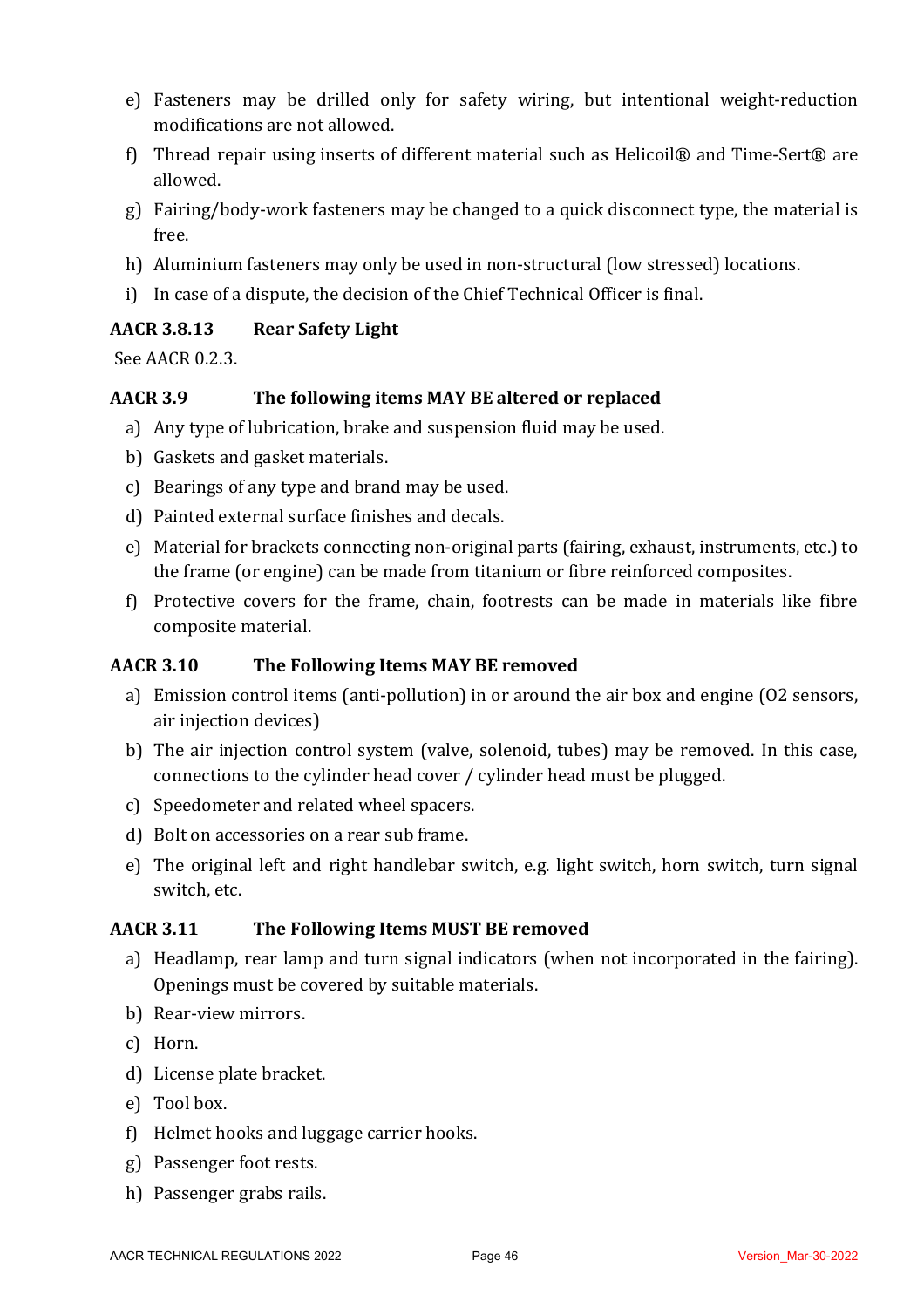e) Fasteners may be drilled only for safety wiring, but intentional weight-reduction modifications are not allowed.
f) Thread repair using inserts of different material such as Helicoil® and Time-Sert® are allowed.
g) Fairing/body-work fasteners may be changed to a quick disconnect type, the material is free.
h) Aluminium fasteners may only be used in non-structural (low stressed) locations.
i) In case of a dispute, the decision of the Chief Technical Officer is final.

### AACR 3.8.13 Rear Safety Light

See AACR 0.2.3.

### AACR 3.9 The following items MAY BE altered or replaced

a) Any type of lubrication, brake and suspension fluid may be used.
b) Gaskets and gasket materials.
c) Bearings of any type and brand may be used.
d) Painted external surface finishes and decals.
e) Material for brackets connecting non-original parts (fairing, exhaust, instruments, etc.) to the frame (or engine) can be made from titanium or fibre reinforced composites.
f) Protective covers for the frame, chain, footrests can be made in materials like fibre composite material.

### AACR 3.10 The Following Items MAY BE removed

a) Emission control items (anti-pollution) in or around the air box and engine (O2 sensors, air injection devices)
b) The air injection control system (valve, solenoid, tubes) may be removed. In this case, connections to the cylinder head cover / cylinder head must be plugged.
c) Speedometer and related wheel spacers.
d) Bolt on accessories on a rear sub frame.
e) The original left and right handlebar switch, e.g. light switch, horn switch, turn signal switch, etc.

### AACR 3.11 The Following Items MUST BE removed

a) Headlamp, rear lamp and turn signal indicators (when not incorporated in the fairing). Openings must be covered by suitable materials.
b) Rear-view mirrors.
c) Horn.
d) License plate bracket.
e) Tool box.
f) Helmet hooks and luggage carrier hooks.
g) Passenger foot rests.
h) Passenger grabs rails.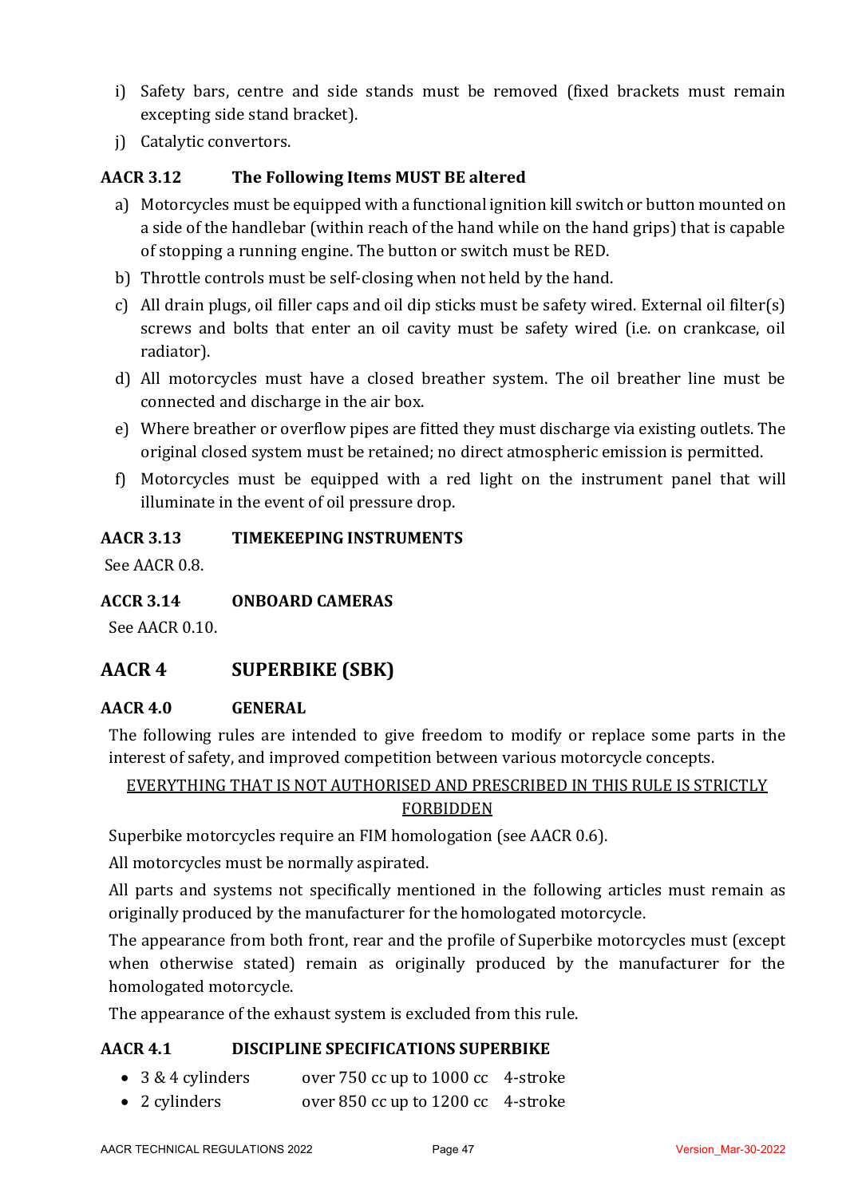i) Safety bars, centre and side stands must be removed (fixed brackets must remain excepting side stand bracket).
j) Catalytic convertors.

### AACR 3.12 The Following Items MUST BE altered

a) Motorcycles must be equipped with a functional ignition kill switch or button mounted on a side of the handlebar (within reach of the hand while on the hand grips) that is capable of stopping a running engine. The button or switch must be RED.
b) Throttle controls must be self-closing when not held by the hand.
c) All drain plugs, oil filler caps and oil dip sticks must be safety wired. External oil filter(s) screws and bolts that enter an oil cavity must be safety wired (i.e. on crankcase, oil radiator).
d) All motorcycles must have a closed breather system. The oil breather line must be connected and discharge in the air box.
e) Where breather or overflow pipes are fitted they must discharge via existing outlets. The original closed system must be retained; no direct atmospheric emission is permitted.
f) Motorcycles must be equipped with a red light on the instrument panel that will illuminate in the event of oil pressure drop.

### AACR 3.13 TIMEKEEPING INSTRUMENTS

See AACR 0.8.

### ACCR 3.14 ONBOARD CAMERAS

See AACR 0.10.

## AACR 4 SUPERBIKE (SBK)

### AACR 4.0 GENERAL

The following rules are intended to give freedom to modify or replace some parts in the interest of safety, and improved competition between various motorcycle concepts.

<u>EVERYTHING THAT IS NOT AUTHORISED AND PRESCRIBED IN THIS RULE IS STRICTLY FORBIDDEN</u>

Superbike motorcycles require an FIM homologation (see AACR 0.6).

All motorcycles must be normally aspirated.

All parts and systems not specifically mentioned in the following articles must remain as originally produced by the manufacturer for the homologated motorcycle.

The appearance from both front, rear and the profile of Superbike motorcycles must (except when otherwise stated) remain as originally produced by the manufacturer for the homologated motorcycle.

The appearance of the exhaust system is excluded from this rule.

### AACR 4.1 DISCIPLINE SPECIFICATIONS SUPERBIKE

- 3 & 4 cylinders over 750 cc up to 1000 cc 4-stroke
- 2 cylinders over 850 cc up to 1200 cc 4-stroke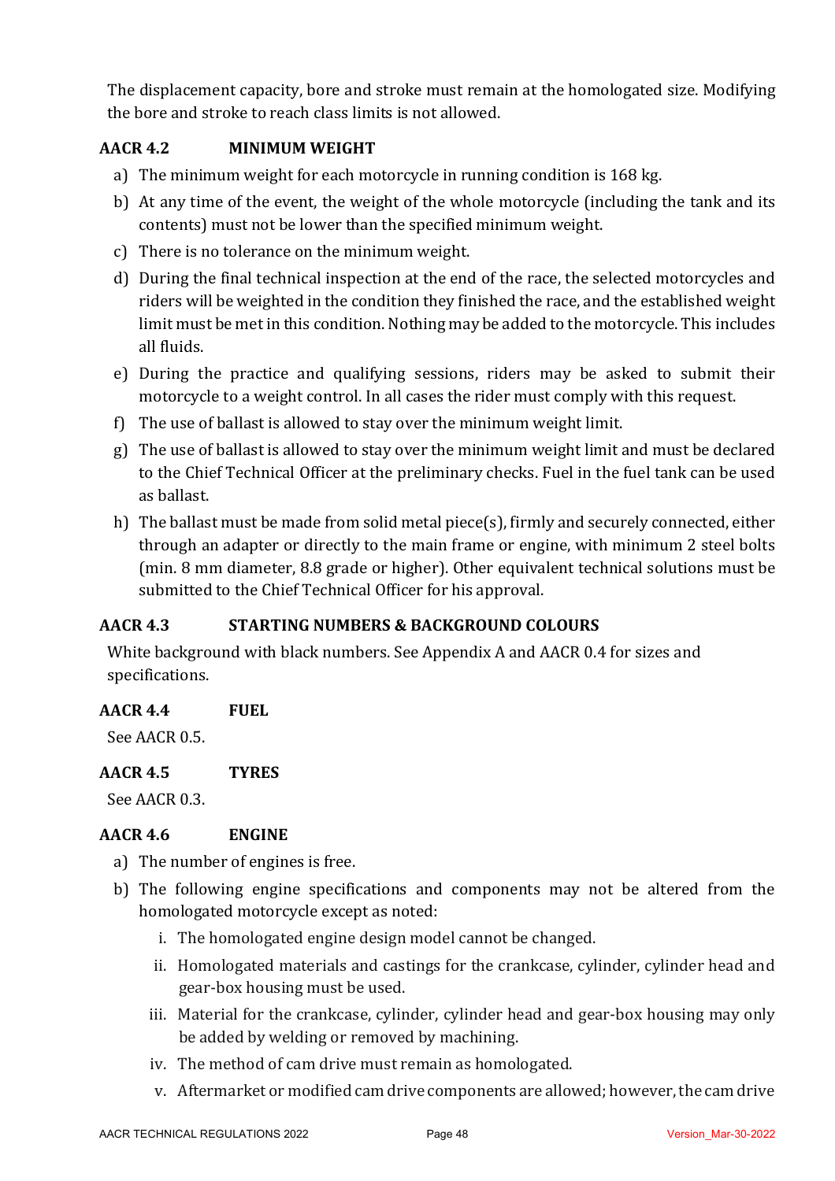The displacement capacity, bore and stroke must remain at the homologated size. Modifying the bore and stroke to reach class limits is not allowed.

### AACR 4.2 MINIMUM WEIGHT

a) The minimum weight for each motorcycle in running condition is 168 kg.
b) At any time of the event, the weight of the whole motorcycle (including the tank and its contents) must not be lower than the specified minimum weight.
c) There is no tolerance on the minimum weight.
d) During the final technical inspection at the end of the race, the selected motorcycles and riders will be weighted in the condition they finished the race, and the established weight limit must be met in this condition. Nothing may be added to the motorcycle. This includes all fluids.
e) During the practice and qualifying sessions, riders may be asked to submit their motorcycle to a weight control. In all cases the rider must comply with this request.
f) The use of ballast is allowed to stay over the minimum weight limit.
g) The use of ballast is allowed to stay over the minimum weight limit and must be declared to the Chief Technical Officer at the preliminary checks. Fuel in the fuel tank can be used as ballast.
h) The ballast must be made from solid metal piece(s), firmly and securely connected, either through an adapter or directly to the main frame or engine, with minimum 2 steel bolts (min. 8 mm diameter, 8.8 grade or higher). Other equivalent technical solutions must be submitted to the Chief Technical Officer for his approval.

### AACR 4.3 STARTING NUMBERS & BACKGROUND COLOURS

White background with black numbers. See Appendix A and AACR 0.4 for sizes and specifications.

### AACR 4.4 FUEL

See AACR 0.5.

### AACR 4.5 TYRES

See AACR 0.3.

### AACR 4.6 ENGINE

a) The number of engines is free.
b) The following engine specifications and components may not be altered from the homologated motorcycle except as noted:
   i. The homologated engine design model cannot be changed.
   ii. Homologated materials and castings for the crankcase, cylinder, cylinder head and gear-box housing must be used.
   iii. Material for the crankcase, cylinder, cylinder head and gear-box housing may only be added by welding or removed by machining.
   iv. The method of cam drive must remain as homologated.
   v. Aftermarket or modified cam drive components are allowed; however, the cam drive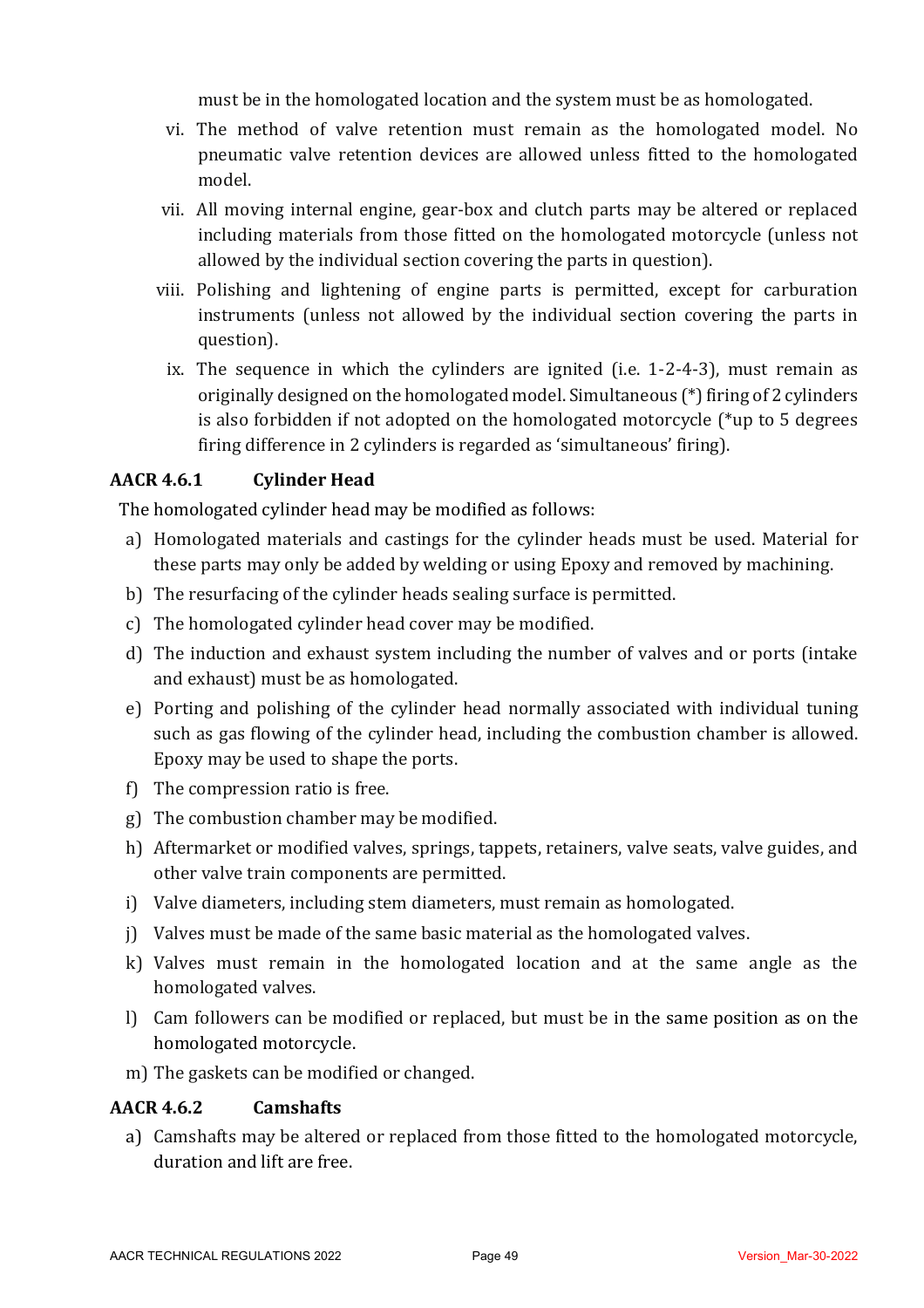must be in the homologated location and the system must be as homologated.

vi. The method of valve retention must remain as the homologated model. No pneumatic valve retention devices are allowed unless fitted to the homologated model.

vii. All moving internal engine, gear-box and clutch parts may be altered or replaced including materials from those fitted on the homologated motorcycle (unless not allowed by the individual section covering the parts in question).

viii. Polishing and lightening of engine parts is permitted, except for carburation instruments (unless not allowed by the individual section covering the parts in question).

ix. The sequence in which the cylinders are ignited (i.e. 1-2-4-3), must remain as originally designed on the homologated model. Simultaneous (*) firing of 2 cylinders is also forbidden if not adopted on the homologated motorcycle (*up to 5 degrees firing difference in 2 cylinders is regarded as 'simultaneous' firing).

### AACR 4.6.1 Cylinder Head

The homologated cylinder head may be modified as follows:

a) Homologated materials and castings for the cylinder heads must be used. Material for these parts may only be added by welding or using Epoxy and removed by machining.

b) The resurfacing of the cylinder heads sealing surface is permitted.

c) The homologated cylinder head cover may be modified.

d) The induction and exhaust system including the number of valves and or ports (intake and exhaust) must be as homologated.

e) Porting and polishing of the cylinder head normally associated with individual tuning such as gas flowing of the cylinder head, including the combustion chamber is allowed. Epoxy may be used to shape the ports.

f) The compression ratio is free.

g) The combustion chamber may be modified.

h) Aftermarket or modified valves, springs, tappets, retainers, valve seats, valve guides, and other valve train components are permitted.

i) Valve diameters, including stem diameters, must remain as homologated.

j) Valves must be made of the same basic material as the homologated valves.

k) Valves must remain in the homologated location and at the same angle as the homologated valves.

l) Cam followers can be modified or replaced, but must be in the same position as on the homologated motorcycle.

m) The gaskets can be modified or changed.

### AACR 4.6.2 Camshafts

a) Camshafts may be altered or replaced from those fitted to the homologated motorcycle, duration and lift are free.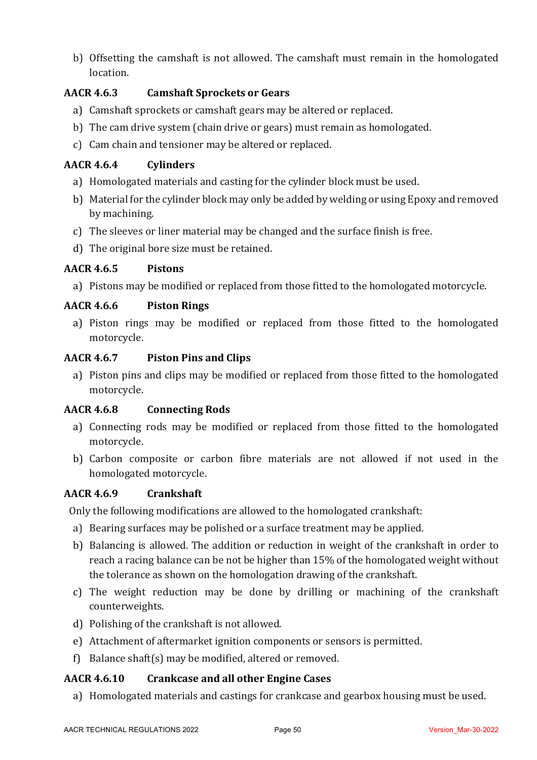b) Offsetting the camshaft is not allowed. The camshaft must remain in the homologated location.

### AACR 4.6.3 Camshaft Sprockets or Gears

a) Camshaft sprockets or camshaft gears may be altered or replaced.

b) The cam drive system (chain drive or gears) must remain as homologated.

c) Cam chain and tensioner may be altered or replaced.

### AACR 4.6.4 Cylinders

a) Homologated materials and casting for the cylinder block must be used.

b) Material for the cylinder block may only be added by welding or using Epoxy and removed by machining.

c) The sleeves or liner material may be changed and the surface finish is free.

d) The original bore size must be retained.

### AACR 4.6.5 Pistons

a) Pistons may be modified or replaced from those fitted to the homologated motorcycle.

### AACR 4.6.6 Piston Rings

a) Piston rings may be modified or replaced from those fitted to the homologated motorcycle.

### AACR 4.6.7 Piston Pins and Clips

a) Piston pins and clips may be modified or replaced from those fitted to the homologated motorcycle.

### AACR 4.6.8 Connecting Rods

a) Connecting rods may be modified or replaced from those fitted to the homologated motorcycle.

b) Carbon composite or carbon fibre materials are not allowed if not used in the homologated motorcycle.

### AACR 4.6.9 Crankshaft

Only the following modifications are allowed to the homologated crankshaft:

a) Bearing surfaces may be polished or a surface treatment may be applied.

b) Balancing is allowed. The addition or reduction in weight of the crankshaft in order to reach a racing balance can be not be higher than 15% of the homologated weight without the tolerance as shown on the homologation drawing of the crankshaft.

c) The weight reduction may be done by drilling or machining of the crankshaft counterweights.

d) Polishing of the crankshaft is not allowed.

e) Attachment of aftermarket ignition components or sensors is permitted.

f) Balance shaft(s) may be modified, altered or removed.

### AACR 4.6.10 Crankcase and all other Engine Cases

a) Homologated materials and castings for crankcase and gearbox housing must be used.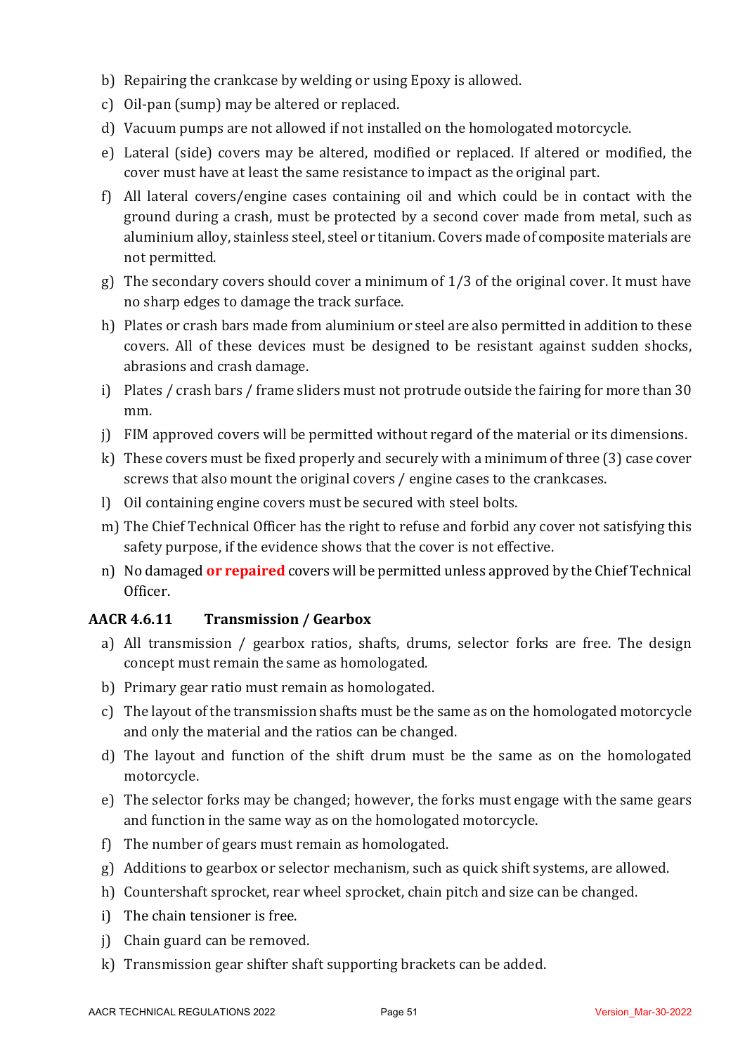b) Repairing the crankcase by welding or using Epoxy is allowed.

c) Oil-pan (sump) may be altered or replaced.

d) Vacuum pumps are not allowed if not installed on the homologated motorcycle.

e) Lateral (side) covers may be altered, modified or replaced. If altered or modified, the cover must have at least the same resistance to impact as the original part.

f) All lateral covers/engine cases containing oil and which could be in contact with the ground during a crash, must be protected by a second cover made from metal, such as aluminium alloy, stainless steel, steel or titanium. Covers made of composite materials are not permitted.

g) The secondary covers should cover a minimum of 1/3 of the original cover. It must have no sharp edges to damage the track surface.

h) Plates or crash bars made from aluminium or steel are also permitted in addition to these covers. All of these devices must be designed to be resistant against sudden shocks, abrasions and crash damage.

i) Plates / crash bars / frame sliders must not protrude outside the fairing for more than 30 mm.

j) FIM approved covers will be permitted without regard of the material or its dimensions.

k) These covers must be fixed properly and securely with a minimum of three (3) case cover screws that also mount the original covers / engine cases to the crankcases.

l) Oil containing engine covers must be secured with steel bolts.

m) The Chief Technical Officer has the right to refuse and forbid any cover not satisfying this safety purpose, if the evidence shows that the cover is not effective.

n) No damaged **or repaired** covers will be permitted unless approved by the Chief Technical Officer.

### AACR 4.6.11 Transmission / Gearbox

a) All transmission / gearbox ratios, shafts, drums, selector forks are free. The design concept must remain the same as homologated.

b) Primary gear ratio must remain as homologated.

c) The layout of the transmission shafts must be the same as on the homologated motorcycle and only the material and the ratios can be changed.

d) The layout and function of the shift drum must be the same as on the homologated motorcycle.

e) The selector forks may be changed; however, the forks must engage with the same gears and function in the same way as on the homologated motorcycle.

f) The number of gears must remain as homologated.

g) Additions to gearbox or selector mechanism, such as quick shift systems, are allowed.

h) Countershaft sprocket, rear wheel sprocket, chain pitch and size can be changed.

i) The chain tensioner is free.

j) Chain guard can be removed.

k) Transmission gear shifter shaft supporting brackets can be added.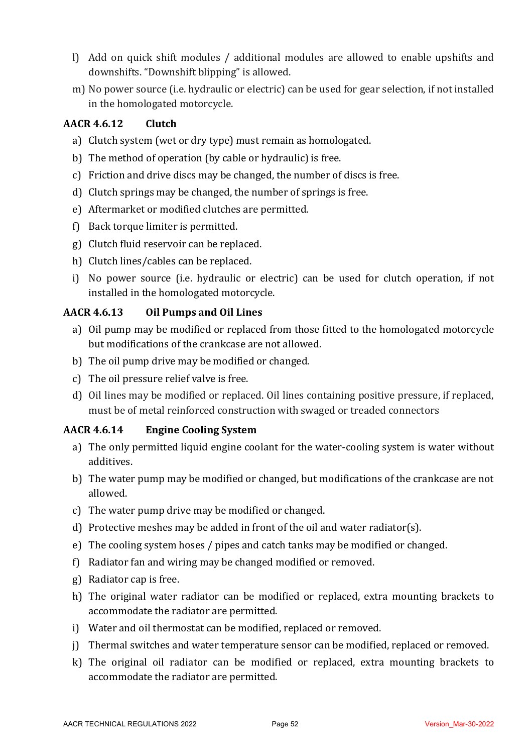l) Add on quick shift modules / additional modules are allowed to enable upshifts and downshifts. "Downshift blipping" is allowed.

m) No power source (i.e. hydraulic or electric) can be used for gear selection, if not installed in the homologated motorcycle.

### AACR 4.6.12 Clutch

a) Clutch system (wet or dry type) must remain as homologated.

b) The method of operation (by cable or hydraulic) is free.

c) Friction and drive discs may be changed, the number of discs is free.

d) Clutch springs may be changed, the number of springs is free.

e) Aftermarket or modified clutches are permitted.

f) Back torque limiter is permitted.

g) Clutch fluid reservoir can be replaced.

h) Clutch lines/cables can be replaced.

i) No power source (i.e. hydraulic or electric) can be used for clutch operation, if not installed in the homologated motorcycle.

### AACR 4.6.13 Oil Pumps and Oil Lines

a) Oil pump may be modified or replaced from those fitted to the homologated motorcycle but modifications of the crankcase are not allowed.

b) The oil pump drive may be modified or changed.

c) The oil pressure relief valve is free.

d) Oil lines may be modified or replaced. Oil lines containing positive pressure, if replaced, must be of metal reinforced construction with swaged or treaded connectors

### AACR 4.6.14 Engine Cooling System

a) The only permitted liquid engine coolant for the water-cooling system is water without additives.

b) The water pump may be modified or changed, but modifications of the crankcase are not allowed.

c) The water pump drive may be modified or changed.

d) Protective meshes may be added in front of the oil and water radiator(s).

e) The cooling system hoses / pipes and catch tanks may be modified or changed.

f) Radiator fan and wiring may be changed modified or removed.

g) Radiator cap is free.

h) The original water radiator can be modified or replaced, extra mounting brackets to accommodate the radiator are permitted.

i) Water and oil thermostat can be modified, replaced or removed.

j) Thermal switches and water temperature sensor can be modified, replaced or removed.

k) The original oil radiator can be modified or replaced, extra mounting brackets to accommodate the radiator are permitted.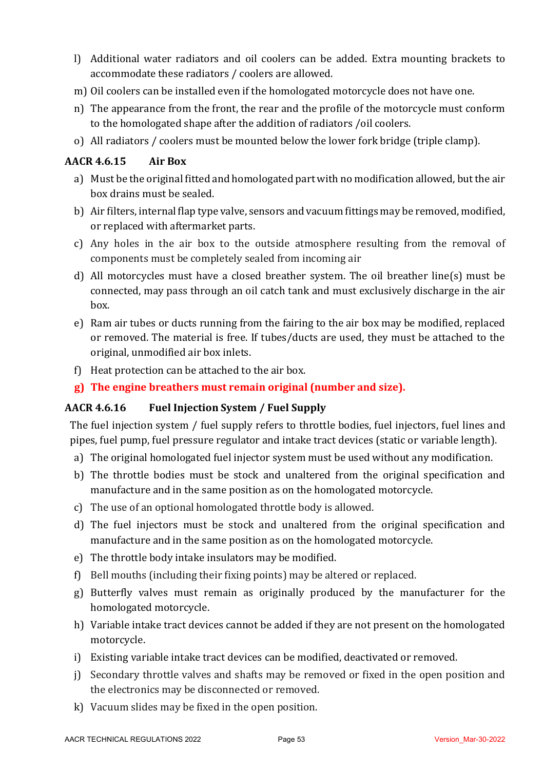l) Additional water radiators and oil coolers can be added. Extra mounting brackets to accommodate these radiators / coolers are allowed.

m) Oil coolers can be installed even if the homologated motorcycle does not have one.

n) The appearance from the front, the rear and the profile of the motorcycle must conform to the homologated shape after the addition of radiators /oil coolers.

o) All radiators / coolers must be mounted below the lower fork bridge (triple clamp).

### AACR 4.6.15 Air Box

a) Must be the original fitted and homologated part with no modification allowed, but the air box drains must be sealed.

b) Air filters, internal flap type valve, sensors and vacuum fittings may be removed, modified, or replaced with aftermarket parts.

c) Any holes in the air box to the outside atmosphere resulting from the removal of components must be completely sealed from incoming air

d) All motorcycles must have a closed breather system. The oil breather line(s) must be connected, may pass through an oil catch tank and must exclusively discharge in the air box.

e) Ram air tubes or ducts running from the fairing to the air box may be modified, replaced or removed. The material is free. If tubes/ducts are used, they must be attached to the original, unmodified air box inlets.

f) Heat protection can be attached to the air box.

**g) The engine breathers must remain original (number and size).**

### AACR 4.6.16 Fuel Injection System / Fuel Supply

The fuel injection system / fuel supply refers to throttle bodies, fuel injectors, fuel lines and pipes, fuel pump, fuel pressure regulator and intake tract devices (static or variable length).

a) The original homologated fuel injector system must be used without any modification.

b) The throttle bodies must be stock and unaltered from the original specification and manufacture and in the same position as on the homologated motorcycle.

c) The use of an optional homologated throttle body is allowed.

d) The fuel injectors must be stock and unaltered from the original specification and manufacture and in the same position as on the homologated motorcycle.

e) The throttle body intake insulators may be modified.

f) Bell mouths (including their fixing points) may be altered or replaced.

g) Butterfly valves must remain as originally produced by the manufacturer for the homologated motorcycle.

h) Variable intake tract devices cannot be added if they are not present on the homologated motorcycle.

i) Existing variable intake tract devices can be modified, deactivated or removed.

j) Secondary throttle valves and shafts may be removed or fixed in the open position and the electronics may be disconnected or removed.

k) Vacuum slides may be fixed in the open position.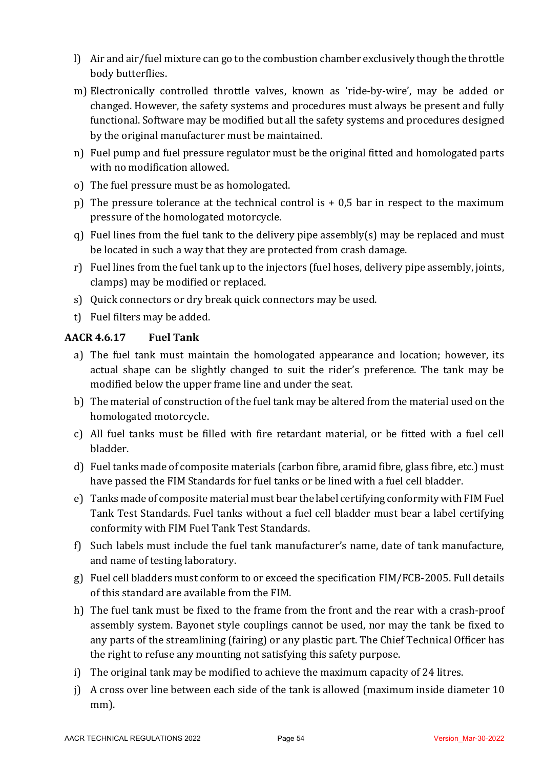l) Air and air/fuel mixture can go to the combustion chamber exclusively though the throttle body butterflies.

m) Electronically controlled throttle valves, known as 'ride-by-wire', may be added or changed. However, the safety systems and procedures must always be present and fully functional. Software may be modified but all the safety systems and procedures designed by the original manufacturer must be maintained.

n) Fuel pump and fuel pressure regulator must be the original fitted and homologated parts with no modification allowed.

o) The fuel pressure must be as homologated.

p) The pressure tolerance at the technical control is + 0,5 bar in respect to the maximum pressure of the homologated motorcycle.

q) Fuel lines from the fuel tank to the delivery pipe assembly(s) may be replaced and must be located in such a way that they are protected from crash damage.

r) Fuel lines from the fuel tank up to the injectors (fuel hoses, delivery pipe assembly, joints, clamps) may be modified or replaced.

s) Quick connectors or dry break quick connectors may be used.

t) Fuel filters may be added.

### AACR 4.6.17 Fuel Tank

a) The fuel tank must maintain the homologated appearance and location; however, its actual shape can be slightly changed to suit the rider's preference. The tank may be modified below the upper frame line and under the seat.

b) The material of construction of the fuel tank may be altered from the material used on the homologated motorcycle.

c) All fuel tanks must be filled with fire retardant material, or be fitted with a fuel cell bladder.

d) Fuel tanks made of composite materials (carbon fibre, aramid fibre, glass fibre, etc.) must have passed the FIM Standards for fuel tanks or be lined with a fuel cell bladder.

e) Tanks made of composite material must bear the label certifying conformity with FIM Fuel Tank Test Standards. Fuel tanks without a fuel cell bladder must bear a label certifying conformity with FIM Fuel Tank Test Standards.

f) Such labels must include the fuel tank manufacturer's name, date of tank manufacture, and name of testing laboratory.

g) Fuel cell bladders must conform to or exceed the specification FIM/FCB-2005. Full details of this standard are available from the FIM.

h) The fuel tank must be fixed to the frame from the front and the rear with a crash-proof assembly system. Bayonet style couplings cannot be used, nor may the tank be fixed to any parts of the streamlining (fairing) or any plastic part. The Chief Technical Officer has the right to refuse any mounting not satisfying this safety purpose.

i) The original tank may be modified to achieve the maximum capacity of 24 litres.

j) A cross over line between each side of the tank is allowed (maximum inside diameter 10 mm).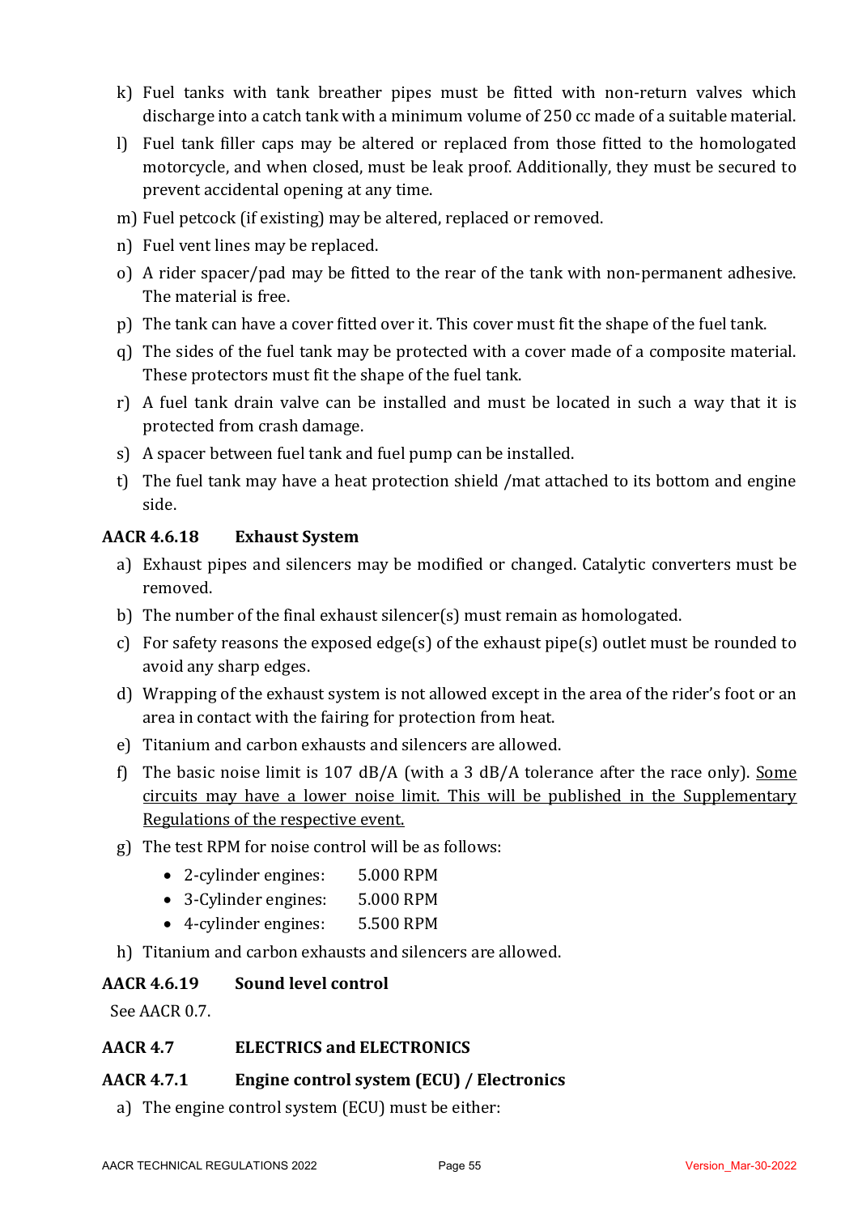k) Fuel tanks with tank breather pipes must be fitted with non-return valves which discharge into a catch tank with a minimum volume of 250 cc made of a suitable material.

l) Fuel tank filler caps may be altered or replaced from those fitted to the homologated motorcycle, and when closed, must be leak proof. Additionally, they must be secured to prevent accidental opening at any time.

m) Fuel petcock (if existing) may be altered, replaced or removed.

n) Fuel vent lines may be replaced.

o) A rider spacer/pad may be fitted to the rear of the tank with non-permanent adhesive. The material is free.

p) The tank can have a cover fitted over it. This cover must fit the shape of the fuel tank.

q) The sides of the fuel tank may be protected with a cover made of a composite material. These protectors must fit the shape of the fuel tank.

r) A fuel tank drain valve can be installed and must be located in such a way that it is protected from crash damage.

s) A spacer between fuel tank and fuel pump can be installed.

t) The fuel tank may have a heat protection shield /mat attached to its bottom and engine side.

### AACR 4.6.18 Exhaust System

a) Exhaust pipes and silencers may be modified or changed. Catalytic converters must be removed.

b) The number of the final exhaust silencer(s) must remain as homologated.

c) For safety reasons the exposed edge(s) of the exhaust pipe(s) outlet must be rounded to avoid any sharp edges.

d) Wrapping of the exhaust system is not allowed except in the area of the rider's foot or an area in contact with the fairing for protection from heat.

e) Titanium and carbon exhausts and silencers are allowed.

f) The basic noise limit is 107 dB/A (with a 3 dB/A tolerance after the race only). <u>Some circuits may have a lower noise limit. This will be published in the Supplementary Regulations of the respective event.</u>

g) The test RPM for noise control will be as follows:

- 2-cylinder engines: 5.000 RPM
- 3-Cylinder engines: 5.000 RPM
- 4-cylinder engines: 5.500 RPM

h) Titanium and carbon exhausts and silencers are allowed.

### AACR 4.6.19 Sound level control

See AACR 0.7.

## AACR 4.7 ELECTRICS and ELECTRONICS

### AACR 4.7.1 Engine control system (ECU) / Electronics

a) The engine control system (ECU) must be either: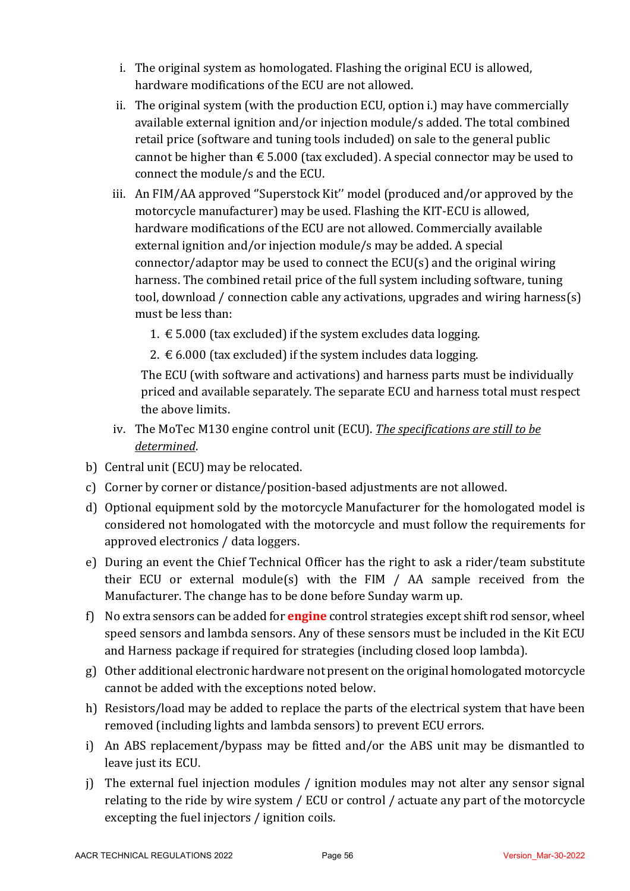i. The original system as homologated. Flashing the original ECU is allowed, hardware modifications of the ECU are not allowed.

ii. The original system (with the production ECU, option i.) may have commercially available external ignition and/or injection module/s added. The total combined retail price (software and tuning tools included) on sale to the general public cannot be higher than € 5.000 (tax excluded). A special connector may be used to connect the module/s and the ECU.

iii. An FIM/AA approved "Superstock Kit" model (produced and/or approved by the motorcycle manufacturer) may be used. Flashing the KIT-ECU is allowed, hardware modifications of the ECU are not allowed. Commercially available external ignition and/or injection module/s may be added. A special connector/adaptor may be used to connect the ECU(s) and the original wiring harness. The combined retail price of the full system including software, tuning tool, download / connection cable any activations, upgrades and wiring harness(s) must be less than:

1. € 5.000 (tax excluded) if the system excludes data logging.
2. € 6.000 (tax excluded) if the system includes data logging.

The ECU (with software and activations) and harness parts must be individually priced and available separately. The separate ECU and harness total must respect the above limits.

iv. The MoTec M130 engine control unit (ECU). *The specifications are still to be determined*.

b) Central unit (ECU) may be relocated.

c) Corner by corner or distance/position-based adjustments are not allowed.

d) Optional equipment sold by the motorcycle Manufacturer for the homologated model is considered not homologated with the motorcycle and must follow the requirements for approved electronics / data loggers.

e) During an event the Chief Technical Officer has the right to ask a rider/team substitute their ECU or external module(s) with the FIM / AA sample received from the Manufacturer. The change has to be done before Sunday warm up.

f) No extra sensors can be added for **engine** control strategies except shift rod sensor, wheel speed sensors and lambda sensors. Any of these sensors must be included in the Kit ECU and Harness package if required for strategies (including closed loop lambda).

g) Other additional electronic hardware not present on the original homologated motorcycle cannot be added with the exceptions noted below.

h) Resistors/load may be added to replace the parts of the electrical system that have been removed (including lights and lambda sensors) to prevent ECU errors.

i) An ABS replacement/bypass may be fitted and/or the ABS unit may be dismantled to leave just its ECU.

j) The external fuel injection modules / ignition modules may not alter any sensor signal relating to the ride by wire system / ECU or control / actuate any part of the motorcycle excepting the fuel injectors / ignition coils.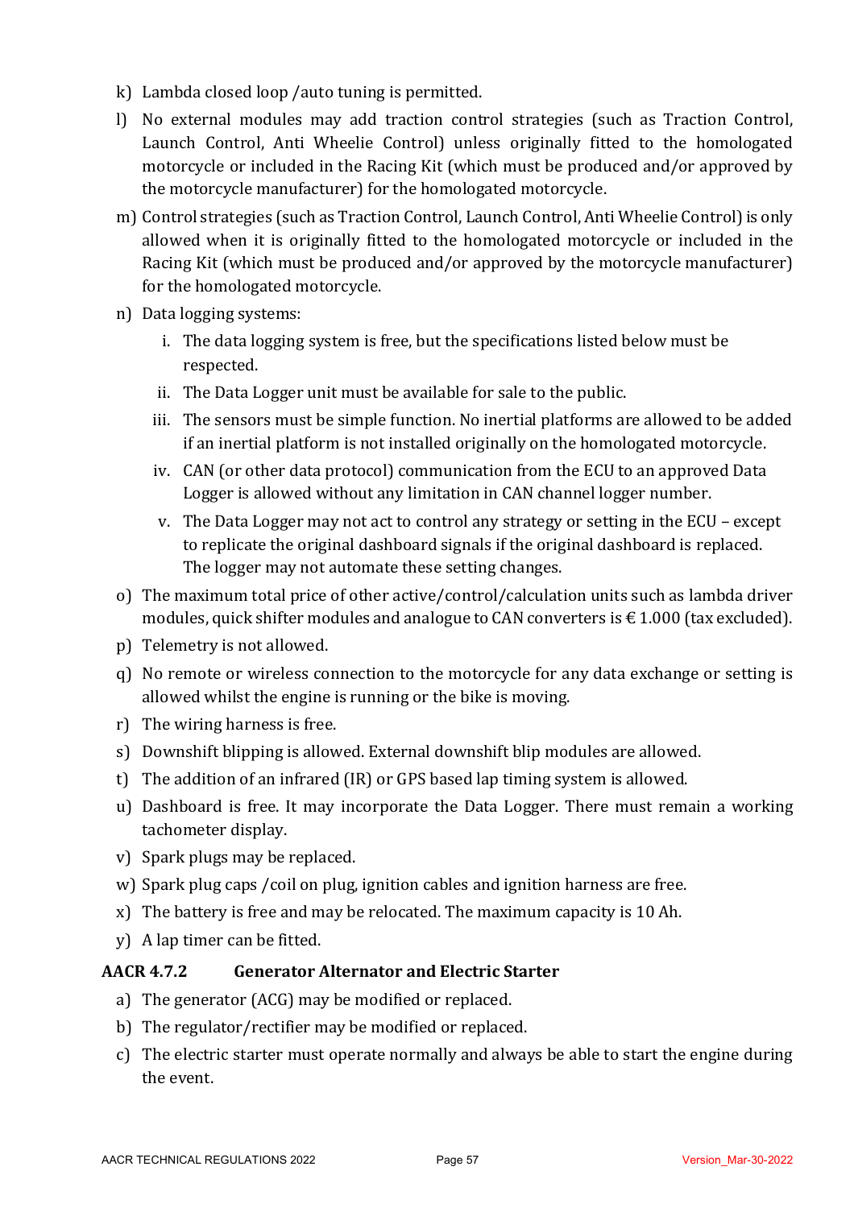k) Lambda closed loop /auto tuning is permitted.

l) No external modules may add traction control strategies (such as Traction Control, Launch Control, Anti Wheelie Control) unless originally fitted to the homologated motorcycle or included in the Racing Kit (which must be produced and/or approved by the motorcycle manufacturer) for the homologated motorcycle.

m) Control strategies (such as Traction Control, Launch Control, Anti Wheelie Control) is only allowed when it is originally fitted to the homologated motorcycle or included in the Racing Kit (which must be produced and/or approved by the motorcycle manufacturer) for the homologated motorcycle.

n) Data logging systems:

   i. The data logging system is free, but the specifications listed below must be respected.

   ii. The Data Logger unit must be available for sale to the public.

   iii. The sensors must be simple function. No inertial platforms are allowed to be added if an inertial platform is not installed originally on the homologated motorcycle.

   iv. CAN (or other data protocol) communication from the ECU to an approved Data Logger is allowed without any limitation in CAN channel logger number.

   v. The Data Logger may not act to control any strategy or setting in the ECU – except to replicate the original dashboard signals if the original dashboard is replaced. The logger may not automate these setting changes.

o) The maximum total price of other active/control/calculation units such as lambda driver modules, quick shifter modules and analogue to CAN converters is € 1.000 (tax excluded).

p) Telemetry is not allowed.

q) No remote or wireless connection to the motorcycle for any data exchange or setting is allowed whilst the engine is running or the bike is moving.

r) The wiring harness is free.

s) Downshift blipping is allowed. External downshift blip modules are allowed.

t) The addition of an infrared (IR) or GPS based lap timing system is allowed.

u) Dashboard is free. It may incorporate the Data Logger. There must remain a working tachometer display.

v) Spark plugs may be replaced.

w) Spark plug caps /coil on plug, ignition cables and ignition harness are free.

x) The battery is free and may be relocated. The maximum capacity is 10 Ah.

y) A lap timer can be fitted.

### AACR 4.7.2 Generator Alternator and Electric Starter

a) The generator (ACG) may be modified or replaced.

b) The regulator/rectifier may be modified or replaced.

c) The electric starter must operate normally and always be able to start the engine during the event.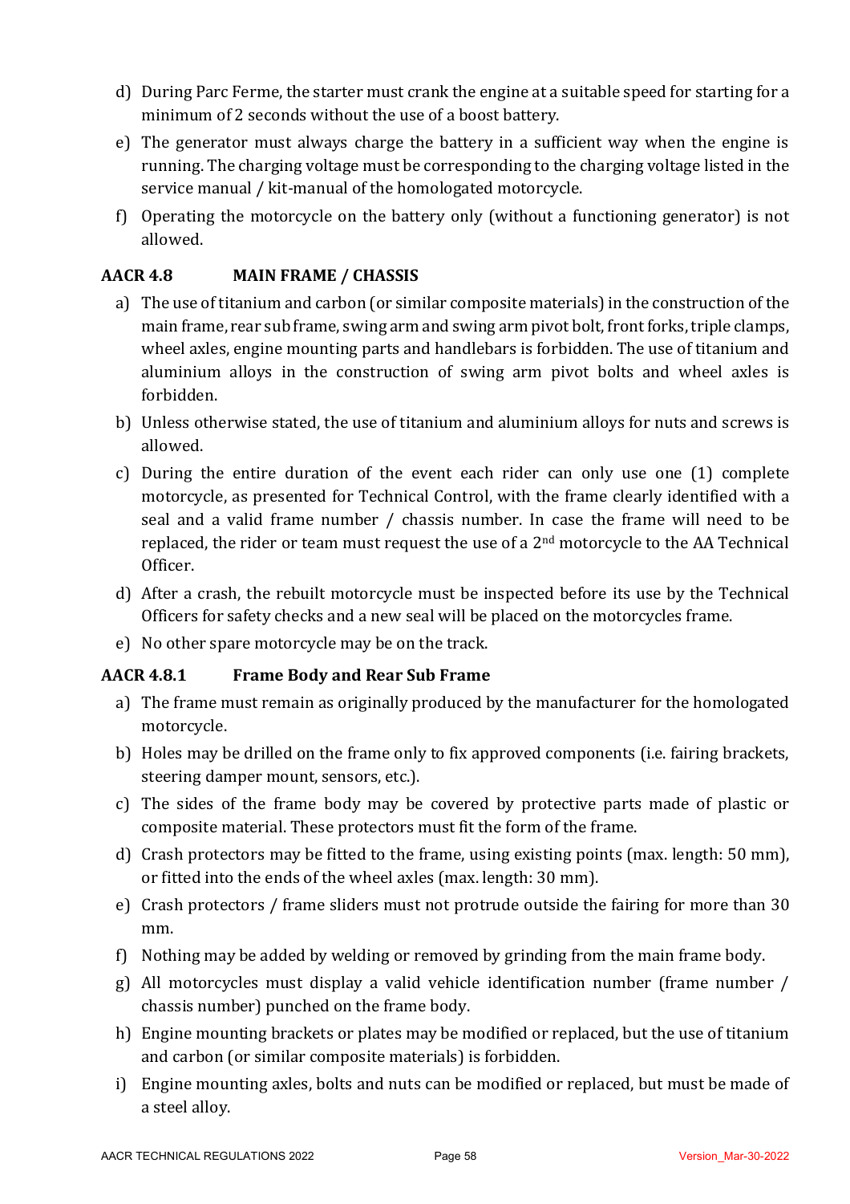d) During Parc Ferme, the starter must crank the engine at a suitable speed for starting for a minimum of 2 seconds without the use of a boost battery.

e) The generator must always charge the battery in a sufficient way when the engine is running. The charging voltage must be corresponding to the charging voltage listed in the service manual / kit-manual of the homologated motorcycle.

f) Operating the motorcycle on the battery only (without a functioning generator) is not allowed.

### AACR 4.8 MAIN FRAME / CHASSIS

a) The use of titanium and carbon (or similar composite materials) in the construction of the main frame, rear sub frame, swing arm and swing arm pivot bolt, front forks, triple clamps, wheel axles, engine mounting parts and handlebars is forbidden. The use of titanium and aluminium alloys in the construction of swing arm pivot bolts and wheel axles is forbidden.

b) Unless otherwise stated, the use of titanium and aluminium alloys for nuts and screws is allowed.

c) During the entire duration of the event each rider can only use one (1) complete motorcycle, as presented for Technical Control, with the frame clearly identified with a seal and a valid frame number / chassis number. In case the frame will need to be replaced, the rider or team must request the use of a 2nd motorcycle to the AA Technical Officer.

d) After a crash, the rebuilt motorcycle must be inspected before its use by the Technical Officers for safety checks and a new seal will be placed on the motorcycles frame.

e) No other spare motorcycle may be on the track.

### AACR 4.8.1 Frame Body and Rear Sub Frame

a) The frame must remain as originally produced by the manufacturer for the homologated motorcycle.

b) Holes may be drilled on the frame only to fix approved components (i.e. fairing brackets, steering damper mount, sensors, etc.).

c) The sides of the frame body may be covered by protective parts made of plastic or composite material. These protectors must fit the form of the frame.

d) Crash protectors may be fitted to the frame, using existing points (max. length: 50 mm), or fitted into the ends of the wheel axles (max. length: 30 mm).

e) Crash protectors / frame sliders must not protrude outside the fairing for more than 30 mm.

f) Nothing may be added by welding or removed by grinding from the main frame body.

g) All motorcycles must display a valid vehicle identification number (frame number / chassis number) punched on the frame body.

h) Engine mounting brackets or plates may be modified or replaced, but the use of titanium and carbon (or similar composite materials) is forbidden.

i) Engine mounting axles, bolts and nuts can be modified or replaced, but must be made of a steel alloy.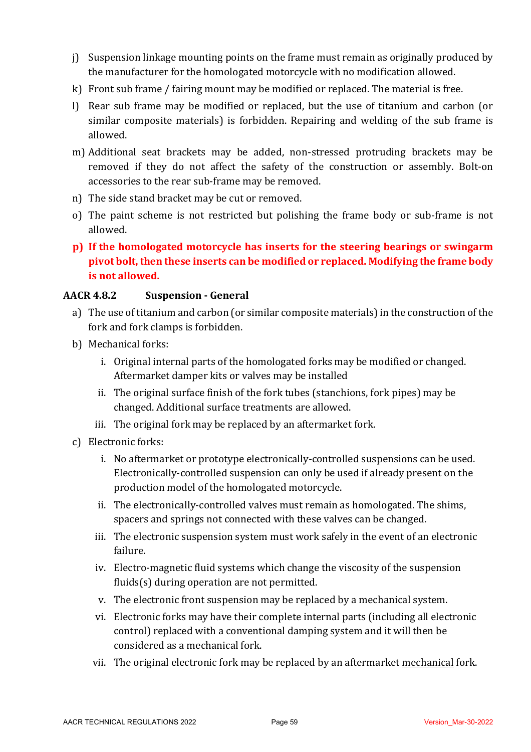j) Suspension linkage mounting points on the frame must remain as originally produced by the manufacturer for the homologated motorcycle with no modification allowed.

k) Front sub frame / fairing mount may be modified or replaced. The material is free.

l) Rear sub frame may be modified or replaced, but the use of titanium and carbon (or similar composite materials) is forbidden. Repairing and welding of the sub frame is allowed.

m) Additional seat brackets may be added, non-stressed protruding brackets may be removed if they do not affect the safety of the construction or assembly. Bolt-on accessories to the rear sub-frame may be removed.

n) The side stand bracket may be cut or removed.

o) The paint scheme is not restricted but polishing the frame body or sub-frame is not allowed.

**p) If the homologated motorcycle has inserts for the steering bearings or swingarm pivot bolt, then these inserts can be modified or replaced. Modifying the frame body is not allowed.**

### AACR 4.8.2 Suspension - General

a) The use of titanium and carbon (or similar composite materials) in the construction of the fork and fork clamps is forbidden.

b) Mechanical forks:

   i. Original internal parts of the homologated forks may be modified or changed. Aftermarket damper kits or valves may be installed

   ii. The original surface finish of the fork tubes (stanchions, fork pipes) may be changed. Additional surface treatments are allowed.

   iii. The original fork may be replaced by an aftermarket fork.

c) Electronic forks:

   i. No aftermarket or prototype electronically-controlled suspensions can be used. Electronically-controlled suspension can only be used if already present on the production model of the homologated motorcycle.

   ii. The electronically-controlled valves must remain as homologated. The shims, spacers and springs not connected with these valves can be changed.

   iii. The electronic suspension system must work safely in the event of an electronic failure.

   iv. Electro-magnetic fluid systems which change the viscosity of the suspension fluids(s) during operation are not permitted.

   v. The electronic front suspension may be replaced by a mechanical system.

   vi. Electronic forks may have their complete internal parts (including all electronic control) replaced with a conventional damping system and it will then be considered as a mechanical fork.

   vii. The original electronic fork may be replaced by an aftermarket mechanical fork.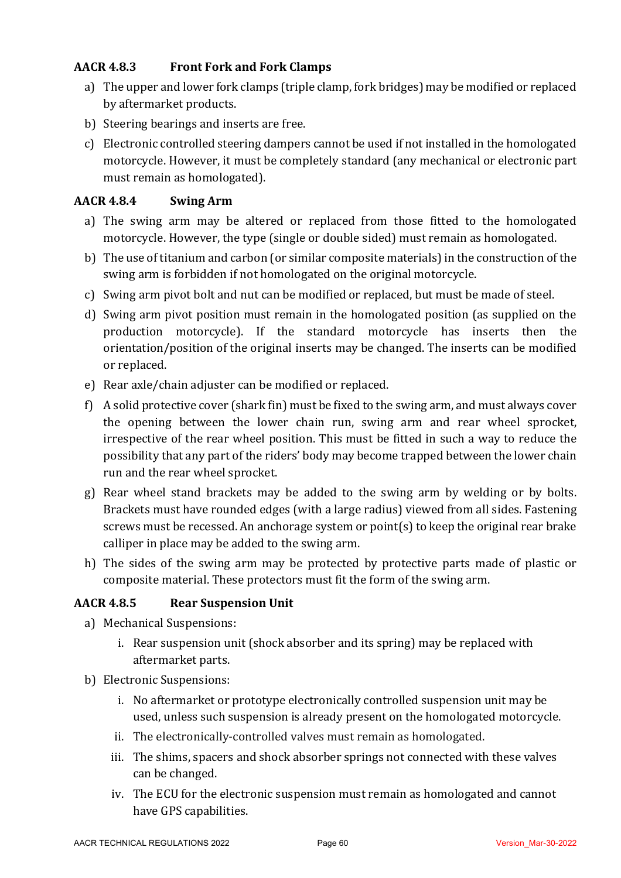### AACR 4.8.3 Front Fork and Fork Clamps

a) The upper and lower fork clamps (triple clamp, fork bridges) may be modified or replaced by aftermarket products.

b) Steering bearings and inserts are free.

c) Electronic controlled steering dampers cannot be used if not installed in the homologated motorcycle. However, it must be completely standard (any mechanical or electronic part must remain as homologated).

### AACR 4.8.4 Swing Arm

a) The swing arm may be altered or replaced from those fitted to the homologated motorcycle. However, the type (single or double sided) must remain as homologated.

b) The use of titanium and carbon (or similar composite materials) in the construction of the swing arm is forbidden if not homologated on the original motorcycle.

c) Swing arm pivot bolt and nut can be modified or replaced, but must be made of steel.

d) Swing arm pivot position must remain in the homologated position (as supplied on the production motorcycle). If the standard motorcycle has inserts then the orientation/position of the original inserts may be changed. The inserts can be modified or replaced.

e) Rear axle/chain adjuster can be modified or replaced.

f) A solid protective cover (shark fin) must be fixed to the swing arm, and must always cover the opening between the lower chain run, swing arm and rear wheel sprocket, irrespective of the rear wheel position. This must be fitted in such a way to reduce the possibility that any part of the riders' body may become trapped between the lower chain run and the rear wheel sprocket.

g) Rear wheel stand brackets may be added to the swing arm by welding or by bolts. Brackets must have rounded edges (with a large radius) viewed from all sides. Fastening screws must be recessed. An anchorage system or point(s) to keep the original rear brake calliper in place may be added to the swing arm.

h) The sides of the swing arm may be protected by protective parts made of plastic or composite material. These protectors must fit the form of the swing arm.

### AACR 4.8.5 Rear Suspension Unit

a) Mechanical Suspensions:

  i. Rear suspension unit (shock absorber and its spring) may be replaced with aftermarket parts.

b) Electronic Suspensions:

  i. No aftermarket or prototype electronically controlled suspension unit may be used, unless such suspension is already present on the homologated motorcycle.

  ii. The electronically-controlled valves must remain as homologated.

  iii. The shims, spacers and shock absorber springs not connected with these valves can be changed.

  iv. The ECU for the electronic suspension must remain as homologated and cannot have GPS capabilities.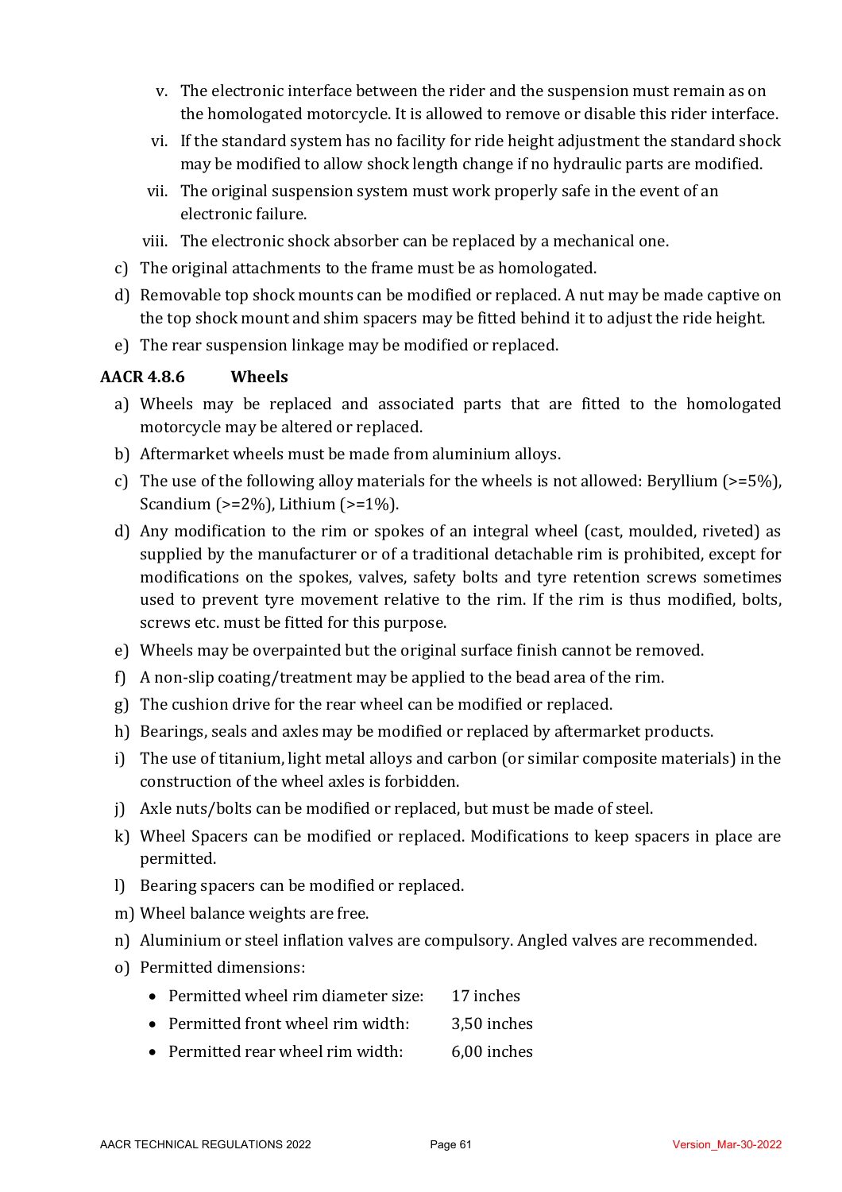v. The electronic interface between the rider and the suspension must remain as on the homologated motorcycle. It is allowed to remove or disable this rider interface.
vi. If the standard system has no facility for ride height adjustment the standard shock may be modified to allow shock length change if no hydraulic parts are modified.
vii. The original suspension system must work properly safe in the event of an electronic failure.
viii. The electronic shock absorber can be replaced by a mechanical one.

c) The original attachments to the frame must be as homologated.

d) Removable top shock mounts can be modified or replaced. A nut may be made captive on the top shock mount and shim spacers may be fitted behind it to adjust the ride height.

e) The rear suspension linkage may be modified or replaced.

### AACR 4.8.6 Wheels

a) Wheels may be replaced and associated parts that are fitted to the homologated motorcycle may be altered or replaced.

b) Aftermarket wheels must be made from aluminium alloys.

c) The use of the following alloy materials for the wheels is not allowed: Beryllium (>=5%), Scandium (>=2%), Lithium (>=1%).

d) Any modification to the rim or spokes of an integral wheel (cast, moulded, riveted) as supplied by the manufacturer or of a traditional detachable rim is prohibited, except for modifications on the spokes, valves, safety bolts and tyre retention screws sometimes used to prevent tyre movement relative to the rim. If the rim is thus modified, bolts, screws etc. must be fitted for this purpose.

e) Wheels may be overpainted but the original surface finish cannot be removed.

f) A non-slip coating/treatment may be applied to the bead area of the rim.

g) The cushion drive for the rear wheel can be modified or replaced.

h) Bearings, seals and axles may be modified or replaced by aftermarket products.

i) The use of titanium, light metal alloys and carbon (or similar composite materials) in the construction of the wheel axles is forbidden.

j) Axle nuts/bolts can be modified or replaced, but must be made of steel.

k) Wheel Spacers can be modified or replaced. Modifications to keep spacers in place are permitted.

l) Bearing spacers can be modified or replaced.

m) Wheel balance weights are free.

n) Aluminium or steel inflation valves are compulsory. Angled valves are recommended.

o) Permitted dimensions:

- Permitted wheel rim diameter size: 17 inches
- Permitted front wheel rim width: 3,50 inches
- Permitted rear wheel rim width: 6,00 inches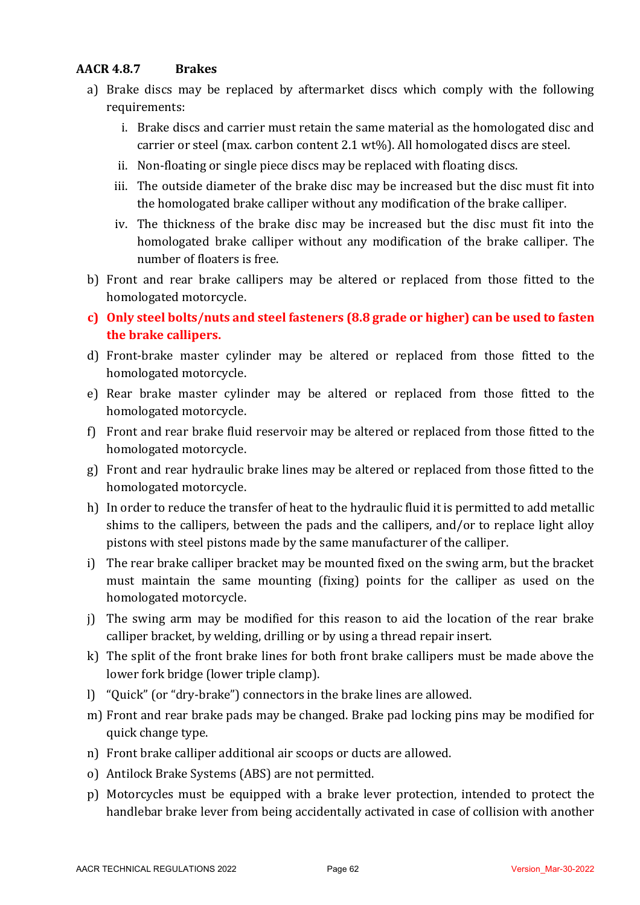### AACR 4.8.7 Brakes

a) Brake discs may be replaced by aftermarket discs which comply with the following requirements:

  i. Brake discs and carrier must retain the same material as the homologated disc and carrier or steel (max. carbon content 2.1 wt%). All homologated discs are steel.

  ii. Non-floating or single piece discs may be replaced with floating discs.

  iii. The outside diameter of the brake disc may be increased but the disc must fit into the homologated brake calliper without any modification of the brake calliper.

  iv. The thickness of the brake disc may be increased but the disc must fit into the homologated brake calliper without any modification of the brake calliper. The number of floaters is free.

b) Front and rear brake callipers may be altered or replaced from those fitted to the homologated motorcycle.

**c) Only steel bolts/nuts and steel fasteners (8.8 grade or higher) can be used to fasten the brake callipers.**

d) Front-brake master cylinder may be altered or replaced from those fitted to the homologated motorcycle.

e) Rear brake master cylinder may be altered or replaced from those fitted to the homologated motorcycle.

f) Front and rear brake fluid reservoir may be altered or replaced from those fitted to the homologated motorcycle.

g) Front and rear hydraulic brake lines may be altered or replaced from those fitted to the homologated motorcycle.

h) In order to reduce the transfer of heat to the hydraulic fluid it is permitted to add metallic shims to the callipers, between the pads and the callipers, and/or to replace light alloy pistons with steel pistons made by the same manufacturer of the calliper.

i) The rear brake calliper bracket may be mounted fixed on the swing arm, but the bracket must maintain the same mounting (fixing) points for the calliper as used on the homologated motorcycle.

j) The swing arm may be modified for this reason to aid the location of the rear brake calliper bracket, by welding, drilling or by using a thread repair insert.

k) The split of the front brake lines for both front brake callipers must be made above the lower fork bridge (lower triple clamp).

l) "Quick" (or "dry-brake") connectors in the brake lines are allowed.

m) Front and rear brake pads may be changed. Brake pad locking pins may be modified for quick change type.

n) Front brake calliper additional air scoops or ducts are allowed.

o) Antilock Brake Systems (ABS) are not permitted.

p) Motorcycles must be equipped with a brake lever protection, intended to protect the handlebar brake lever from being accidentally activated in case of collision with another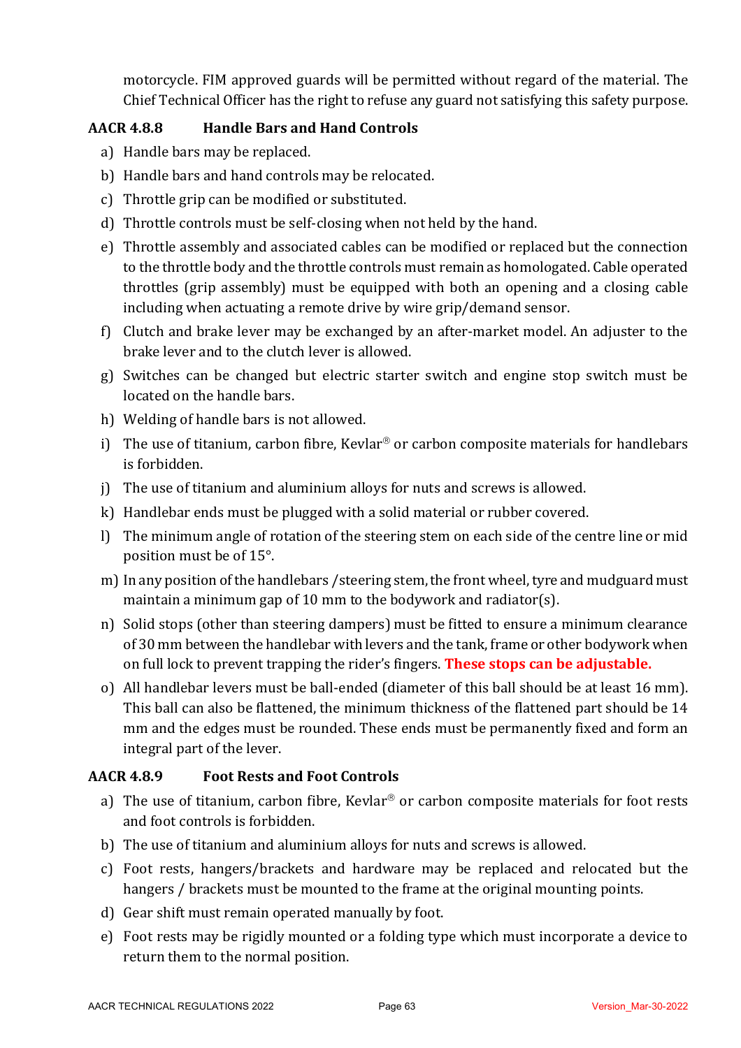motorcycle. FIM approved guards will be permitted without regard of the material. The Chief Technical Officer has the right to refuse any guard not satisfying this safety purpose.

### AACR 4.8.8 Handle Bars and Hand Controls

a) Handle bars may be replaced.

b) Handle bars and hand controls may be relocated.

c) Throttle grip can be modified or substituted.

d) Throttle controls must be self-closing when not held by the hand.

e) Throttle assembly and associated cables can be modified or replaced but the connection to the throttle body and the throttle controls must remain as homologated. Cable operated throttles (grip assembly) must be equipped with both an opening and a closing cable including when actuating a remote drive by wire grip/demand sensor.

f) Clutch and brake lever may be exchanged by an after-market model. An adjuster to the brake lever and to the clutch lever is allowed.

g) Switches can be changed but electric starter switch and engine stop switch must be located on the handle bars.

h) Welding of handle bars is not allowed.

i) The use of titanium, carbon fibre, Kevlar® or carbon composite materials for handlebars is forbidden.

j) The use of titanium and aluminium alloys for nuts and screws is allowed.

k) Handlebar ends must be plugged with a solid material or rubber covered.

l) The minimum angle of rotation of the steering stem on each side of the centre line or mid position must be of 15°.

m) In any position of the handlebars /steering stem, the front wheel, tyre and mudguard must maintain a minimum gap of 10 mm to the bodywork and radiator(s).

n) Solid stops (other than steering dampers) must be fitted to ensure a minimum clearance of 30 mm between the handlebar with levers and the tank, frame or other bodywork when on full lock to prevent trapping the rider's fingers. **These stops can be adjustable.**

o) All handlebar levers must be ball-ended (diameter of this ball should be at least 16 mm). This ball can also be flattened, the minimum thickness of the flattened part should be 14 mm and the edges must be rounded. These ends must be permanently fixed and form an integral part of the lever.

### AACR 4.8.9 Foot Rests and Foot Controls

a) The use of titanium, carbon fibre, Kevlar® or carbon composite materials for foot rests and foot controls is forbidden.

b) The use of titanium and aluminium alloys for nuts and screws is allowed.

c) Foot rests, hangers/brackets and hardware may be replaced and relocated but the hangers / brackets must be mounted to the frame at the original mounting points.

d) Gear shift must remain operated manually by foot.

e) Foot rests may be rigidly mounted or a folding type which must incorporate a device to return them to the normal position.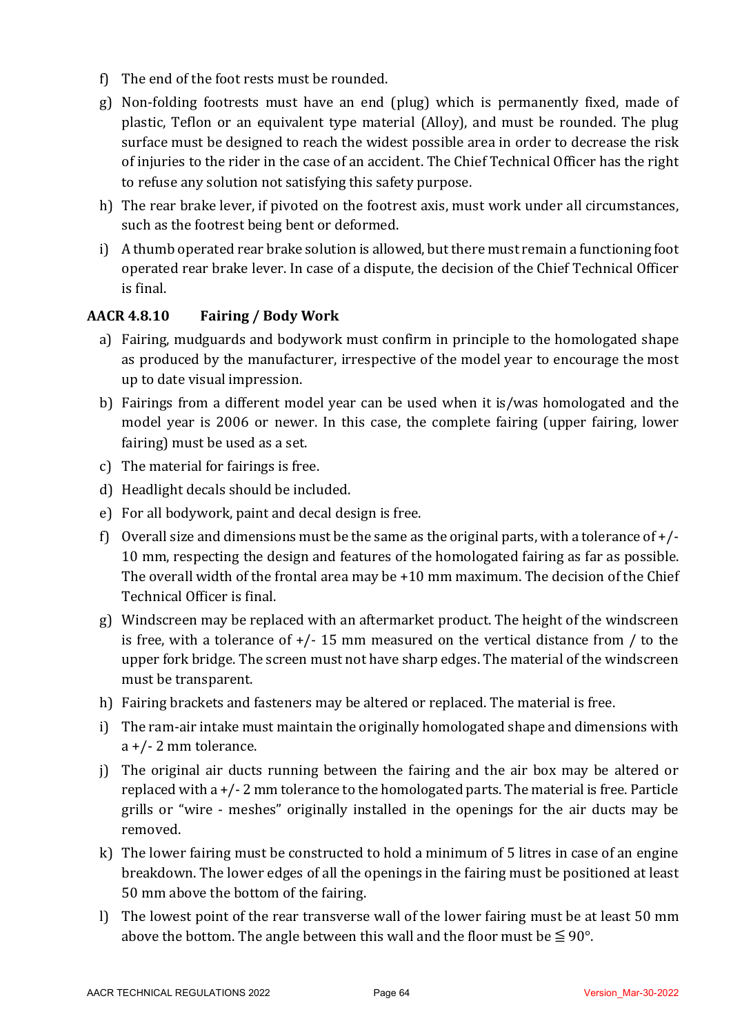f) The end of the foot rests must be rounded.

g) Non-folding footrests must have an end (plug) which is permanently fixed, made of plastic, Teflon or an equivalent type material (Alloy), and must be rounded. The plug surface must be designed to reach the widest possible area in order to decrease the risk of injuries to the rider in the case of an accident. The Chief Technical Officer has the right to refuse any solution not satisfying this safety purpose.

h) The rear brake lever, if pivoted on the footrest axis, must work under all circumstances, such as the footrest being bent or deformed.

i) A thumb operated rear brake solution is allowed, but there must remain a functioning foot operated rear brake lever. In case of a dispute, the decision of the Chief Technical Officer is final.

### AACR 4.8.10 Fairing / Body Work

a) Fairing, mudguards and bodywork must confirm in principle to the homologated shape as produced by the manufacturer, irrespective of the model year to encourage the most up to date visual impression.

b) Fairings from a different model year can be used when it is/was homologated and the model year is 2006 or newer. In this case, the complete fairing (upper fairing, lower fairing) must be used as a set.

c) The material for fairings is free.

d) Headlight decals should be included.

e) For all bodywork, paint and decal design is free.

f) Overall size and dimensions must be the same as the original parts, with a tolerance of +/- 10 mm, respecting the design and features of the homologated fairing as far as possible. The overall width of the frontal area may be +10 mm maximum. The decision of the Chief Technical Officer is final.

g) Windscreen may be replaced with an aftermarket product. The height of the windscreen is free, with a tolerance of +/- 15 mm measured on the vertical distance from / to the upper fork bridge. The screen must not have sharp edges. The material of the windscreen must be transparent.

h) Fairing brackets and fasteners may be altered or replaced. The material is free.

i) The ram-air intake must maintain the originally homologated shape and dimensions with a +/- 2 mm tolerance.

j) The original air ducts running between the fairing and the air box may be altered or replaced with a +/- 2 mm tolerance to the homologated parts. The material is free. Particle grills or "wire - meshes" originally installed in the openings for the air ducts may be removed.

k) The lower fairing must be constructed to hold a minimum of 5 litres in case of an engine breakdown. The lower edges of all the openings in the fairing must be positioned at least 50 mm above the bottom of the fairing.

l) The lowest point of the rear transverse wall of the lower fairing must be at least 50 mm above the bottom. The angle between this wall and the floor must be ≦ 90°.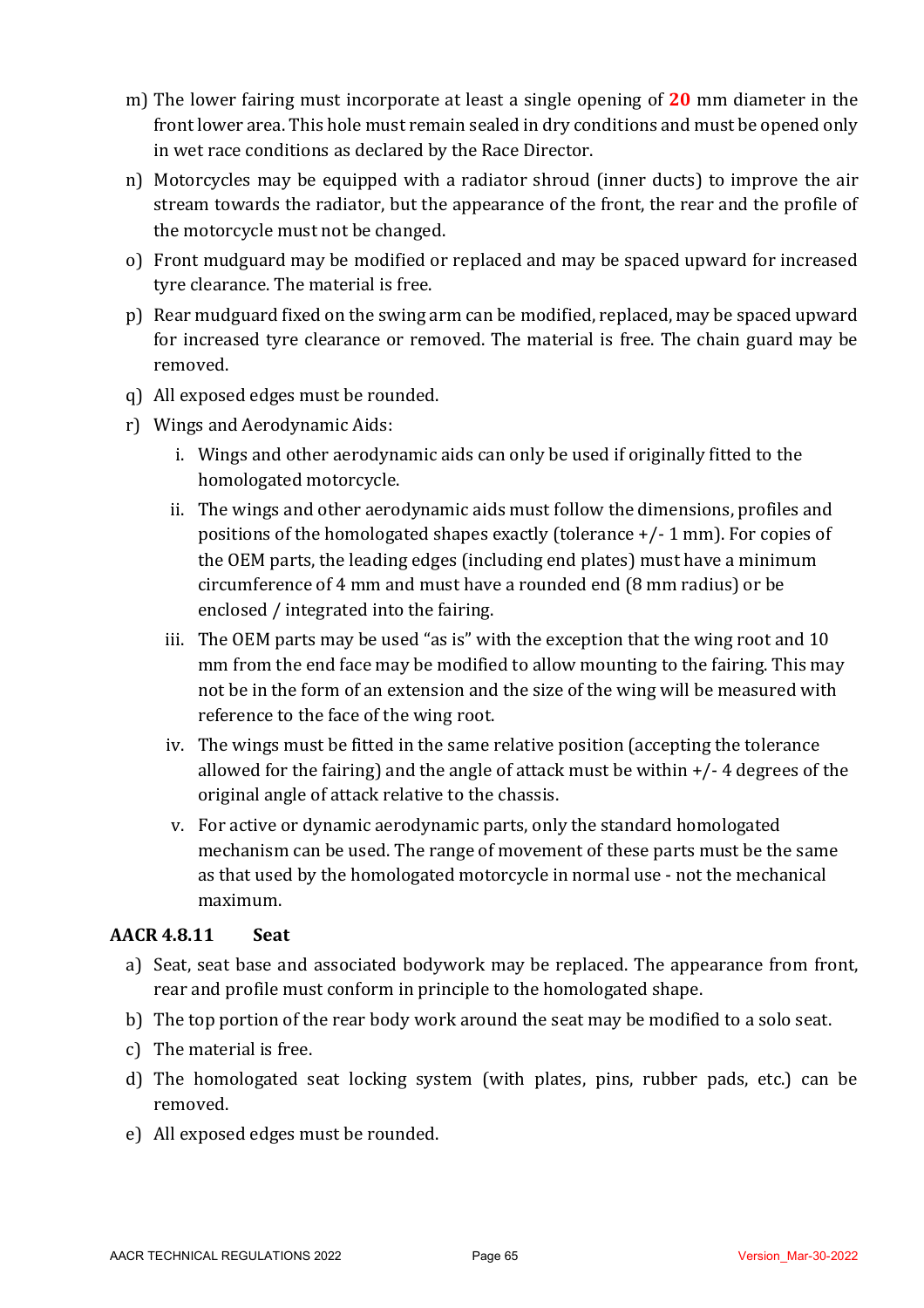m) The lower fairing must incorporate at least a single opening of **20** mm diameter in the front lower area. This hole must remain sealed in dry conditions and must be opened only in wet race conditions as declared by the Race Director.
n) Motorcycles may be equipped with a radiator shroud (inner ducts) to improve the air stream towards the radiator, but the appearance of the front, the rear and the profile of the motorcycle must not be changed.
o) Front mudguard may be modified or replaced and may be spaced upward for increased tyre clearance. The material is free.
p) Rear mudguard fixed on the swing arm can be modified, replaced, may be spaced upward for increased tyre clearance or removed. The material is free. The chain guard may be removed.
q) All exposed edges must be rounded.
r) Wings and Aerodynamic Aids:
   i. Wings and other aerodynamic aids can only be used if originally fitted to the homologated motorcycle.
   ii. The wings and other aerodynamic aids must follow the dimensions, profiles and positions of the homologated shapes exactly (tolerance +/- 1 mm). For copies of the OEM parts, the leading edges (including end plates) must have a minimum circumference of 4 mm and must have a rounded end (8 mm radius) or be enclosed / integrated into the fairing.
   iii. The OEM parts may be used "as is" with the exception that the wing root and 10 mm from the end face may be modified to allow mounting to the fairing. This may not be in the form of an extension and the size of the wing will be measured with reference to the face of the wing root.
   iv. The wings must be fitted in the same relative position (accepting the tolerance allowed for the fairing) and the angle of attack must be within +/- 4 degrees of the original angle of attack relative to the chassis.
   v. For active or dynamic aerodynamic parts, only the standard homologated mechanism can be used. The range of movement of these parts must be the same as that used by the homologated motorcycle in normal use - not the mechanical maximum.

### AACR 4.8.11 Seat

a) Seat, seat base and associated bodywork may be replaced. The appearance from front, rear and profile must conform in principle to the homologated shape.
b) The top portion of the rear body work around the seat may be modified to a solo seat.
c) The material is free.
d) The homologated seat locking system (with plates, pins, rubber pads, etc.) can be removed.
e) All exposed edges must be rounded.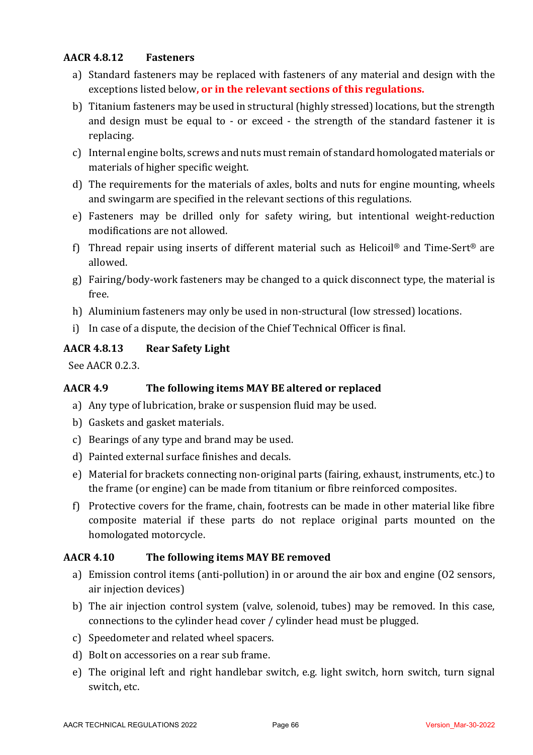### AACR 4.8.12 Fasteners

a) Standard fasteners may be replaced with fasteners of any material and design with the exceptions listed below, **or in the relevant sections of this regulations.**

b) Titanium fasteners may be used in structural (highly stressed) locations, but the strength and design must be equal to - or exceed - the strength of the standard fastener it is replacing.

c) Internal engine bolts, screws and nuts must remain of standard homologated materials or materials of higher specific weight.

d) The requirements for the materials of axles, bolts and nuts for engine mounting, wheels and swingarm are specified in the relevant sections of this regulations.

e) Fasteners may be drilled only for safety wiring, but intentional weight-reduction modifications are not allowed.

f) Thread repair using inserts of different material such as Helicoil® and Time-Sert® are allowed.

g) Fairing/body-work fasteners may be changed to a quick disconnect type, the material is free.

h) Aluminium fasteners may only be used in non-structural (low stressed) locations.

i) In case of a dispute, the decision of the Chief Technical Officer is final.

### AACR 4.8.13 Rear Safety Light

See AACR 0.2.3.

### AACR 4.9 The following items MAY BE altered or replaced

a) Any type of lubrication, brake or suspension fluid may be used.

b) Gaskets and gasket materials.

c) Bearings of any type and brand may be used.

d) Painted external surface finishes and decals.

e) Material for brackets connecting non-original parts (fairing, exhaust, instruments, etc.) to the frame (or engine) can be made from titanium or fibre reinforced composites.

f) Protective covers for the frame, chain, footrests can be made in other material like fibre composite material if these parts do not replace original parts mounted on the homologated motorcycle.

### AACR 4.10 The following items MAY BE removed

a) Emission control items (anti-pollution) in or around the air box and engine (O2 sensors, air injection devices)

b) The air injection control system (valve, solenoid, tubes) may be removed. In this case, connections to the cylinder head cover / cylinder head must be plugged.

c) Speedometer and related wheel spacers.

d) Bolt on accessories on a rear sub frame.

e) The original left and right handlebar switch, e.g. light switch, horn switch, turn signal switch, etc.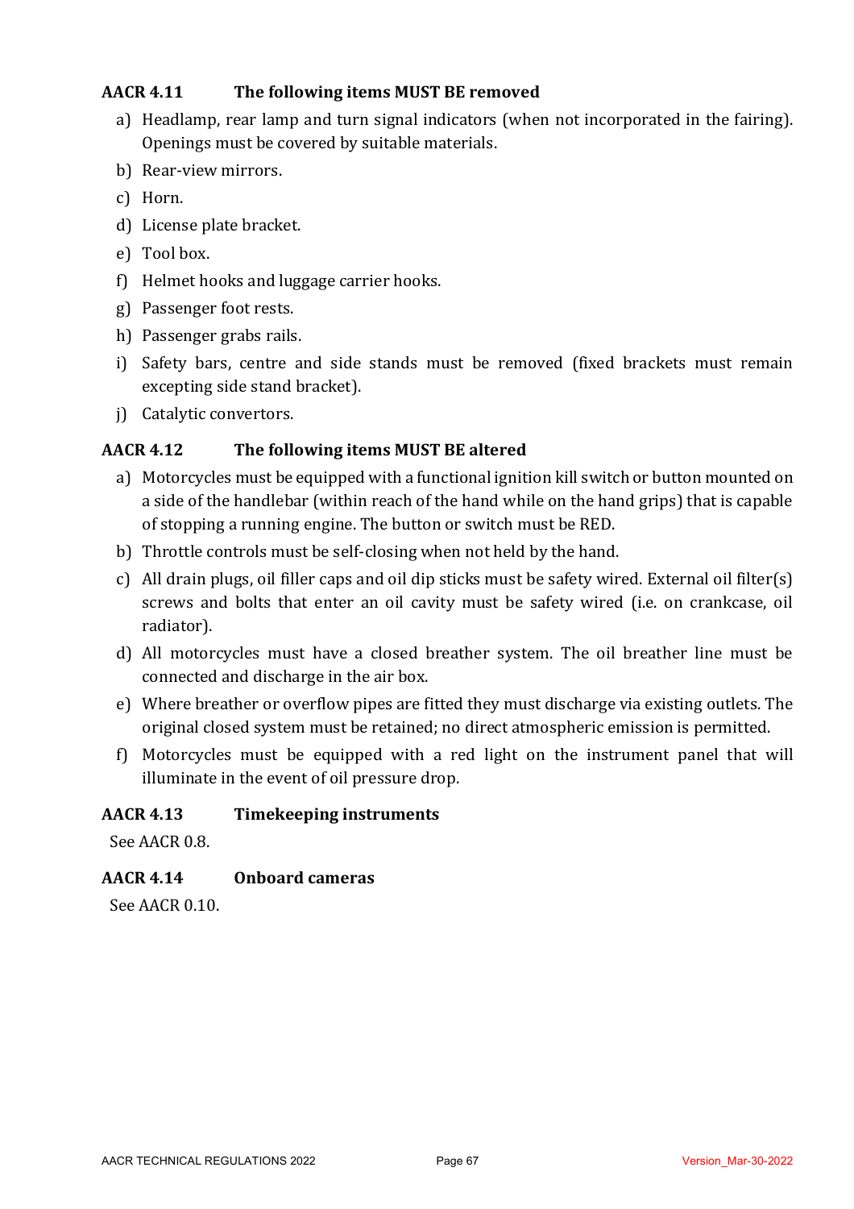### AACR 4.11 The following items MUST BE removed

a) Headlamp, rear lamp and turn signal indicators (when not incorporated in the fairing). Openings must be covered by suitable materials.

b) Rear-view mirrors.

c) Horn.

d) License plate bracket.

e) Tool box.

f) Helmet hooks and luggage carrier hooks.

g) Passenger foot rests.

h) Passenger grabs rails.

i) Safety bars, centre and side stands must be removed (fixed brackets must remain excepting side stand bracket).

j) Catalytic convertors.

### AACR 4.12 The following items MUST BE altered

a) Motorcycles must be equipped with a functional ignition kill switch or button mounted on a side of the handlebar (within reach of the hand while on the hand grips) that is capable of stopping a running engine. The button or switch must be RED.

b) Throttle controls must be self-closing when not held by the hand.

c) All drain plugs, oil filler caps and oil dip sticks must be safety wired. External oil filter(s) screws and bolts that enter an oil cavity must be safety wired (i.e. on crankcase, oil radiator).

d) All motorcycles must have a closed breather system. The oil breather line must be connected and discharge in the air box.

e) Where breather or overflow pipes are fitted they must discharge via existing outlets. The original closed system must be retained; no direct atmospheric emission is permitted.

f) Motorcycles must be equipped with a red light on the instrument panel that will illuminate in the event of oil pressure drop.

### AACR 4.13 Timekeeping instruments

See AACR 0.8.

### AACR 4.14 Onboard cameras

See AACR 0.10.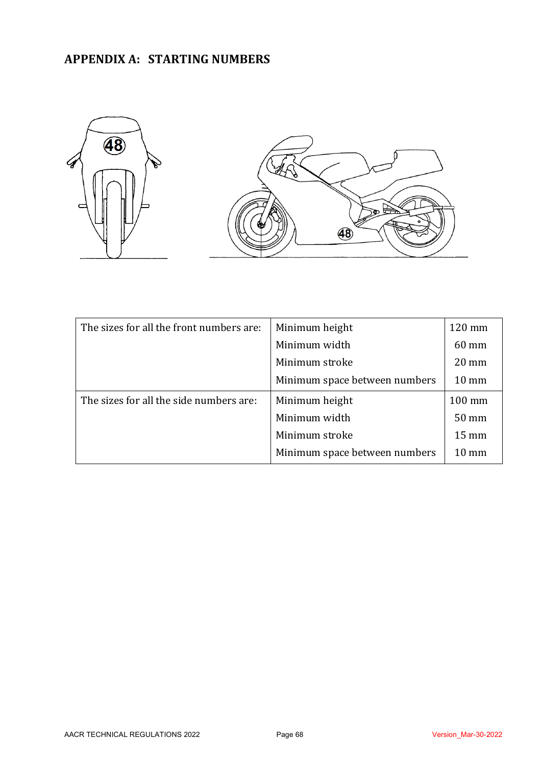# APPENDIX A: STARTING NUMBERS

| | | |
|---|---|---|
| The sizes for all the front numbers are: | Minimum height | 120 mm |
| | Minimum width | 60 mm |
| | Minimum stroke | 20 mm |
| | Minimum space between numbers | 10 mm |
| The sizes for all the side numbers are: | Minimum height | 100 mm |
| | Minimum width | 50 mm |
| | Minimum stroke | 15 mm |
| | Minimum space between numbers | 10 mm |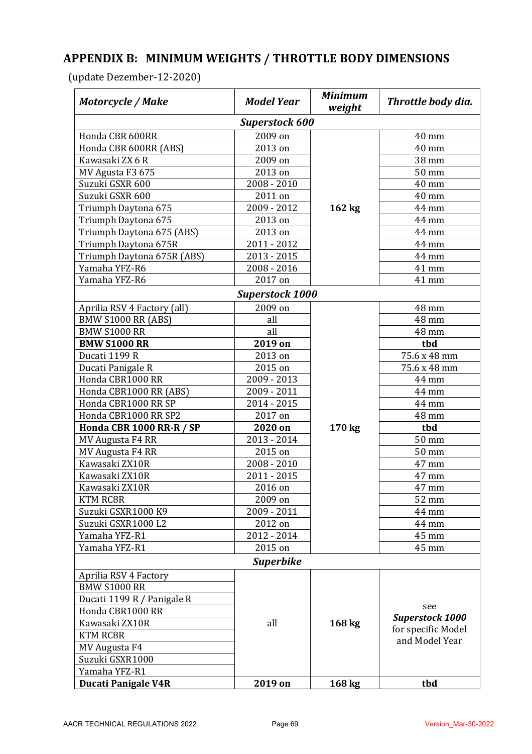## APPENDIX B: MINIMUM WEIGHTS / THROTTLE BODY DIMENSIONS

(update Dezember-12-2020)

| *Motorcycle / Make* | *Model Year* | *Minimum weight* | *Throttle body dia.* |
|---|---|---|---|
| ***Superstock 600*** | | | |
| Honda CBR 600RR | 2009 on | 162 kg | 40 mm |
| Honda CBR 600RR (ABS) | 2013 on | | 40 mm |
| Kawasaki ZX 6 R | 2009 on | | 38 mm |
| MV Agusta F3 675 | 2013 on | | 50 mm |
| Suzuki GSXR 600 | 2008 - 2010 | | 40 mm |
| Suzuki GSXR 600 | 2011 on | | 40 mm |
| Triumph Daytona 675 | 2009 - 2012 | | 44 mm |
| Triumph Daytona 675 | 2013 on | | 44 mm |
| Triumph Daytona 675 (ABS) | 2013 on | | 44 mm |
| Triumph Daytona 675R | 2011 - 2012 | | 44 mm |
| Triumph Daytona 675R (ABS) | 2013 - 2015 | | 44 mm |
| Yamaha YFZ-R6 | 2008 - 2016 | | 41 mm |
| Yamaha YFZ-R6 | 2017 on | | 41 mm |
| ***Superstock 1000*** | | | |
| Aprilia RSV 4 Factory (all) | 2009 on | 170 kg | 48 mm |
| BMW S1000 RR (ABS) | all | | 48 mm |
| BMW S1000 RR | all | | 48 mm |
| **BMW S1000 RR** | **2019 on** | | **tbd** |
| Ducati 1199 R | 2013 on | | 75.6 x 48 mm |
| Ducati Panigale R | 2015 on | | 75.6 x 48 mm |
| Honda CBR1000 RR | 2009 - 2013 | | 44 mm |
| Honda CBR1000 RR (ABS) | 2009 - 2011 | | 44 mm |
| Honda CBR1000 RR SP | 2014 - 2015 | | 44 mm |
| Honda CBR1000 RR SP2 | 2017 on | | 48 mm |
| **Honda CBR 1000 RR-R / SP** | **2020 on** | | **tbd** |
| MV Augusta F4 RR | 2013 - 2014 | | 50 mm |
| MV Augusta F4 RR | 2015 on | | 50 mm |
| Kawasaki ZX10R | 2008 - 2010 | | 47 mm |
| Kawasaki ZX10R | 2011 - 2015 | | 47 mm |
| Kawasaki ZX10R | 2016 on | | 47 mm |
| KTM RC8R | 2009 on | | 52 mm |
| Suzuki GSXR1000 K9 | 2009 - 2011 | | 44 mm |
| Suzuki GSXR1000 L2 | 2012 on | | 44 mm |
| Yamaha YFZ-R1 | 2012 - 2014 | | 45 mm |
| Yamaha YFZ-R1 | 2015 on | | 45 mm |
| ***Superbike*** | | | |
| Aprilia RSV 4 Factory | all | 168 kg | see ***Superstock 1000*** for specific Model and Model Year |
| BMW S1000 RR | | | |
| Ducati 1199 R / Panigale R | | | |
| Honda CBR1000 RR | | | |
| Kawasaki ZX10R | | | |
| KTM RC8R | | | |
| MV Augusta F4 | | | |
| Suzuki GSXR1000 | | | |
| Yamaha YFZ-R1 | | | |
| **Ducati Panigale V4R** | **2019 on** | **168 kg** | **tbd** |